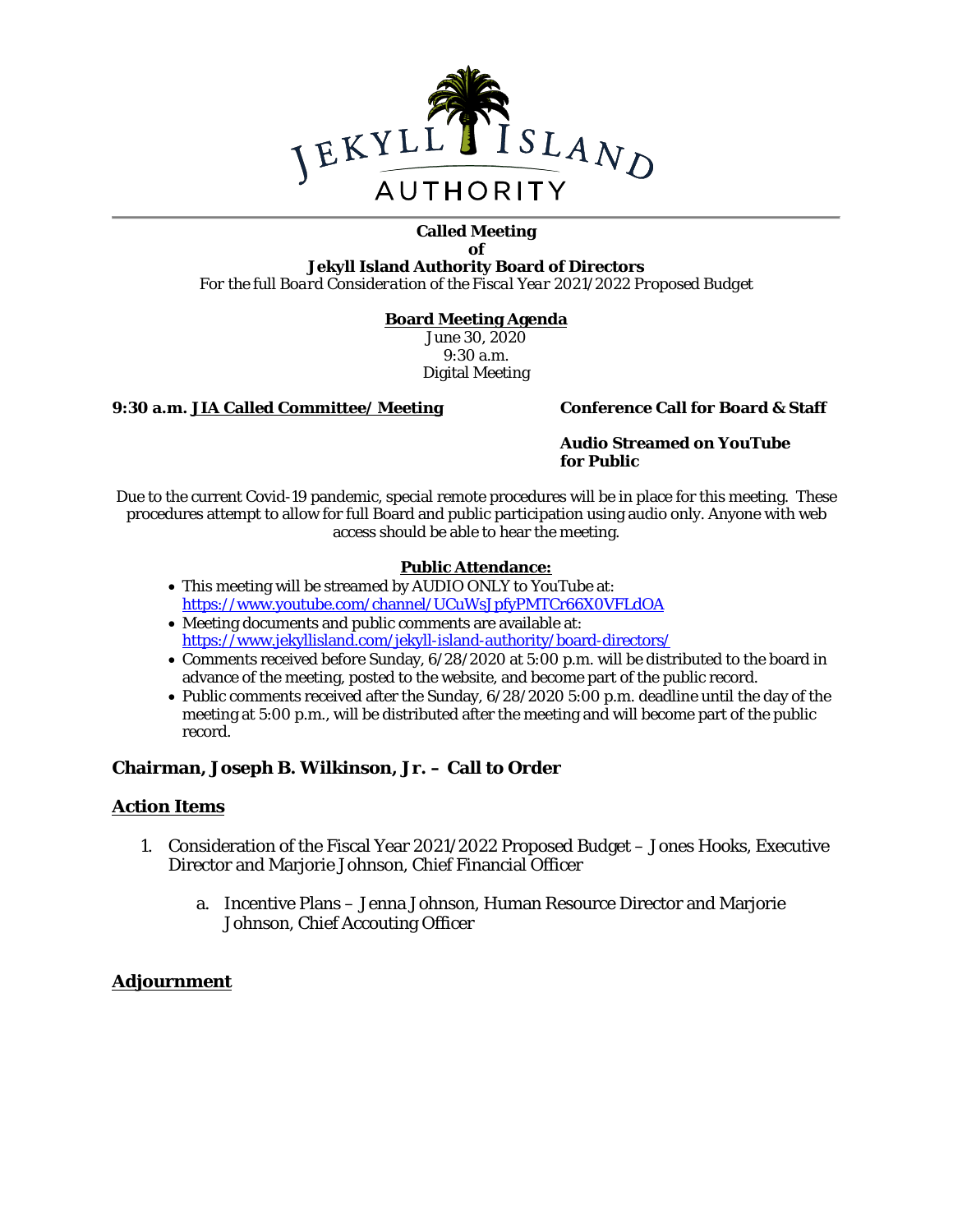**Called Meeting**
**of**
**Jekyll Island Authority Board of Directors**
*For the full Board Consideration of the Fiscal Year 2021/2022 Proposed Budget*

**Board Meeting Agenda**
June 30, 2020
9:30 a.m.
Digital Meeting

**9:30 a.m. JIA Called Committee/ Meeting** **Conference Call for Board & Staff**

**Audio Streamed on YouTube for Public**

Due to the current Covid-19 pandemic, special remote procedures will be in place for this meeting. These procedures attempt to allow for full Board and public participation using audio only. Anyone with web access should be able to hear the meeting.

**Public Attendance:**

- This meeting will be streamed by AUDIO ONLY to YouTube at: https://www.youtube.com/channel/UCuWsJpfyPMTCr66X0VFLdOA
- Meeting documents and public comments are available at: https://www.jekyllisland.com/jekyll-island-authority/board-directors/
- Comments received before Sunday, 6/28/2020 at 5:00 p.m. will be distributed to the board in advance of the meeting, posted to the website, and become part of the public record.
- Public comments received after the Sunday, 6/28/2020 5:00 p.m. deadline until the day of the meeting at 5:00 p.m., will be distributed after the meeting and will become part of the public record.

## Chairman, Joseph B. Wilkinson, Jr. – Call to Order

## Action Items

1. Consideration of the Fiscal Year 2021/2022 Proposed Budget – Jones Hooks, Executive Director and Marjorie Johnson, Chief Financial Officer
   a. Incentive Plans – Jenna Johnson, Human Resource Director and Marjorie Johnson, Chief Accouting Officer

## Adjournment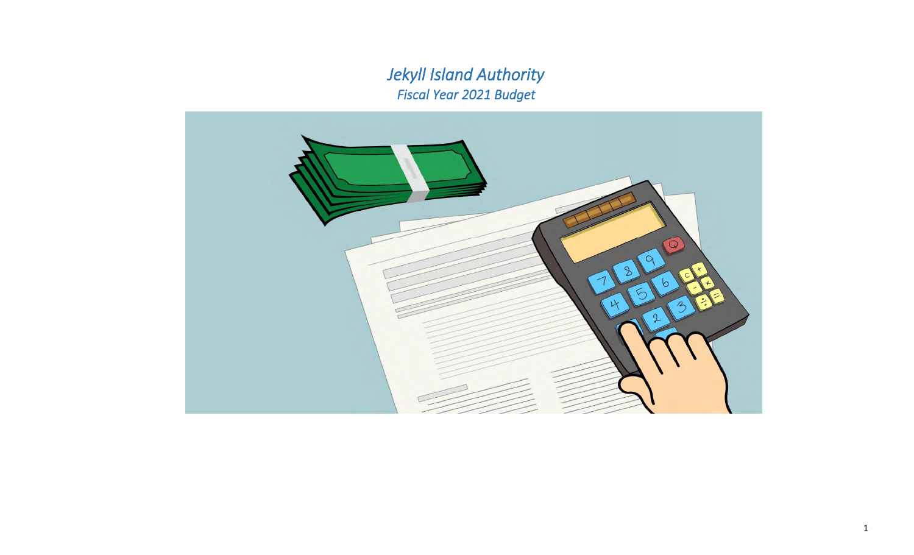# *Jekyll Island Authority*

## *Fiscal Year 2021 Budget*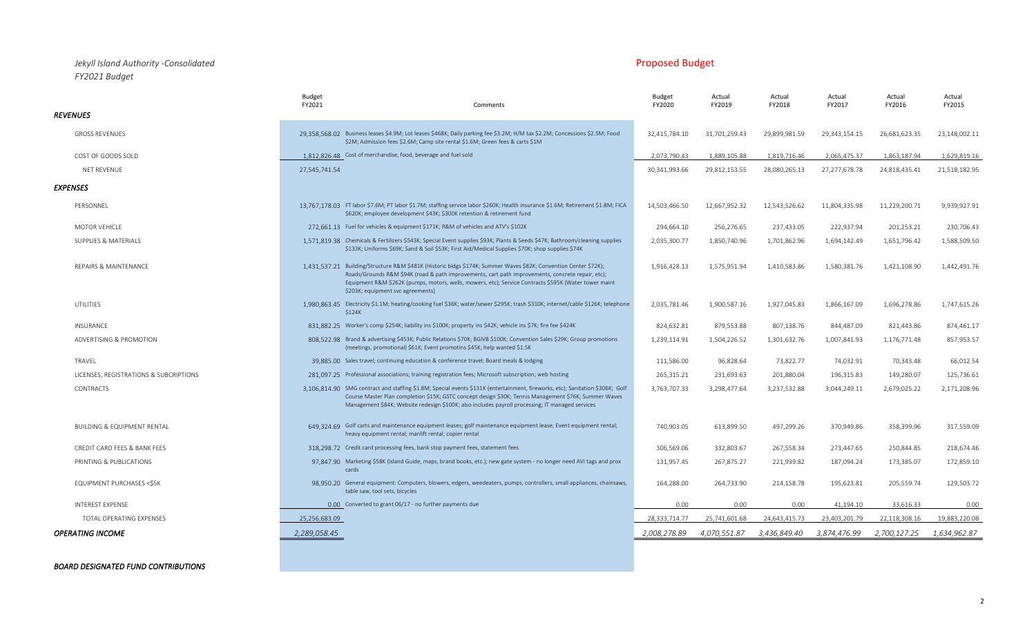*Jekyll Island Authority -Consolidated*
*FY2021 Budget*

Proposed Budget

| | Budget FY2021 | Comments | Budget FY2020 | Actual FY2019 | Actual FY2018 | Actual FY2017 | Actual FY2016 | Actual FY2015 |
|---|---|---|---|---|---|---|---|---|
| ***REVENUES*** | | | | | | | | |
| GROSS REVENUES | 29,358,568.02 | Business leases $4.9M; Lot leases $468K; Daily parking fee $3.2M; H/M tax $2.2M; Concessions $2.5M; Food $2M; Admission fees $2.6M; Camp site rental $1.6M; Green fees & carts $1M | 32,415,784.10 | 31,701,259.43 | 29,899,981.59 | 29,343,154.15 | 26,681,623.35 | 23,148,002.11 |
| COST OF GOODS SOLD | 1,812,826.48 | Cost of merchandise, food, beverage and fuel sold | 2,073,790.43 | 1,889,105.88 | 1,819,716.46 | 2,065,475.37 | 1,863,187.94 | 1,629,819.16 |
| NET REVENUE | 27,545,741.54 | | 30,341,993.66 | 29,812,153.55 | 28,080,265.13 | 27,277,678.78 | 24,818,435.41 | 21,518,182.95 |
| ***EXPENSES*** | | | | | | | | |
| PERSONNEL | 13,767,178.03 | FT labor $7.6M; PT labor $1.7M; staffing service labor $260K; Health insurance $1.6M; Retirement $1.8M; FICA $620K; employee development $43K; $300K retention & retirement fund | 14,503,466.50 | 12,667,952.32 | 12,543,526.62 | 11,804,335.98 | 11,229,200.71 | 9,939,927.91 |
| MOTOR VEHICLE | 272,661.13 | Fuel for vehicles & equipment $171K; R&M of vehicles and ATV's $102K | 294,664.10 | 256,276.65 | 237,433.05 | 222,937.94 | 201,253.21 | 230,706.43 |
| SUPPLIES & MATERIALS | 1,571,819.38 | Chemicals & Fertilizers $543K; Special Event supplies $93K; Plants & Seeds $47K; Bathroom/cleaning supplies $133K; Uniforms $69K; Sand & Soil $53K; First Aid/Medical Supplies $70K; shop supplies $74K | 2,035,300.77 | 1,850,740.96 | 1,701,862.96 | 1,694,142.49 | 1,651,796.42 | 1,588,509.50 |
| REPAIRS & MAINTENANCE | 1,431,537.21 | Building/Structure R&M $481K (Historic bldgs $174K; Summer Waves $82K; Convention Center $72K); Roads/Grounds R&M $94K (road & path improvements, cart path improvements, concrete repair, etc); Equipment R&M $262K (pumps, motors, wells, mowers, etc); Service Contracts $595K (Water tower maint $203K; equipment svc agreements) | 1,916,428.13 | 1,575,951.94 | 1,410,583.86 | 1,580,381.76 | 1,421,108.90 | 1,442,491.76 |
| UTILITIES | 1,980,863.45 | Electricity $1.1M; heating/cooking fuel $36K; water/sewer $295K; trash $310K; internet/cable $126K; telephone $124K | 2,035,781.46 | 1,900,587.16 | 1,927,045.83 | 1,866,167.09 | 1,696,278.86 | 1,747,615.26 |
| INSURANCE | 831,882.25 | Worker's comp $254K; liability ins $100K; property ins $42K; vehicle ins $7K; fire fee $424K | 824,632.81 | 879,553.88 | 807,138.76 | 844,487.09 | 821,443.86 | 874,461.17 |
| ADVERTISING & PROMOTION | 808,522.98 | Brand & advertising $453K; Public Relations $70K; BGIVB $100K; Convention Sales $29K; Group promotions (meetings, promotional) $61K; Event promotins $45K; help wanted $1.5K | 1,239,114.91 | 1,504,226.52 | 1,301,632.76 | 1,007,841.93 | 1,176,771.48 | 857,953.57 |
| TRAVEL | 39,885.00 | Sales travel; continuing education & conference travel; Board meals & lodging | 111,586.00 | 96,828.64 | 73,822.77 | 74,032.91 | 70,343.48 | 66,012.54 |
| LICENSES, REGISTRATIONS & SUBCRIPTIONS | 281,097.25 | Professional associations; training registration fees; Microsoft subscription; web hosting | 265,315.21 | 231,693.63 | 201,880.04 | 196,315.83 | 149,280.07 | 125,736.61 |
| CONTRACTS | 3,106,814.90 | SMG contract and staffing $1.8M; Special events $131K (entertainment, fireworks, etc); Sanitation $306K; Golf Course Master Plan completion $15K; GSTC concept design $30K; Tennis Management $76K; Summer Waves Management $84K; Website redesign $100K; also includes payroll processing; IT managed services | 3,763,707.33 | 3,298,477.64 | 3,237,532.88 | 3,044,249.11 | 2,679,025.22 | 2,171,208.96 |
| BUILDING & EQUIPMENT RENTAL | 649,324.69 | Golf carts and maintenance equipment leases; golf maintenance equipment lease; Event equipment rental; heavy equipment rental; manlift rental; copier rental | 740,903.05 | 613,899.50 | 497,299.26 | 370,949.86 | 358,399.96 | 317,559.09 |
| CREDIT CARD FEES & BANK FEES | 318,298.72 | Credit card processing fees, bank stop payment fees, statement fees | 306,569.06 | 332,803.67 | 267,558.34 | 273,447.65 | 250,844.85 | 218,674.46 |
| PRINTING & PUBLICATIONS | 97,847.90 | Marketing $58K (Island Guide, maps, brand books, etc.); new gate system - no longer need AVI tags and prox cards | 131,957.45 | 267,875.27 | 221,939.82 | 187,094.24 | 173,385.07 | 172,859.10 |
| EQUIPMENT PURCHASES <$5K | 98,950.20 | General equipment: Computers, blowers, edgers, weedeaters, pumps, controllers, small appliances, chainsaws, table saw, tool sets, bicycles | 164,288.00 | 264,733.90 | 214,158.78 | 195,623.81 | 205,559.74 | 129,503.72 |
| INTEREST EXPENSE | 0.00 | Converted to grant 06/17 - no further payments due | 0.00 | 0.00 | 0.00 | 41,194.10 | 33,616.33 | 0.00 |
| TOTAL OPERATING EXPENSES | 25,256,683.09 | | 28,333,714.77 | 25,741,601.68 | 24,643,415.73 | 23,403,201.79 | 22,118,308.16 | 19,883,220.08 |
| ***OPERATING INCOME*** | *2,289,058.45* | | *2,008,278.89* | *4,070,551.87* | *3,436,849.40* | *3,874,476.99* | *2,700,127.25* | *1,634,962.87* |

***BOARD DESIGNATED FUND CONTRIBUTIONS***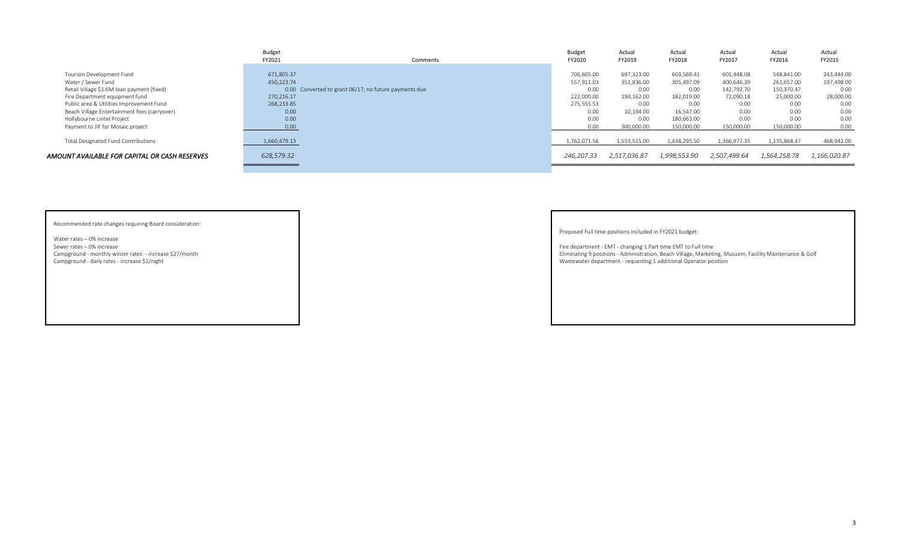| | Budget FY2021 | Comments | Budget FY2020 | Actual FY2019 | Actual FY2018 | Actual FY2017 | Actual FY2016 | Actual FY2015 |
|---|---|---|---|---|---|---|---|---|
| Tourism Development Fund | 671,805.37 | | 706,605.00 | 697,323.00 | 603,569.41 | 601,448.08 | 548,841.00 | 243,444.00 |
| Water / Sewer Fund | 450,223.74 | | 557,911.03 | 351,836.00 | 305,497.09 | 400,646.39 | 261,657.00 | 197,498.00 |
| Retail Village $1.6M loan payment (fixed) | 0.00 | Converted to grant 06/17; no future payments due | 0.00 | 0.00 | 0.00 | 142,792.70 | 150,370.47 | 0.00 |
| Fire Department equipment fund | 270,216.17 | | 222,000.00 | 194,162.00 | 182,019.00 | 72,090.18 | 25,000.00 | 28,000.00 |
| Public area & Utilities Improvement Fund | 268,233.85 | | 275,555.53 | 0.00 | 0.00 | 0.00 | 0.00 | 0.00 |
| Beach Village Entertainment fees (carryover) | 0.00 | | 0.00 | 10,194.00 | 16,547.00 | 0.00 | 0.00 | 0.00 |
| Hollybourne Lintel Project | 0.00 | | 0.00 | 0.00 | 180,663.00 | 0.00 | 0.00 | 0.00 |
| Payment to JIF for Mosaic project | 0.00 | | 0.00 | 300,000.00 | 150,000.00 | 150,000.00 | 150,000.00 | 0.00 |
| Total Designated Fund Contributions | 1,660,479.13 | | 1,762,071.56 | 1,553,515.00 | 1,438,295.50 | 1,366,977.35 | 1,135,868.47 | 468,942.00 |
| ***AMOUNT AVAILABLE FOR CAPITAL OR CASH RESERVES*** | *628,579.32* | | *246,207.33* | *2,517,036.87* | *1,998,553.90* | *2,507,499.64* | *1,564,258.78* | *1,166,020.87* |

Recommended rate changes requiring Board consideration:

Water rates – 0% increase
Sewer rates – 0% increase
Campground - monthly winter rates - increase $27/month
Campground - daily rates - increase $1/night

Proposed Full time positions included in FY2021 budget:

Fire department - EMT - changing 1 Part time EMT to Full time
Eliminating 9 positions - Administration, Beach Village, Marketing, Musuem, Facility Maintenance & Golf
Wastewater department - requesting 1 additional Operator position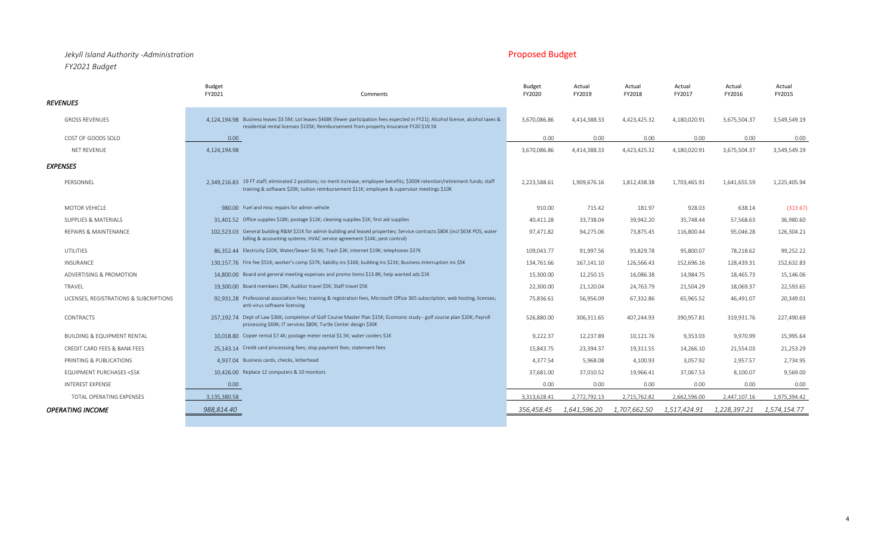*Jekyll Island Authority -Administration*

*FY2021 Budget*

Proposed Budget

| | Budget FY2021 | Comments | Budget FY2020 | Actual FY2019 | Actual FY2018 | Actual FY2017 | Actual FY2016 | Actual FY2015 |
|---|---|---|---|---|---|---|---|---|
| ***REVENUES*** | | | | | | | | |
| GROSS REVENUES | 4,124,194.98 | Business leases $3.5M; Lot leases $468K (fewer participation fees expected in FY21); Alcohol license, alcohol taxes & residential rental licenses $135K; Reimbursement from property insurance FY20 $19.5K | 3,670,086.86 | 4,414,388.33 | 4,423,425.32 | 4,180,020.91 | 3,675,504.37 | 3,549,549.19 |
| COST OF GOODS SOLD | 0.00 | | 0.00 | 0.00 | 0.00 | 0.00 | 0.00 | 0.00 |
| NET REVENUE | 4,124,194.98 | | 3,670,086.86 | 4,414,388.33 | 4,423,425.32 | 4,180,020.91 | 3,675,504.37 | 3,549,549.19 |
| ***EXPENSES*** | | | | | | | | |
| PERSONNEL | 2,349,216.83 | 19 FT staff; eliminated 2 positions; no merit increase; employee benefits; $300K retention/retirement funds; staff training & software $20K; tuition reimbursement $11K; employee & supervisor meetings $10K | 2,223,588.61 | 1,909,676.16 | 1,812,438.38 | 1,703,465.91 | 1,641,655.59 | 1,225,405.94 |
| MOTOR VEHICLE | 980.00 | Fuel and misc repairs for admin vehicle | 910.00 | 715.42 | 181.97 | 928.03 | 638.14 | (313.67) |
| SUPPLIES & MATERIALS | 31,401.52 | Office supplies $18K; postage $12K; cleaning supplies $1K; first aid supplies | 40,411.28 | 33,738.04 | 39,942.20 | 35,748.44 | 57,568.63 | 36,980.60 |
| REPAIRS & MAINTENANCE | 102,523.03 | General building R&M $21K for admin building and leased properties; Service contracts $80K (incl $63K POS, water billing & accounting systems; HVAC service agreement $14K; pest control) | 97,471.82 | 94,275.06 | 73,875.45 | 116,800.44 | 95,046.28 | 126,304.21 |
| UTILITIES | 86,352.44 | Electricity $20K; Water/Sewer $6.9K; Trash $3K; internet $19K; telephones $37K | 109,043.77 | 91,997.56 | 93,829.78 | 95,800.07 | 78,218.62 | 99,252.22 |
| INSURANCE | 130,157.76 | Fire fee $51K; worker's comp $37K; liability ins $16K; building ins $21K; Business interruption ins $5K | 134,761.66 | 167,141.10 | 126,566.43 | 152,696.16 | 128,439.31 | 152,632.83 |
| ADVERTISING & PROMOTION | 14,800.00 | Board and general meeting expenses and promo items $13.8K; help wanted ads $1K | 15,300.00 | 12,250.15 | 16,086.38 | 14,984.75 | 18,465.73 | 15,146.06 |
| TRAVEL | 19,300.00 | Board members $9K; Auditor travel $5K; Staff travel $5K | 22,300.00 | 21,120.04 | 24,763.79 | 21,504.29 | 18,069.37 | 22,593.65 |
| LICENSES, REGISTRATIONS & SUBCRIPTIONS | 92,931.28 | Professional association fees; training & registration fees, Microsoft Office 365 subscription, web hosting, licenses; anti-virus software licensing | 75,836.61 | 56,956.09 | 67,332.86 | 65,965.52 | 46,491.07 | 20,349.01 |
| CONTRACTS | 257,192.74 | Dept of Law $36K; completion of Golf Course Master Plan $15K; Ecomonic study - golf course plan $20K; Payroll processing $69K; IT services $80K; Turtle Center design $30K | 526,880.00 | 306,311.65 | 407,244.93 | 390,957.81 | 319,931.76 | 227,490.69 |
| BUILDING & EQUIPMENT RENTAL | 10,018.80 | Copier rental $7.4K; postage meter rental $1.5K; water coolers $1K | 9,222.37 | 12,237.89 | 10,121.76 | 9,353.03 | 9,970.99 | 15,995.64 |
| CREDIT CARD FEES & BANK FEES | 25,143.14 | Credit card processsing fees; stop payment fees; statement fees | 15,843.75 | 23,394.37 | 19,311.55 | 14,266.10 | 21,554.03 | 21,253.29 |
| PRINTING & PUBLICATIONS | 4,937.04 | Business cards, checks, letterhead | 4,377.54 | 5,968.08 | 4,100.93 | 3,057.92 | 2,957.57 | 2,734.95 |
| EQUIPMENT PURCHASES <$5K | 10,426.00 | Replace 12 computers & 10 monitors | 37,681.00 | 37,010.52 | 19,966.41 | 37,067.53 | 8,100.07 | 9,569.00 |
| INTEREST EXPENSE | 0.00 | | 0.00 | 0.00 | 0.00 | 0.00 | 0.00 | 0.00 |
| TOTAL OPERATING EXPENSES | 3,135,380.58 | | 3,313,628.41 | 2,772,792.13 | 2,715,762.82 | 2,662,596.00 | 2,447,107.16 | 1,975,394.42 |
| ***OPERATING INCOME*** | *988,814.40* | | *356,458.45* | *1,641,596.20* | *1,707,662.50* | *1,517,424.91* | *1,228,397.21* | *1,574,154.77* |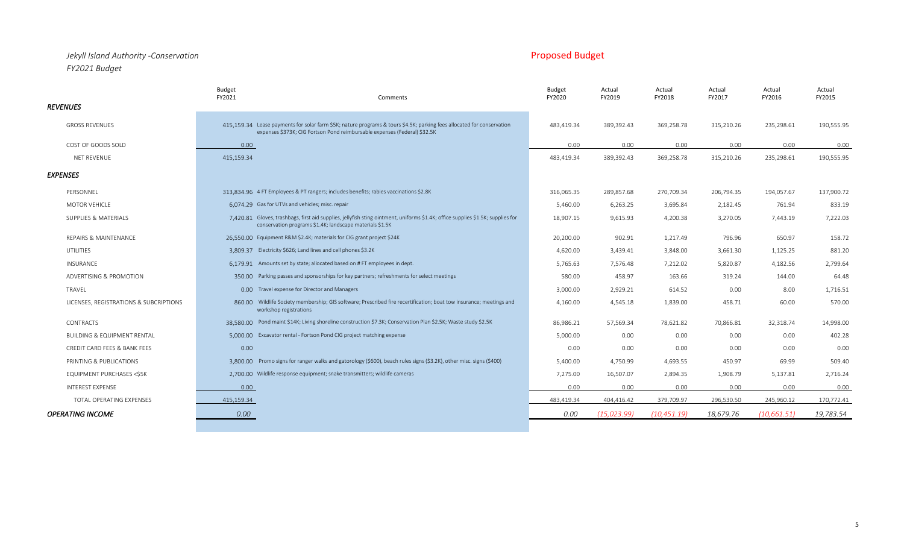*Jekyll Island Authority -Conservation*
*FY2021 Budget*

Proposed Budget

| | Budget FY2021 | Comments | Budget FY2020 | Actual FY2019 | Actual FY2018 | Actual FY2017 | Actual FY2016 | Actual FY2015 |
|---|---|---|---|---|---|---|---|---|
| ***REVENUES*** | | | | | | | | |
| GROSS REVENUES | 415,159.34 | Lease payments for solar farm $5K; nature programs & tours $4.5K; parking fees allocated for conservation expenses $373K; CIG Fortson Pond reimbursable expenses (Federal) $32.5K | 483,419.34 | 389,392.43 | 369,258.78 | 315,210.26 | 235,298.61 | 190,555.95 |
| COST OF GOODS SOLD | 0.00 | | 0.00 | 0.00 | 0.00 | 0.00 | 0.00 | 0.00 |
| NET REVENUE | 415,159.34 | | 483,419.34 | 389,392.43 | 369,258.78 | 315,210.26 | 235,298.61 | 190,555.95 |
| ***EXPENSES*** | | | | | | | | |
| PERSONNEL | 313,834.96 | 4 FT Employees & PT rangers; includes benefits; rabies vaccinations $2.8K | 316,065.35 | 289,857.68 | 270,709.34 | 206,794.35 | 194,057.67 | 137,900.72 |
| MOTOR VEHICLE | 6,074.29 | Gas for UTVs and vehicles; misc. repair | 5,460.00 | 6,263.25 | 3,695.84 | 2,182.45 | 761.94 | 833.19 |
| SUPPLIES & MATERIALS | 7,420.81 | Gloves, trashbags, first aid supplies, jellyfish sting ointment, uniforms $1.4K; office supplies $1.5K; supplies for conservation programs $1.4K; landscape materials $1.5K | 18,907.15 | 9,615.93 | 4,200.38 | 3,270.05 | 7,443.19 | 7,222.03 |
| REPAIRS & MAINTENANCE | 26,550.00 | Equipment R&M $2.4K; materials for CIG grant project $24K | 20,200.00 | 902.91 | 1,217.49 | 796.96 | 650.97 | 158.72 |
| UTILITIES | 3,809.37 | Electricity $626; Land lines and cell phones $3.2K | 4,620.00 | 3,439.41 | 3,848.00 | 3,661.30 | 1,125.25 | 881.20 |
| INSURANCE | 6,179.91 | Amounts set by state; allocated based on # FT employees in dept. | 5,765.63 | 7,576.48 | 7,212.02 | 5,820.87 | 4,182.56 | 2,799.64 |
| ADVERTISING & PROMOTION | 350.00 | Parking passes and sponsorships for key partners; refreshments for select meetings | 580.00 | 458.97 | 163.66 | 319.24 | 144.00 | 64.48 |
| TRAVEL | 0.00 | Travel expense for Director and Managers | 3,000.00 | 2,929.21 | 614.52 | 0.00 | 8.00 | 1,716.51 |
| LICENSES, REGISTRATIONS & SUBCRIPTIONS | 860.00 | Wildlife Society membership; GIS software; Prescribed fire recertification; boat tow insurance; meetings and workshop registrations | 4,160.00 | 4,545.18 | 1,839.00 | 458.71 | 60.00 | 570.00 |
| CONTRACTS | 38,580.00 | Pond maint $14K; Living shoreline construction $7.3K; Conservation Plan $2.5K; Waste study $2.5K | 86,986.21 | 57,569.34 | 78,621.82 | 70,866.81 | 32,318.74 | 14,998.00 |
| BUILDING & EQUIPMENT RENTAL | 5,000.00 | Excavator rental - Fortson Pond CIG project matching expense | 5,000.00 | 0.00 | 0.00 | 0.00 | 0.00 | 402.28 |
| CREDIT CARD FEES & BANK FEES | 0.00 | | 0.00 | 0.00 | 0.00 | 0.00 | 0.00 | 0.00 |
| PRINTING & PUBLICATIONS | 3,800.00 | Promo signs for ranger walks and gatorology ($600), beach rules signs ($3.2K), other misc. signs ($400) | 5,400.00 | 4,750.99 | 4,693.55 | 450.97 | 69.99 | 509.40 |
| EQUIPMENT PURCHASES <$5K | 2,700.00 | Wildlife response equipment; snake transmitters; wildlife cameras | 7,275.00 | 16,507.07 | 2,894.35 | 1,908.79 | 5,137.81 | 2,716.24 |
| INTEREST EXPENSE | 0.00 | | 0.00 | 0.00 | 0.00 | 0.00 | 0.00 | 0.00 |
| TOTAL OPERATING EXPENSES | 415,159.34 | | 483,419.34 | 404,416.42 | 379,709.97 | 296,530.50 | 245,960.12 | 170,772.41 |
| ***OPERATING INCOME*** | *0.00* | | *0.00* | *(15,023.99)* | *(10,451.19)* | *18,679.76* | *(10,661.51)* | *19,783.54* |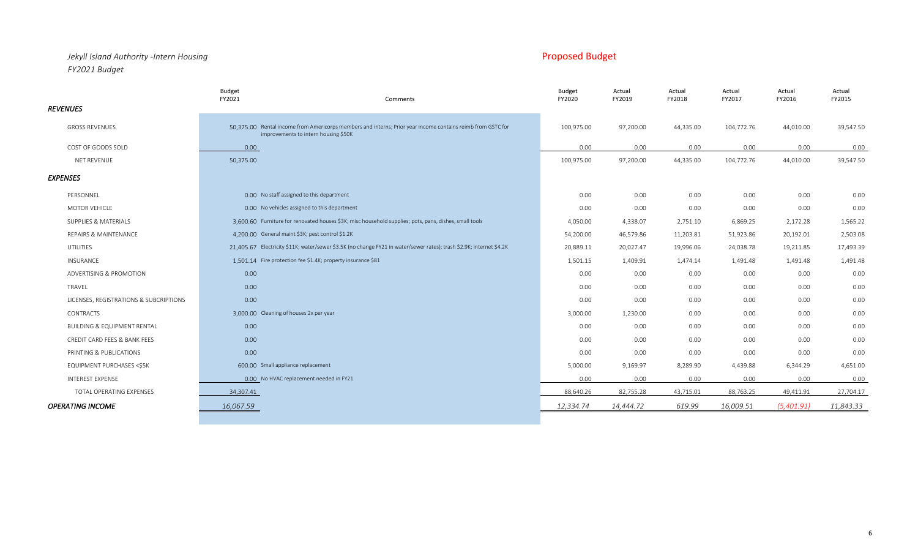*Jekyll Island Authority -Intern Housing*

*FY2021 Budget*

Proposed Budget

| | Budget FY2021 | Comments | Budget FY2020 | Actual FY2019 | Actual FY2018 | Actual FY2017 | Actual FY2016 | Actual FY2015 |
|---|---|---|---|---|---|---|---|---|
| ***REVENUES*** | | | | | | | | |
| GROSS REVENUES | 50,375.00 | Rental income from Americorps members and interns; Prior year income contains reimb from GSTC for improvements to intern housing $50K | 100,975.00 | 97,200.00 | 44,335.00 | 104,772.76 | 44,010.00 | 39,547.50 |
| COST OF GOODS SOLD | 0.00 | | 0.00 | 0.00 | 0.00 | 0.00 | 0.00 | 0.00 |
| NET REVENUE | 50,375.00 | | 100,975.00 | 97,200.00 | 44,335.00 | 104,772.76 | 44,010.00 | 39,547.50 |
| ***EXPENSES*** | | | | | | | | |
| PERSONNEL | 0.00 | No staff assigned to this department | 0.00 | 0.00 | 0.00 | 0.00 | 0.00 | 0.00 |
| MOTOR VEHICLE | 0.00 | No vehicles assigned to this department | 0.00 | 0.00 | 0.00 | 0.00 | 0.00 | 0.00 |
| SUPPLIES & MATERIALS | 3,600.60 | Furniture for renovated houses $3K; misc household supplies; pots, pans, dishes, small tools | 4,050.00 | 4,338.07 | 2,751.10 | 6,869.25 | 2,172.28 | 1,565.22 |
| REPAIRS & MAINTENANCE | 4,200.00 | General maint $3K; pest control $1.2K | 54,200.00 | 46,579.86 | 11,203.81 | 51,923.86 | 20,192.01 | 2,503.08 |
| UTILITIES | 21,405.67 | Electricity $11K; water/sewer $3.5K (no change FY21 in water/sewer rates); trash $2.9K; internet $4.2K | 20,889.11 | 20,027.47 | 19,996.06 | 24,038.78 | 19,211.85 | 17,493.39 |
| INSURANCE | 1,501.14 | Fire protection fee $1.4K; property insurance $81 | 1,501.15 | 1,409.91 | 1,474.14 | 1,491.48 | 1,491.48 | 1,491.48 |
| ADVERTISING & PROMOTION | 0.00 | | 0.00 | 0.00 | 0.00 | 0.00 | 0.00 | 0.00 |
| TRAVEL | 0.00 | | 0.00 | 0.00 | 0.00 | 0.00 | 0.00 | 0.00 |
| LICENSES, REGISTRATIONS & SUBCRIPTIONS | 0.00 | | 0.00 | 0.00 | 0.00 | 0.00 | 0.00 | 0.00 |
| CONTRACTS | 3,000.00 | Cleaning of houses 2x per year | 3,000.00 | 1,230.00 | 0.00 | 0.00 | 0.00 | 0.00 |
| BUILDING & EQUIPMENT RENTAL | 0.00 | | 0.00 | 0.00 | 0.00 | 0.00 | 0.00 | 0.00 |
| CREDIT CARD FEES & BANK FEES | 0.00 | | 0.00 | 0.00 | 0.00 | 0.00 | 0.00 | 0.00 |
| PRINTING & PUBLICATIONS | 0.00 | | 0.00 | 0.00 | 0.00 | 0.00 | 0.00 | 0.00 |
| EQUIPMENT PURCHASES <$5K | 600.00 | Small appliance replacement | 5,000.00 | 9,169.97 | 8,289.90 | 4,439.88 | 6,344.29 | 4,651.00 |
| INTEREST EXPENSE | 0.00 | No HVAC replacement needed in FY21 | 0.00 | 0.00 | 0.00 | 0.00 | 0.00 | 0.00 |
| TOTAL OPERATING EXPENSES | 34,307.41 | | 88,640.26 | 82,755.28 | 43,715.01 | 88,763.25 | 49,411.91 | 27,704.17 |
| ***OPERATING INCOME*** | *16,067.59* | | *12,334.74* | *14,444.72* | *619.99* | *16,009.51* | *(5,401.91)* | *11,843.33* |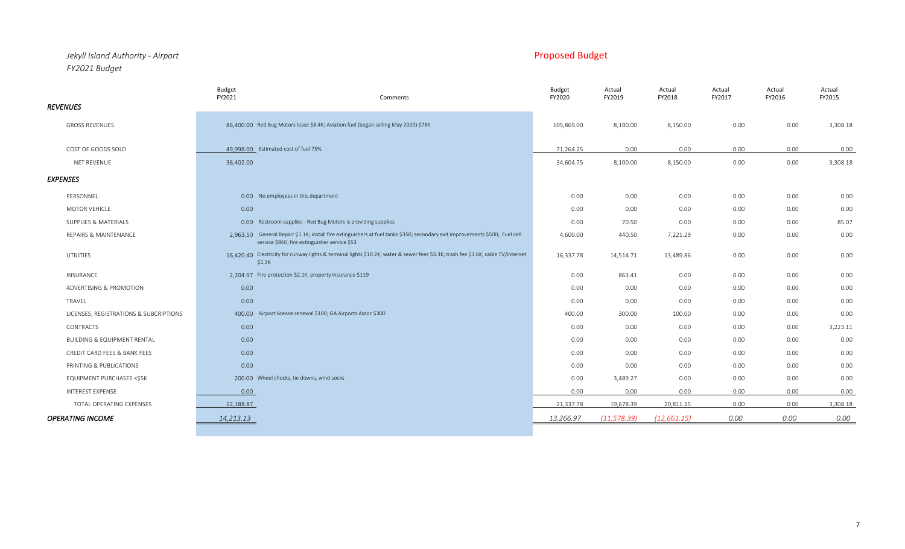*Jekyll Island Authority - Airport*

*FY2021 Budget*

**Proposed Budget**

| | Budget FY2021 | Comments | Budget FY2020 | Actual FY2019 | Actual FY2018 | Actual FY2017 | Actual FY2016 | Actual FY2015 |
|---|---|---|---|---|---|---|---|---|
| ***REVENUES*** | | | | | | | | |
| GROSS REVENUES | 86,400.00 | Red Bug Motors lease $8.4K; Aviation fuel (began selling May 2020) $78K | 105,869.00 | 8,100.00 | 8,150.00 | 0.00 | 0.00 | 3,308.18 |
| COST OF GOODS SOLD | 49,998.00 | Estimated cost of fuel 75% | 71,264.25 | 0.00 | 0.00 | 0.00 | 0.00 | 0.00 |
| NET REVENUE | 36,402.00 | | 34,604.75 | 8,100.00 | 8,150.00 | 0.00 | 0.00 | 3,308.18 |
| ***EXPENSES*** | | | | | | | | |
| PERSONNEL | 0.00 | No employees in this department | 0.00 | 0.00 | 0.00 | 0.00 | 0.00 | 0.00 |
| MOTOR VEHICLE | 0.00 | | 0.00 | 0.00 | 0.00 | 0.00 | 0.00 | 0.00 |
| SUPPLIES & MATERIALS | 0.00 | Restroom supplies - Red Bug Motors is providing supplies | 0.00 | 70.50 | 0.00 | 0.00 | 0.00 | 85.07 |
| REPAIRS & MAINTENANCE | 2,963.50 | General Repair $1.1K; install fire extinguishers at fuel tanks $350; secondary exit improvements $500; Fuel cell service $960; fire extinguisher service $53 | 4,600.00 | 440.50 | 7,221.29 | 0.00 | 0.00 | 0.00 |
| UTILITIES | 16,420.40 | Electricity for runway lights & terminal lights $10.2K; water & sewer fees $3.3K; trash fee $1.6K; cable TV/internet $1.3K | 16,337.78 | 14,514.71 | 13,489.86 | 0.00 | 0.00 | 0.00 |
| INSURANCE | 2,204.97 | Fire protection $2.1K, property insurance $119 | 0.00 | 863.41 | 0.00 | 0.00 | 0.00 | 0.00 |
| ADVERTISING & PROMOTION | 0.00 | | 0.00 | 0.00 | 0.00 | 0.00 | 0.00 | 0.00 |
| TRAVEL | 0.00 | | 0.00 | 0.00 | 0.00 | 0.00 | 0.00 | 0.00 |
| LICENSES, REGISTRATIONS & SUBCRIPTIONS | 400.00 | Airport license renewal $100; GA Airports Assoc $300 | 400.00 | 300.00 | 100.00 | 0.00 | 0.00 | 0.00 |
| CONTRACTS | 0.00 | | 0.00 | 0.00 | 0.00 | 0.00 | 0.00 | 3,223.11 |
| BUILDING & EQUIPMENT RENTAL | 0.00 | | 0.00 | 0.00 | 0.00 | 0.00 | 0.00 | 0.00 |
| CREDIT CARD FEES & BANK FEES | 0.00 | | 0.00 | 0.00 | 0.00 | 0.00 | 0.00 | 0.00 |
| PRINTING & PUBLICATIONS | 0.00 | | 0.00 | 0.00 | 0.00 | 0.00 | 0.00 | 0.00 |
| EQUIPMENT PURCHASES <$5K | 200.00 | Wheel chocks, tie downs, wind socks | 0.00 | 3,489.27 | 0.00 | 0.00 | 0.00 | 0.00 |
| INTEREST EXPENSE | 0.00 | | 0.00 | 0.00 | 0.00 | 0.00 | 0.00 | 0.00 |
| TOTAL OPERATING EXPENSES | 22,188.87 | | 21,337.78 | 19,678.39 | 20,811.15 | 0.00 | 0.00 | 3,308.18 |
| ***OPERATING INCOME*** | *14,213.13* | | *13,266.97* | *(11,578.39)* | *(12,661.15)* | *0.00* | *0.00* | *0.00* |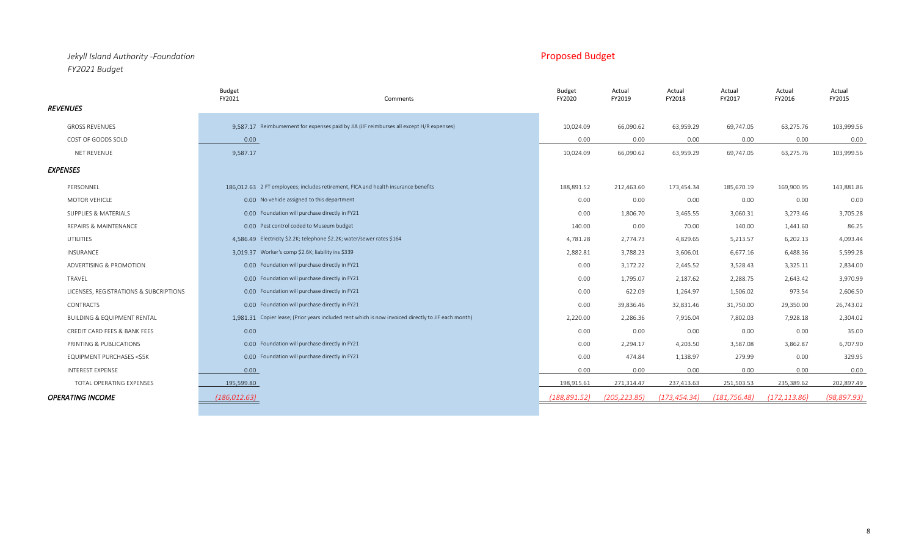*Jekyll Island Authority -Foundation*

*FY2021 Budget*

Proposed Budget

| | Budget FY2021 | Comments | Budget FY2020 | Actual FY2019 | Actual FY2018 | Actual FY2017 | Actual FY2016 | Actual FY2015 |
|---|---|---|---|---|---|---|---|---|
| ***REVENUES*** | | | | | | | | |
| GROSS REVENUES | 9,587.17 | Reimbursement for expenses paid by JIA (JIF reimburses all except H/R expenses) | 10,024.09 | 66,090.62 | 63,959.29 | 69,747.05 | 63,275.76 | 103,999.56 |
| COST OF GOODS SOLD | 0.00 | | 0.00 | 0.00 | 0.00 | 0.00 | 0.00 | 0.00 |
| NET REVENUE | 9,587.17 | | 10,024.09 | 66,090.62 | 63,959.29 | 69,747.05 | 63,275.76 | 103,999.56 |
| ***EXPENSES*** | | | | | | | | |
| PERSONNEL | 186,012.63 | 2 FT employees; includes retirement, FICA and health insurance benefits | 188,891.52 | 212,463.60 | 173,454.34 | 185,670.19 | 169,900.95 | 143,881.86 |
| MOTOR VEHICLE | 0.00 | No vehicle assigned to this department | 0.00 | 0.00 | 0.00 | 0.00 | 0.00 | 0.00 |
| SUPPLIES & MATERIALS | 0.00 | Foundation will purchase directly in FY21 | 0.00 | 1,806.70 | 3,465.55 | 3,060.31 | 3,273.46 | 3,705.28 |
| REPAIRS & MAINTENANCE | 0.00 | Pest control coded to Museum budget | 140.00 | 0.00 | 70.00 | 140.00 | 1,441.60 | 86.25 |
| UTILITIES | 4,586.49 | Electricity $2.2K; telephone $2.2K; water/sewer rates $164 | 4,781.28 | 2,774.73 | 4,829.65 | 5,213.57 | 6,202.13 | 4,093.44 |
| INSURANCE | 3,019.37 | Worker's comp $2.6K; liability ins $339 | 2,882.81 | 3,788.23 | 3,606.01 | 6,677.16 | 6,488.36 | 5,599.28 |
| ADVERTISING & PROMOTION | 0.00 | Foundation will purchase directly in FY21 | 0.00 | 3,172.22 | 2,445.52 | 3,528.43 | 3,325.11 | 2,834.00 |
| TRAVEL | 0.00 | Foundation will purchase directly in FY21 | 0.00 | 1,795.07 | 2,187.62 | 2,288.75 | 2,643.42 | 3,970.99 |
| LICENSES, REGISTRATIONS & SUBCRIPTIONS | 0.00 | Foundation will purchase directly in FY21 | 0.00 | 622.09 | 1,264.97 | 1,506.02 | 973.54 | 2,606.50 |
| CONTRACTS | 0.00 | Foundation will purchase directly in FY21 | 0.00 | 39,836.46 | 32,831.46 | 31,750.00 | 29,350.00 | 26,743.02 |
| BUILDING & EQUIPMENT RENTAL | 1,981.31 | Copier lease; (Prior years included rent which is now invoiced directly to JIF each month) | 2,220.00 | 2,286.36 | 7,916.04 | 7,802.03 | 7,928.18 | 2,304.02 |
| CREDIT CARD FEES & BANK FEES | 0.00 | | 0.00 | 0.00 | 0.00 | 0.00 | 0.00 | 35.00 |
| PRINTING & PUBLICATIONS | 0.00 | Foundation will purchase directly in FY21 | 0.00 | 2,294.17 | 4,203.50 | 3,587.08 | 3,862.87 | 6,707.90 |
| EQUIPMENT PURCHASES <$5K | 0.00 | Foundation will purchase directly in FY21 | 0.00 | 474.84 | 1,138.97 | 279.99 | 0.00 | 329.95 |
| INTEREST EXPENSE | 0.00 | | 0.00 | 0.00 | 0.00 | 0.00 | 0.00 | 0.00 |
| TOTAL OPERATING EXPENSES | 195,599.80 | | 198,915.61 | 271,314.47 | 237,413.63 | 251,503.53 | 235,389.62 | 202,897.49 |
| ***OPERATING INCOME*** | *(186,012.63)* | | *(188,891.52)* | *(205,223.85)* | *(173,454.34)* | *(181,756.48)* | *(172,113.86)* | *(98,897.93)* |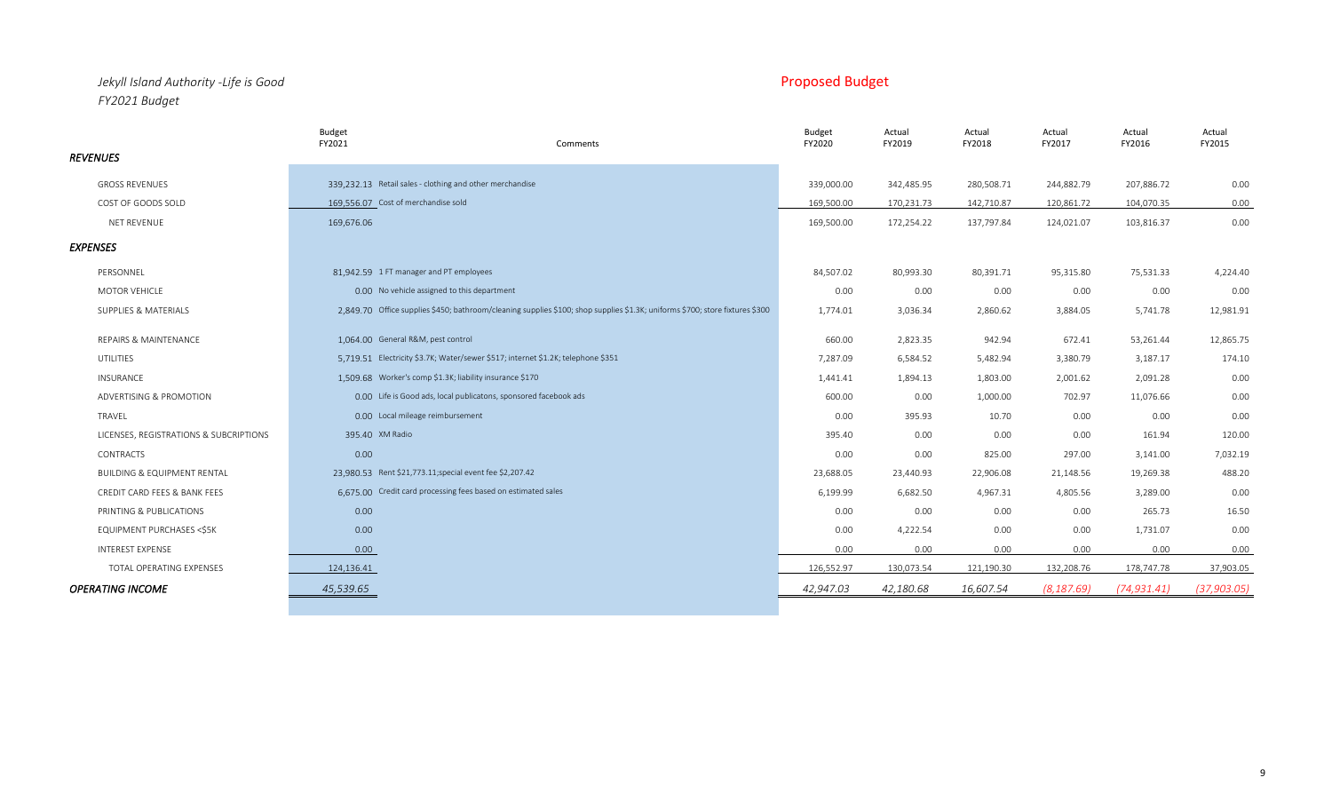*Jekyll Island Authority -Life is Good*

*FY2021 Budget*

Proposed Budget

| | Budget FY2021 | Comments | Budget FY2020 | Actual FY2019 | Actual FY2018 | Actual FY2017 | Actual FY2016 | Actual FY2015 |
|---|---|---|---|---|---|---|---|---|
| ***REVENUES*** | | | | | | | | |
| GROSS REVENUES | 339,232.13 | Retail sales - clothing and other merchandise | 339,000.00 | 342,485.95 | 280,508.71 | 244,882.79 | 207,886.72 | 0.00 |
| COST OF GOODS SOLD | 169,556.07 | Cost of merchandise sold | 169,500.00 | 170,231.73 | 142,710.87 | 120,861.72 | 104,070.35 | 0.00 |
| NET REVENUE | 169,676.06 | | 169,500.00 | 172,254.22 | 137,797.84 | 124,021.07 | 103,816.37 | 0.00 |
| ***EXPENSES*** | | | | | | | | |
| PERSONNEL | 81,942.59 | 1 FT manager and PT employees | 84,507.02 | 80,993.30 | 80,391.71 | 95,315.80 | 75,531.33 | 4,224.40 |
| MOTOR VEHICLE | 0.00 | No vehicle assigned to this department | 0.00 | 0.00 | 0.00 | 0.00 | 0.00 | 0.00 |
| SUPPLIES & MATERIALS | 2,849.70 | Office supplies $450; bathroom/cleaning supplies $100; shop supplies $1.3K; uniforms $700; store fixtures $300 | 1,774.01 | 3,036.34 | 2,860.62 | 3,884.05 | 5,741.78 | 12,981.91 |
| REPAIRS & MAINTENANCE | 1,064.00 | General R&M, pest control | 660.00 | 2,823.35 | 942.94 | 672.41 | 53,261.44 | 12,865.75 |
| UTILITIES | 5,719.51 | Electricity $3.7K; Water/sewer $517; internet $1.2K; telephone $351 | 7,287.09 | 6,584.52 | 5,482.94 | 3,380.79 | 3,187.17 | 174.10 |
| INSURANCE | 1,509.68 | Worker's comp $1.3K; liability insurance $170 | 1,441.41 | 1,894.13 | 1,803.00 | 2,001.62 | 2,091.28 | 0.00 |
| ADVERTISING & PROMOTION | 0.00 | Life is Good ads, local publicatons, sponsored facebook ads | 600.00 | 0.00 | 1,000.00 | 702.97 | 11,076.66 | 0.00 |
| TRAVEL | 0.00 | Local mileage reimbursement | 0.00 | 395.93 | 10.70 | 0.00 | 0.00 | 0.00 |
| LICENSES, REGISTRATIONS & SUBCRIPTIONS | 395.40 | XM Radio | 395.40 | 0.00 | 0.00 | 0.00 | 161.94 | 120.00 |
| CONTRACTS | 0.00 | | 0.00 | 0.00 | 825.00 | 297.00 | 3,141.00 | 7,032.19 |
| BUILDING & EQUIPMENT RENTAL | 23,980.53 | Rent $21,773.11;special event fee $2,207.42 | 23,688.05 | 23,440.93 | 22,906.08 | 21,148.56 | 19,269.38 | 488.20 |
| CREDIT CARD FEES & BANK FEES | 6,675.00 | Credit card processing fees based on estimated sales | 6,199.99 | 6,682.50 | 4,967.31 | 4,805.56 | 3,289.00 | 0.00 |
| PRINTING & PUBLICATIONS | 0.00 | | 0.00 | 0.00 | 0.00 | 0.00 | 265.73 | 16.50 |
| EQUIPMENT PURCHASES <$5K | 0.00 | | 0.00 | 4,222.54 | 0.00 | 0.00 | 1,731.07 | 0.00 |
| INTEREST EXPENSE | 0.00 | | 0.00 | 0.00 | 0.00 | 0.00 | 0.00 | 0.00 |
| TOTAL OPERATING EXPENSES | 124,136.41 | | 126,552.97 | 130,073.54 | 121,190.30 | 132,208.76 | 178,747.78 | 37,903.05 |
| ***OPERATING INCOME*** | *45,539.65* | | *42,947.03* | *42,180.68* | *16,607.54* | *(8,187.69)* | *(74,931.41)* | *(37,903.05)* |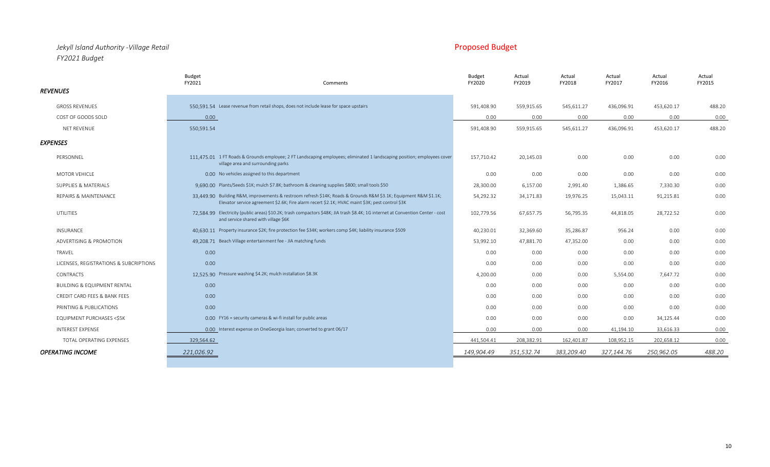*Jekyll Island Authority -Village Retail*

*FY2021 Budget*

Proposed Budget

| | Budget FY2021 | Comments | Budget FY2020 | Actual FY2019 | Actual FY2018 | Actual FY2017 | Actual FY2016 | Actual FY2015 |
|---|---|---|---|---|---|---|---|---|
| ***REVENUES*** | | | | | | | | |
| GROSS REVENUES | 550,591.54 | Lease revenue from retail shops, does not include lease for space upstairs | 591,408.90 | 559,915.65 | 545,611.27 | 436,096.91 | 453,620.17 | 488.20 |
| COST OF GOODS SOLD | 0.00 | | 0.00 | 0.00 | 0.00 | 0.00 | 0.00 | 0.00 |
| NET REVENUE | 550,591.54 | | 591,408.90 | 559,915.65 | 545,611.27 | 436,096.91 | 453,620.17 | 488.20 |
| ***EXPENSES*** | | | | | | | | |
| PERSONNEL | 111,475.01 | 1 FT Roads & Grounds employee; 2 FT Landscaping employees; eliminated 1 landscaping position; employees cover village area and surrounding parks | 157,710.42 | 20,145.03 | 0.00 | 0.00 | 0.00 | 0.00 |
| MOTOR VEHICLE | 0.00 | No vehicles assigned to this department | 0.00 | 0.00 | 0.00 | 0.00 | 0.00 | 0.00 |
| SUPPLIES & MATERIALS | 9,690.00 | Plants/Seeds $1K; mulch $7.8K; bathroom & cleaning supplies $800; small tools $50 | 28,300.00 | 6,157.00 | 2,991.40 | 1,386.65 | 7,330.30 | 0.00 |
| REPAIRS & MAINTENANCE | 33,449.90 | Building R&M, improvements & restroom refresh $14K; Roads & Grounds R&M $3.1K; Equipment R&M $1.1K; Elevator service agreement $2.6K; Fire alarm recert $2.1K; HVAC maint $3K; pest control $3K | 54,292.32 | 34,171.83 | 19,976.25 | 15,043.11 | 91,215.81 | 0.00 |
| UTILITIES | 72,584.99 | Electricity (public areas) $10.2K; trash compactors $48K; JIA trash $8.4K; 1G internet at Convention Center - cost and service shared with village $6K | 102,779.56 | 67,657.75 | 56,795.35 | 44,818.05 | 28,722.52 | 0.00 |
| INSURANCE | 40,630.11 | Property insurance $2K; fire protection fee $34K; workers comp $4K; liability insurance $509 | 40,230.01 | 32,369.60 | 35,286.87 | 956.24 | 0.00 | 0.00 |
| ADVERTISING & PROMOTION | 49,208.71 | Beach Village entertainment fee - JIA matching funds | 53,992.10 | 47,881.70 | 47,352.00 | 0.00 | 0.00 | 0.00 |
| TRAVEL | 0.00 | | 0.00 | 0.00 | 0.00 | 0.00 | 0.00 | 0.00 |
| LICENSES, REGISTRATIONS & SUBCRIPTIONS | 0.00 | | 0.00 | 0.00 | 0.00 | 0.00 | 0.00 | 0.00 |
| CONTRACTS | 12,525.90 | Pressure washing $4.2K; mulch installation $8.3K | 4,200.00 | 0.00 | 0.00 | 5,554.00 | 7,647.72 | 0.00 |
| BUILDING & EQUIPMENT RENTAL | 0.00 | | 0.00 | 0.00 | 0.00 | 0.00 | 0.00 | 0.00 |
| CREDIT CARD FEES & BANK FEES | 0.00 | | 0.00 | 0.00 | 0.00 | 0.00 | 0.00 | 0.00 |
| PRINTING & PUBLICATIONS | 0.00 | | 0.00 | 0.00 | 0.00 | 0.00 | 0.00 | 0.00 |
| EQUIPMENT PURCHASES <$5K | 0.00 | FY16 = security cameras & wi-fi install for public areas | 0.00 | 0.00 | 0.00 | 0.00 | 34,125.44 | 0.00 |
| INTEREST EXPENSE | 0.00 | Interest expense on OneGeorgia loan; converted to grant 06/17 | 0.00 | 0.00 | 0.00 | 41,194.10 | 33,616.33 | 0.00 |
| TOTAL OPERATING EXPENSES | 329,564.62 | | 441,504.41 | 208,382.91 | 162,401.87 | 108,952.15 | 202,658.12 | 0.00 |
| ***OPERATING INCOME*** | *221,026.92* | | *149,904.49* | *351,532.74* | *383,209.40* | *327,144.76* | *250,962.05* | *488.20* |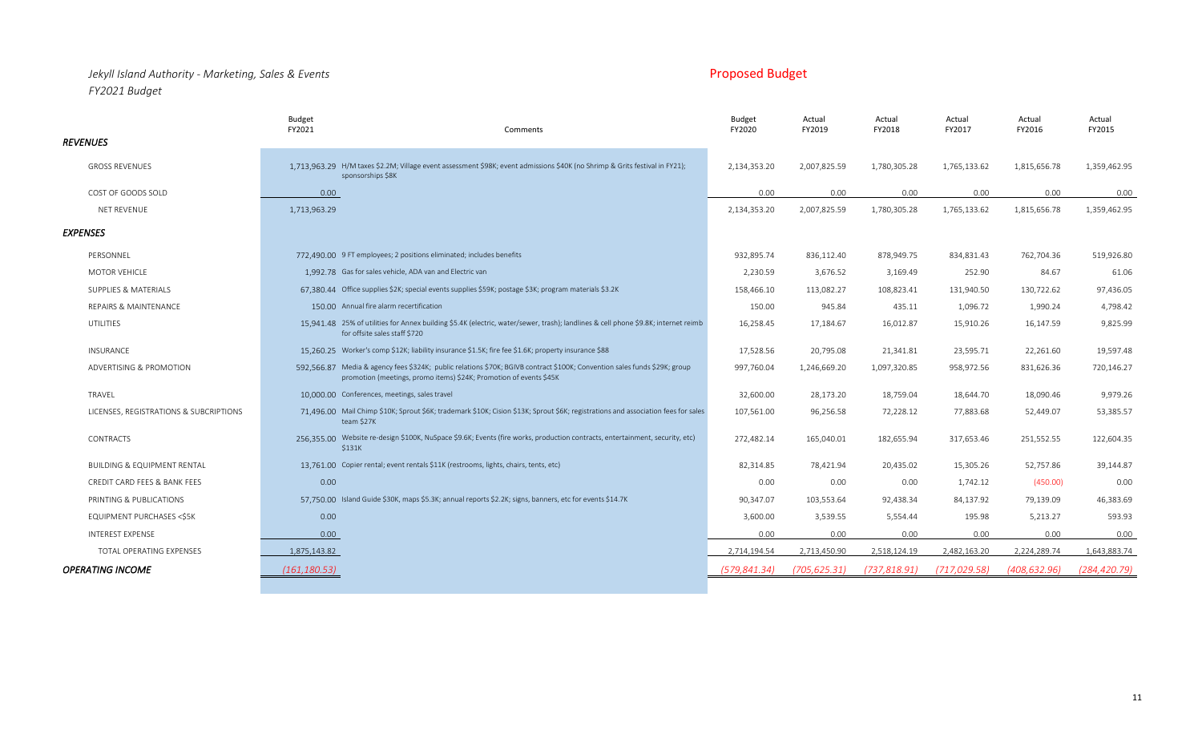*Jekyll Island Authority - Marketing, Sales & Events*
*FY2021 Budget*

Proposed Budget

| | Budget FY2021 | Comments | Budget FY2020 | Actual FY2019 | Actual FY2018 | Actual FY2017 | Actual FY2016 | Actual FY2015 |
|---|---|---|---|---|---|---|---|---|
| ***REVENUES*** | | | | | | | | |
| GROSS REVENUES | 1,713,963.29 | H/M taxes $2.2M; Village event assessment $98K; event admissions $40K (no Shrimp & Grits festival in FY21); sponsorships $8K | 2,134,353.20 | 2,007,825.59 | 1,780,305.28 | 1,765,133.62 | 1,815,656.78 | 1,359,462.95 |
| COST OF GOODS SOLD | 0.00 | | 0.00 | 0.00 | 0.00 | 0.00 | 0.00 | 0.00 |
| NET REVENUE | 1,713,963.29 | | 2,134,353.20 | 2,007,825.59 | 1,780,305.28 | 1,765,133.62 | 1,815,656.78 | 1,359,462.95 |
| ***EXPENSES*** | | | | | | | | |
| PERSONNEL | 772,490.00 | 9 FT employees; 2 positions eliminated; includes benefits | 932,895.74 | 836,112.40 | 878,949.75 | 834,831.43 | 762,704.36 | 519,926.80 |
| MOTOR VEHICLE | 1,992.78 | Gas for sales vehicle, ADA van and Electric van | 2,230.59 | 3,676.52 | 3,169.49 | 252.90 | 84.67 | 61.06 |
| SUPPLIES & MATERIALS | 67,380.44 | Office supplies $2K; special events supplies $59K; postage $3K; program materials $3.2K | 158,466.10 | 113,082.27 | 108,823.41 | 131,940.50 | 130,722.62 | 97,436.05 |
| REPAIRS & MAINTENANCE | 150.00 | Annual fire alarm recertification | 150.00 | 945.84 | 435.11 | 1,096.72 | 1,990.24 | 4,798.42 |
| UTILITIES | 15,941.48 | 25% of utilities for Annex building $5.4K (electric, water/sewer, trash); landlines & cell phone $9.8K; internet reimb for offsite sales staff $720 | 16,258.45 | 17,184.67 | 16,012.87 | 15,910.26 | 16,147.59 | 9,825.99 |
| INSURANCE | 15,260.25 | Worker's comp $12K; liability insurance $1.5K; fire fee $1.6K; property insurance $88 | 17,528.56 | 20,795.08 | 21,341.81 | 23,595.71 | 22,261.60 | 19,597.48 |
| ADVERTISING & PROMOTION | 592,566.87 | Media & agency fees $324K; public relations $70K; BGIVB contract $100K; Convention sales funds $29K; group promotion (meetings, promo items) $24K; Promotion of events $45K | 997,760.04 | 1,246,669.20 | 1,097,320.85 | 958,972.56 | 831,626.36 | 720,146.27 |
| TRAVEL | 10,000.00 | Conferences, meetings, sales travel | 32,600.00 | 28,173.20 | 18,759.04 | 18,644.70 | 18,090.46 | 9,979.26 |
| LICENSES, REGISTRATIONS & SUBCRIPTIONS | 71,496.00 | Mail Chimp $10K; Sprout $6K; trademark $10K; Cision $13K; Sprout $6K; registrations and association fees for sales team $27K | 107,561.00 | 96,256.58 | 72,228.12 | 77,883.68 | 52,449.07 | 53,385.57 |
| CONTRACTS | 256,355.00 | Website re-design $100K, NuSpace $9.6K; Events (fire works, production contracts, entertainment, security, etc) $131K | 272,482.14 | 165,040.01 | 182,655.94 | 317,653.46 | 251,552.55 | 122,604.35 |
| BUILDING & EQUIPMENT RENTAL | 13,761.00 | Copier rental; event rentals $11K (restrooms, lights, chairs, tents, etc) | 82,314.85 | 78,421.94 | 20,435.02 | 15,305.26 | 52,757.86 | 39,144.87 |
| CREDIT CARD FEES & BANK FEES | 0.00 | | 0.00 | 0.00 | 0.00 | 1,742.12 | (450.00) | 0.00 |
| PRINTING & PUBLICATIONS | 57,750.00 | Island Guide $30K, maps $5.3K; annual reports $2.2K; signs, banners, etc for events $14.7K | 90,347.07 | 103,553.64 | 92,438.34 | 84,137.92 | 79,139.09 | 46,383.69 |
| EQUIPMENT PURCHASES <$5K | 0.00 | | 3,600.00 | 3,539.55 | 5,554.44 | 195.98 | 5,213.27 | 593.93 |
| INTEREST EXPENSE | 0.00 | | 0.00 | 0.00 | 0.00 | 0.00 | 0.00 | 0.00 |
| TOTAL OPERATING EXPENSES | 1,875,143.82 | | 2,714,194.54 | 2,713,450.90 | 2,518,124.19 | 2,482,163.20 | 2,224,289.74 | 1,643,883.74 |
| ***OPERATING INCOME*** | (161,180.53) | | (579,841.34) | (705,625.31) | (737,818.91) | (717,029.58) | (408,632.96) | (284,420.79) |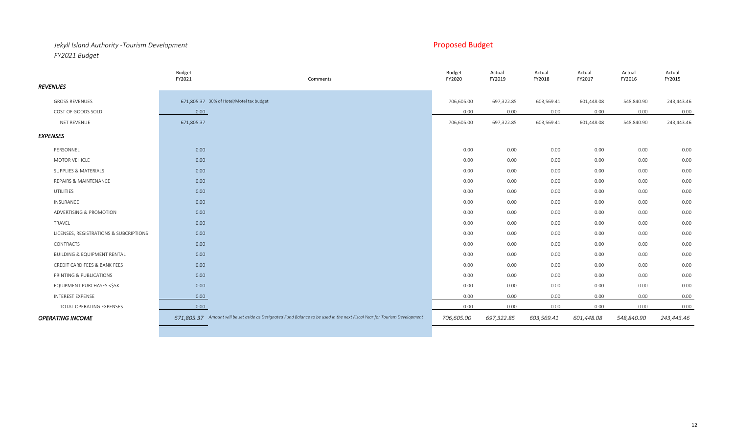*Jekyll Island Authority -Tourism Development*
*FY2021 Budget*

Proposed Budget

| | Budget FY2021 | Comments | Budget FY2020 | Actual FY2019 | Actual FY2018 | Actual FY2017 | Actual FY2016 | Actual FY2015 |
|---|---|---|---|---|---|---|---|---|
| ***REVENUES*** | | | | | | | | |
| GROSS REVENUES | 671,805.37 | 30% of Hotel/Motel tax budget | 706,605.00 | 697,322.85 | 603,569.41 | 601,448.08 | 548,840.90 | 243,443.46 |
| COST OF GOODS SOLD | 0.00 | | 0.00 | 0.00 | 0.00 | 0.00 | 0.00 | 0.00 |
| NET REVENUE | 671,805.37 | | 706,605.00 | 697,322.85 | 603,569.41 | 601,448.08 | 548,840.90 | 243,443.46 |
| ***EXPENSES*** | | | | | | | | |
| PERSONNEL | 0.00 | | 0.00 | 0.00 | 0.00 | 0.00 | 0.00 | 0.00 |
| MOTOR VEHICLE | 0.00 | | 0.00 | 0.00 | 0.00 | 0.00 | 0.00 | 0.00 |
| SUPPLIES & MATERIALS | 0.00 | | 0.00 | 0.00 | 0.00 | 0.00 | 0.00 | 0.00 |
| REPAIRS & MAINTENANCE | 0.00 | | 0.00 | 0.00 | 0.00 | 0.00 | 0.00 | 0.00 |
| UTILITIES | 0.00 | | 0.00 | 0.00 | 0.00 | 0.00 | 0.00 | 0.00 |
| INSURANCE | 0.00 | | 0.00 | 0.00 | 0.00 | 0.00 | 0.00 | 0.00 |
| ADVERTISING & PROMOTION | 0.00 | | 0.00 | 0.00 | 0.00 | 0.00 | 0.00 | 0.00 |
| TRAVEL | 0.00 | | 0.00 | 0.00 | 0.00 | 0.00 | 0.00 | 0.00 |
| LICENSES, REGISTRATIONS & SUBCRIPTIONS | 0.00 | | 0.00 | 0.00 | 0.00 | 0.00 | 0.00 | 0.00 |
| CONTRACTS | 0.00 | | 0.00 | 0.00 | 0.00 | 0.00 | 0.00 | 0.00 |
| BUILDING & EQUIPMENT RENTAL | 0.00 | | 0.00 | 0.00 | 0.00 | 0.00 | 0.00 | 0.00 |
| CREDIT CARD FEES & BANK FEES | 0.00 | | 0.00 | 0.00 | 0.00 | 0.00 | 0.00 | 0.00 |
| PRINTING & PUBLICATIONS | 0.00 | | 0.00 | 0.00 | 0.00 | 0.00 | 0.00 | 0.00 |
| EQUIPMENT PURCHASES <$5K | 0.00 | | 0.00 | 0.00 | 0.00 | 0.00 | 0.00 | 0.00 |
| INTEREST EXPENSE | 0.00 | | 0.00 | 0.00 | 0.00 | 0.00 | 0.00 | 0.00 |
| TOTAL OPERATING EXPENSES | 0.00 | | 0.00 | 0.00 | 0.00 | 0.00 | 0.00 | 0.00 |
| ***OPERATING INCOME*** | *671,805.37* | *Amount will be set aside as Designated Fund Balance to be used in the next Fiscal Year for Tourism Development* | *706,605.00* | *697,322.85* | *603,569.41* | *601,448.08* | *548,840.90* | *243,443.46* |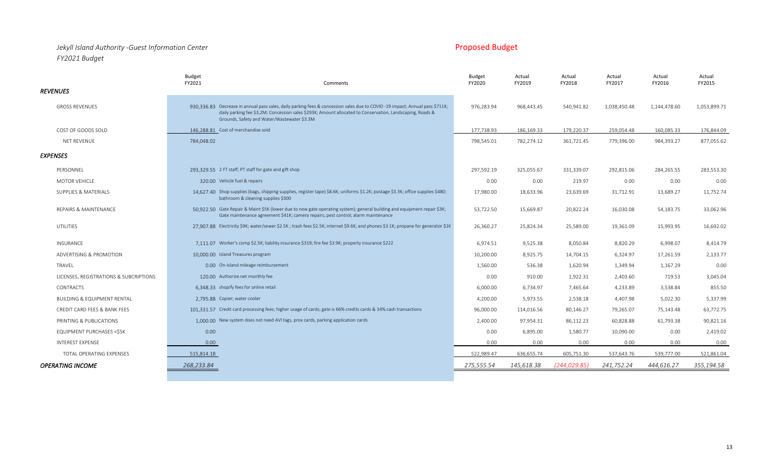*Jekyll Island Authority -Guest Information Center*
*FY2021 Budget*

Proposed Budget

| | Budget FY2021 | Comments | Budget FY2020 | Actual FY2019 | Actual FY2018 | Actual FY2017 | Actual FY2016 | Actual FY2015 |
|---|---|---|---|---|---|---|---|---|
| ***REVENUES*** | | | | | | | | |
| GROSS REVENUES | 930,336.83 | Decrease in annual pass sales, daily parking fees & concession sales due to COVID -19 impact; Annual pass $711K; daily parking fee $3,2M; Concession sales $293K; Amount allocated to Conservation, Landscaping, Roads & Grounds, Safety and Water/Wastewater $3.3M | 976,283.94 | 968,443.45 | 540,941.82 | 1,038,450.48 | 1,144,478.60 | 1,053,899.71 |
| COST OF GOODS SOLD | 146,288.81 | Cost of merchandise sold | 177,738.93 | 186,169.33 | 179,220.37 | 259,054.48 | 160,085.33 | 176,844.09 |
| NET REVENUE | 784,048.02 | | 798,545.01 | 782,274.12 | 361,721.45 | 779,396.00 | 984,393.27 | 877,055.62 |
| ***EXPENSES*** | | | | | | | | |
| PERSONNEL | 293,329.55 | 2 FT staff; PT staff for gate and gift shop | 297,592.19 | 325,055.67 | 331,339.07 | 292,815.06 | 284,265.55 | 283,553.30 |
| MOTOR VEHICLE | 320.00 | Vehicle fuel & repairs | 0.00 | 0.00 | 219.97 | 0.00 | 0.00 | 0.00 |
| SUPPLIES & MATERIALS | 14,627.40 | Shop supplies (bags, shipping supplies, register tape) $8.6K; uniforms $1.2K; postage $3.3K; office supplies $480; bathroom & cleaning supplies $300 | 17,980.00 | 18,633.96 | 23,639.69 | 31,712.91 | 13,689.27 | 11,752.74 |
| REPAIRS & MAINTENANCE | 50,922.50 | Gate Repair & Maint $5K (lower due to new gate operating system); general building and equipment repair $3K; Gate maintenance agreement $41K; camera repairs; pest control; alarm maintenance | 53,722.50 | 15,669.87 | 20,822.24 | 16,030.08 | 54,183.75 | 33,062.96 |
| UTILITIES | 27,907.88 | Electricity $9K; water/sewer $2.5K ; trash fees $2.5K; internet $9.6K; and phones $3.1K; propane for generator $1K | 26,360.27 | 25,824.34 | 25,589.00 | 19,361.09 | 15,993.95 | 16,692.02 |
| INSURANCE | 7,111.07 | Worker's comp $2.5K; liability insurance $319; fire fee $3.9K; property insurance $222 | 6,974.51 | 9,525.38 | 8,050.84 | 8,820.29 | 6,998.07 | 8,414.79 |
| ADVERTISING & PROMOTION | 10,000.00 | Island Treasures program | 10,200.00 | 8,925.75 | 14,704.15 | 6,324.97 | 17,261.59 | 2,133.77 |
| TRAVEL | 0.00 | On-Island mileage reimbursement | 1,560.00 | 536.38 | 1,620.94 | 1,349.94 | 1,167.29 | 0.00 |
| LICENSES, REGISTRATIONS & SUBCRIPTIONS | 120.00 | Authorize.net monthly fee | 0.00 | 910.00 | 1,922.31 | 2,403.60 | 719.53 | 3,045.04 |
| CONTRACTS | 6,348.33 | shopify fees for online retail | 6,000.00 | 6,734.97 | 7,465.64 | 4,233.89 | 3,538.84 | 855.50 |
| BUILDING & EQUIPMENT RENTAL | 2,795.88 | Copier; water cooler | 4,200.00 | 5,973.55 | 2,538.18 | 4,407.98 | 5,022.30 | 5,337.99 |
| CREDIT CARD FEES & BANK FEES | 101,331.57 | Credit card processing fees; higher usage of cards; gate is 66% credits cards & 34% cash transactions | 96,000.00 | 114,016.56 | 80,146.27 | 79,265.07 | 75,143.48 | 63,772.75 |
| PRINTING & PUBLICATIONS | 1,000.00 | New system does not need AVI tags, prox cards, parking application cards | 2,400.00 | 97,954.31 | 86,112.23 | 60,828.88 | 61,793.38 | 90,821.16 |
| EQUIPMENT PURCHASES <$5K | 0.00 | | 0.00 | 6,895.00 | 1,580.77 | 10,090.00 | 0.00 | 2,419.02 |
| INTEREST EXPENSE | 0.00 | | 0.00 | 0.00 | 0.00 | 0.00 | 0.00 | 0.00 |
| TOTAL OPERATING EXPENSES | 515,814.18 | | 522,989.47 | 636,655.74 | 605,751.30 | 537,643.76 | 539,777.00 | 521,861.04 |
| ***OPERATING INCOME*** | *268,233.84* | | *275,555.54* | *145,618.38* | *(244,029.85)* | *241,752.24* | *444,616.27* | *355,194.58* |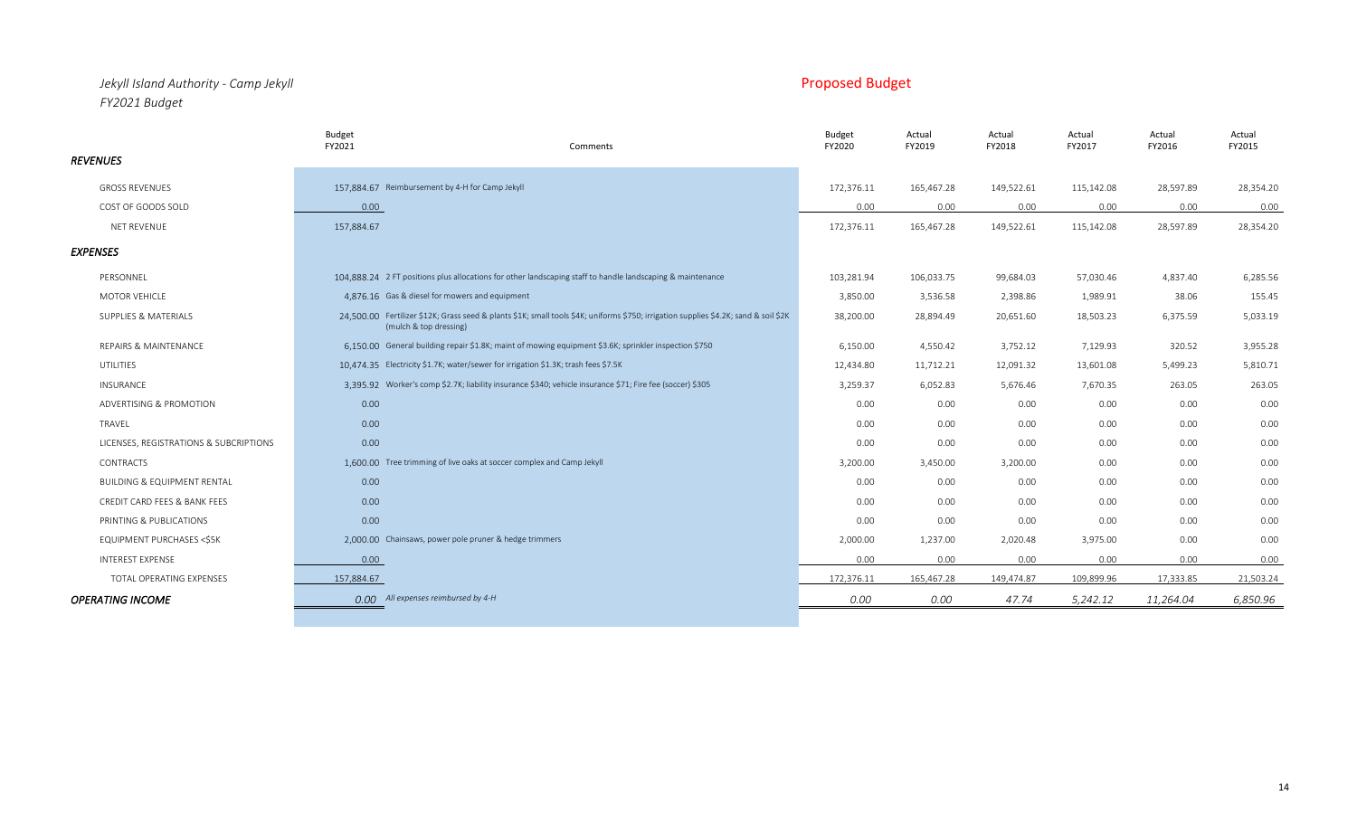*Jekyll Island Authority - Camp Jekyll*
*FY2021 Budget*

Proposed Budget

| | Budget FY2021 | Comments | Budget FY2020 | Actual FY2019 | Actual FY2018 | Actual FY2017 | Actual FY2016 | Actual FY2015 |
|---|---|---|---|---|---|---|---|---|
| ***REVENUES*** | | | | | | | | |
| GROSS REVENUES | 157,884.67 | Reimbursement by 4-H for Camp Jekyll | 172,376.11 | 165,467.28 | 149,522.61 | 115,142.08 | 28,597.89 | 28,354.20 |
| COST OF GOODS SOLD | 0.00 | | 0.00 | 0.00 | 0.00 | 0.00 | 0.00 | 0.00 |
| NET REVENUE | 157,884.67 | | 172,376.11 | 165,467.28 | 149,522.61 | 115,142.08 | 28,597.89 | 28,354.20 |
| ***EXPENSES*** | | | | | | | | |
| PERSONNEL | 104,888.24 | 2 FT positions plus allocations for other landscaping staff to handle landscaping & maintenance | 103,281.94 | 106,033.75 | 99,684.03 | 57,030.46 | 4,837.40 | 6,285.56 |
| MOTOR VEHICLE | 4,876.16 | Gas & diesel for mowers and equipment | 3,850.00 | 3,536.58 | 2,398.86 | 1,989.91 | 38.06 | 155.45 |
| SUPPLIES & MATERIALS | 24,500.00 | Fertilizer $12K; Grass seed & plants $1K; small tools $4K; uniforms $750; irrigation supplies $4.2K; sand & soil $2K (mulch & top dressing) | 38,200.00 | 28,894.49 | 20,651.60 | 18,503.23 | 6,375.59 | 5,033.19 |
| REPAIRS & MAINTENANCE | 6,150.00 | General building repair $1.8K; maint of mowing equipment $3.6K; sprinkler inspection $750 | 6,150.00 | 4,550.42 | 3,752.12 | 7,129.93 | 320.52 | 3,955.28 |
| UTILITIES | 10,474.35 | Electricity $1.7K; water/sewer for irrigation $1.3K; trash fees $7.5K | 12,434.80 | 11,712.21 | 12,091.32 | 13,601.08 | 5,499.23 | 5,810.71 |
| INSURANCE | 3,395.92 | Worker's comp $2.7K; liability insurance $340; vehicle insurance $71; Fire fee (soccer) $305 | 3,259.37 | 6,052.83 | 5,676.46 | 7,670.35 | 263.05 | 263.05 |
| ADVERTISING & PROMOTION | 0.00 | | 0.00 | 0.00 | 0.00 | 0.00 | 0.00 | 0.00 |
| TRAVEL | 0.00 | | 0.00 | 0.00 | 0.00 | 0.00 | 0.00 | 0.00 |
| LICENSES, REGISTRATIONS & SUBCRIPTIONS | 0.00 | | 0.00 | 0.00 | 0.00 | 0.00 | 0.00 | 0.00 |
| CONTRACTS | 1,600.00 | Tree trimming of live oaks at soccer complex and Camp Jekyll | 3,200.00 | 3,450.00 | 3,200.00 | 0.00 | 0.00 | 0.00 |
| BUILDING & EQUIPMENT RENTAL | 0.00 | | 0.00 | 0.00 | 0.00 | 0.00 | 0.00 | 0.00 |
| CREDIT CARD FEES & BANK FEES | 0.00 | | 0.00 | 0.00 | 0.00 | 0.00 | 0.00 | 0.00 |
| PRINTING & PUBLICATIONS | 0.00 | | 0.00 | 0.00 | 0.00 | 0.00 | 0.00 | 0.00 |
| EQUIPMENT PURCHASES <$5K | 2,000.00 | Chainsaws, power pole pruner & hedge trimmers | 2,000.00 | 1,237.00 | 2,020.48 | 3,975.00 | 0.00 | 0.00 |
| INTEREST EXPENSE | 0.00 | | 0.00 | 0.00 | 0.00 | 0.00 | 0.00 | 0.00 |
| TOTAL OPERATING EXPENSES | 157,884.67 | | 172,376.11 | 165,467.28 | 149,474.87 | 109,899.96 | 17,333.85 | 21,503.24 |
| ***OPERATING INCOME*** | *0.00* | *All expenses reimbursed by 4-H* | *0.00* | *0.00* | *47.74* | *5,242.12* | *11,264.04* | *6,850.96* |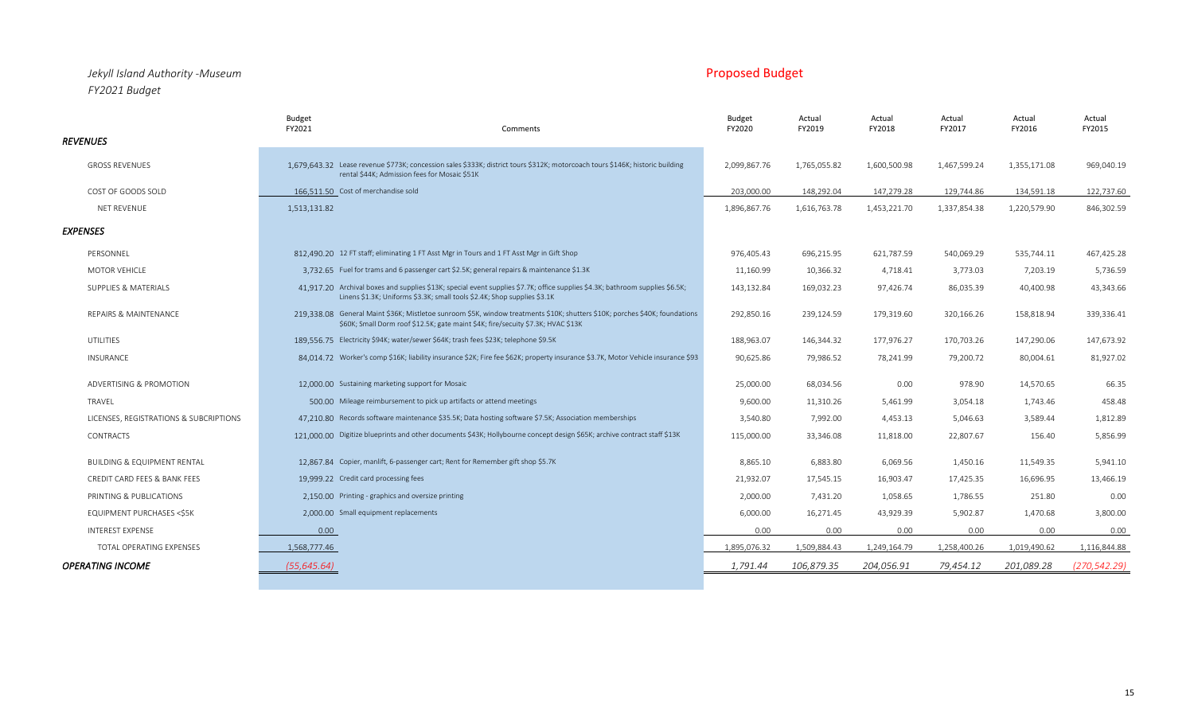*Jekyll Island Authority -Museum*
*FY2021 Budget*

## Proposed Budget

| | Budget FY2021 | Comments | Budget FY2020 | Actual FY2019 | Actual FY2018 | Actual FY2017 | Actual FY2016 | Actual FY2015 |
|---|---|---|---|---|---|---|---|---|
| ***REVENUES*** | | | | | | | | |
| GROSS REVENUES | 1,679,643.32 | Lease revenue $773K; concession sales $333K; district tours $312K; motorcoach tours $146K; historic building rental $44K; Admission fees for Mosaic $51K | 2,099,867.76 | 1,765,055.82 | 1,600,500.98 | 1,467,599.24 | 1,355,171.08 | 969,040.19 |
| COST OF GOODS SOLD | 166,511.50 | Cost of merchandise sold | 203,000.00 | 148,292.04 | 147,279.28 | 129,744.86 | 134,591.18 | 122,737.60 |
| NET REVENUE | 1,513,131.82 | | 1,896,867.76 | 1,616,763.78 | 1,453,221.70 | 1,337,854.38 | 1,220,579.90 | 846,302.59 |
| ***EXPENSES*** | | | | | | | | |
| PERSONNEL | 812,490.20 | 12 FT staff; eliminating 1 FT Asst Mgr in Tours and 1 FT Asst Mgr in Gift Shop | 976,405.43 | 696,215.95 | 621,787.59 | 540,069.29 | 535,744.11 | 467,425.28 |
| MOTOR VEHICLE | 3,732.65 | Fuel for trams and 6 passenger cart $2.5K; general repairs & maintenance $1.3K | 11,160.99 | 10,366.32 | 4,718.41 | 3,773.03 | 7,203.19 | 5,736.59 |
| SUPPLIES & MATERIALS | 41,917.20 | Archival boxes and supplies $13K; special event supplies $7.7K; office supplies $4.3K; bathroom supplies $6.5K; Linens $1.3K; Uniforms $3.3K; small tools $2.4K; Shop supplies $3.1K | 143,132.84 | 169,032.23 | 97,426.74 | 86,035.39 | 40,400.98 | 43,343.66 |
| REPAIRS & MAINTENANCE | 219,338.08 | General Maint $36K; Mistletoe sunroom $5K, window treatments $10K; shutters $10K; porches $40K; foundations $60K; Small Dorm roof $12.5K; gate maint $4K; fire/secuity $7.3K; HVAC $13K | 292,850.16 | 239,124.59 | 179,319.60 | 320,166.26 | 158,818.94 | 339,336.41 |
| UTILITIES | 189,556.75 | Electricity $94K; water/sewer $64K; trash fees $23K; telephone $9.5K | 188,963.07 | 146,344.32 | 177,976.27 | 170,703.26 | 147,290.06 | 147,673.92 |
| INSURANCE | 84,014.72 | Worker's comp $16K; liability insurance $2K; Fire fee $62K; property insurance $3.7K, Motor Vehicle insurance $93 | 90,625.86 | 79,986.52 | 78,241.99 | 79,200.72 | 80,004.61 | 81,927.02 |
| ADVERTISING & PROMOTION | 12,000.00 | Sustaining marketing support for Mosaic | 25,000.00 | 68,034.56 | 0.00 | 978.90 | 14,570.65 | 66.35 |
| TRAVEL | 500.00 | Mileage reimbursement to pick up artifacts or attend meetings | 9,600.00 | 11,310.26 | 5,461.99 | 3,054.18 | 1,743.46 | 458.48 |
| LICENSES, REGISTRATIONS & SUBCRIPTIONS | 47,210.80 | Records software maintenance $35.5K; Data hosting software $7.5K; Association memberships | 3,540.80 | 7,992.00 | 4,453.13 | 5,046.63 | 3,589.44 | 1,812.89 |
| CONTRACTS | 121,000.00 | Digitize blueprints and other documents $43K; Hollybourne concept design $65K; archive contract staff $13K | 115,000.00 | 33,346.08 | 11,818.00 | 22,807.67 | 156.40 | 5,856.99 |
| BUILDING & EQUIPMENT RENTAL | 12,867.84 | Copier, manlift, 6-passenger cart; Rent for Remember gift shop $5.7K | 8,865.10 | 6,883.80 | 6,069.56 | 1,450.16 | 11,549.35 | 5,941.10 |
| CREDIT CARD FEES & BANK FEES | 19,999.22 | Credit card processing fees | 21,932.07 | 17,545.15 | 16,903.47 | 17,425.35 | 16,696.95 | 13,466.19 |
| PRINTING & PUBLICATIONS | 2,150.00 | Printing - graphics and oversize printing | 2,000.00 | 7,431.20 | 1,058.65 | 1,786.55 | 251.80 | 0.00 |
| EQUIPMENT PURCHASES <$5K | 2,000.00 | Small equipment replacements | 6,000.00 | 16,271.45 | 43,929.39 | 5,902.87 | 1,470.68 | 3,800.00 |
| INTEREST EXPENSE | 0.00 | | 0.00 | 0.00 | 0.00 | 0.00 | 0.00 | 0.00 |
| TOTAL OPERATING EXPENSES | 1,568,777.46 | | 1,895,076.32 | 1,509,884.43 | 1,249,164.79 | 1,258,400.26 | 1,019,490.62 | 1,116,844.88 |
| ***OPERATING INCOME*** | *(55,645.64)* | | *1,791.44* | *106,879.35* | *204,056.91* | *79,454.12* | *201,089.28* | *(270,542.29)* |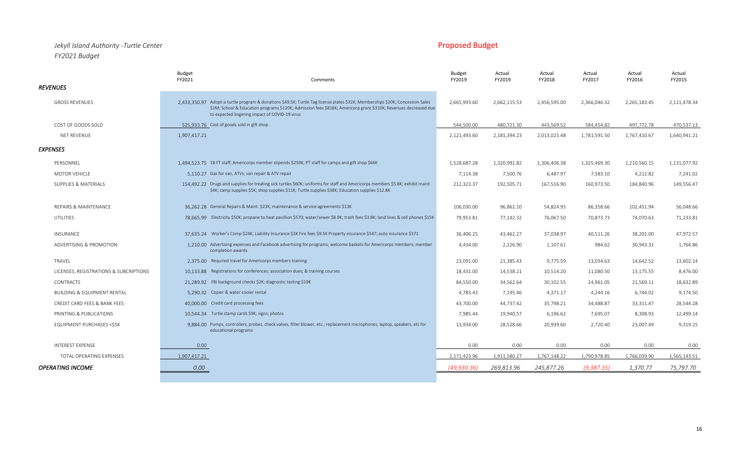*Jekyll Island Authority -Turtle Center*
*FY2021 Budget*

Proposed Budget

| | Budget FY2021 | Comments | Budget FY2019 | Actual FY2019 | Actual FY2018 | Actual FY2017 | Actual FY2016 | Actual FY2015 |
|---|---|---|---|---|---|---|---|---|
| ***REVENUES*** | | | | | | | | |
| GROSS REVENUES | 2,433,350.97 | Adopt-a-turtle program & donations $49.5K; Turtle Tag license plates $32K; Memberships $20K; Concession Sales $1M; School & Education programs $120K; Admission fees $816K; Americorp grant $310K; Revenues decreased due to expected lingering impact of COVID-19 virus | 2,665,993.60 | 2,662,115.53 | 2,456,595.00 | 2,366,046.32 | 2,265,183.45 | 2,111,478.34 |
| COST OF GOODS SOLD | 525,933.76 | Cost of goods sold in gift shop | 544,500.00 | 480,721.30 | 443,569.52 | 584,454.82 | 497,772.78 | 470,537.13 |
| NET REVENUE | 1,907,417.21 | | 2,121,493.60 | 2,181,394.23 | 2,013,025.48 | 1,781,591.50 | 1,767,410.67 | 1,640,941.21 |
| ***EXPENSES*** | | | | | | | | |
| PERSONNEL | 1,494,523.75 | 18 FT staff; Americorps member stipends $259K; PT staff for camps and gift shop $66K | 1,528,687.28 | 1,320,991.82 | 1,306,406.38 | 1,325,469.30 | 1,210,560.15 | 1,131,077.92 |
| MOTOR VEHICLE | 5,110.27 | Gas for van, ATVs; van repair & ATV repair | 7,114.38 | 7,500.76 | 6,487.97 | 7,583.10 | 4,212.82 | 7,241.02 |
| SUPPLIES & MATERIALS | 154,492.22 | Drugs and supplies for treating sick turtles $60K; uniforms for staff and Americorps members $5.8K; exhibit maint $4K; camp supplies $5K; shop supplies $11K; Turtle supplies $38K; Education supplies $12.8K | 212,323.37 | 192,505.71 | 167,516.90 | 160,973.50 | 184,840.96 | 149,556.47 |
| REPAIRS & MAINTENANCE | 36,262.28 | General Repairs & Maint. $23K; maintenance & service agreements $13K | 106,030.00 | 96,862.10 | 54,824.95 | 86,358.66 | 102,451.94 | 56,048.66 |
| UTILITIES | 78,665.99 | Electricity $50K; propane to heat pavillion $570; water/sewer $8.9K; trash fees $3.8K; land lines & cell phones $15K | 79,953.81 | 77,142.32 | 76,067.50 | 70,873.73 | 74,070.63 | 71,233.81 |
| INSURANCE | 37,635.24 | Worker's Comp $24K; Liability Insurance $3K Fire fees $9.5K Property insurance $547; auto insurance $371 | 36,406.25 | 43,462.27 | 37,038.97 | 40,511.26 | 38,201.00 | 47,972.57 |
| ADVERTISING & PROMOTION | 1,210.00 | Advertising expenses and Facebook advertising for programs; welcome baskets for Americorps members; member completion awards | 4,434.00 | 2,226.90 | 1,107.61 | 984.62 | 30,943.31 | 1,764.86 |
| TRAVEL | 2,375.00 | Required travel for Americorps members training | 23,091.00 | 21,385.43 | 9,775.59 | 13,034.63 | 14,642.52 | 13,602.14 |
| LICENSES, REGISTRATIONS & SUBCRIPTIONS | 10,133.88 | Registrations for conferences; association dues; & training courses | 18,431.00 | 14,538.21 | 10,514.20 | 11,080.50 | 13,175.55 | 8,476.00 |
| CONTRACTS | 21,289.92 | FBI background checks $2K; diagnostic testing $19K | 84,550.00 | 34,562.64 | 30,102.55 | 24,961.05 | 21,569.11 | 18,632.89 |
| BUILDING & EQUIPMENT RENTAL | 5,290.32 | Copier & water cooler rental | 4,783.43 | 7,195.46 | 4,371.17 | 4,244.16 | 6,744.02 | 9,174.50 |
| CREDIT CARD FEES & BANK FEES | 40,000.00 | Credit card processing fees | 43,700.00 | 44,737.42 | 35,798.21 | 34,488.87 | 33,311.47 | 28,544.28 |
| PRINTING & PUBLICATIONS | 10,544.34 | Turtle stamp cards $9K; signs; photos | 7,985.44 | 19,940.57 | 6,196.62 | 7,695.07 | 8,308.93 | 12,499.14 |
| EQUIPMENT PURCHASES <$5K | 9,884.00 | Pumps, controllers, probes, check valves, filter blower, etc.; replacement microphones, laptop, speakers, etc for educational programs | 13,934.00 | 28,528.66 | 20,939.60 | 2,720.40 | 23,007.49 | 9,319.25 |
| INTEREST EXPENSE | 0.00 | | 0.00 | 0.00 | 0.00 | 0.00 | 0.00 | 0.00 |
| TOTAL OPERATING EXPENSES | 1,907,417.21 | | 2,171,423.96 | 1,911,580.27 | 1,767,148.22 | 1,790,978.85 | 1,766,039.90 | 1,565,143.51 |
| ***OPERATING INCOME*** | *0.00* | | *(49,930.36)* | *269,813.96* | *245,877.26* | *(9,387.35)* | *1,370.77* | *75,797.70* |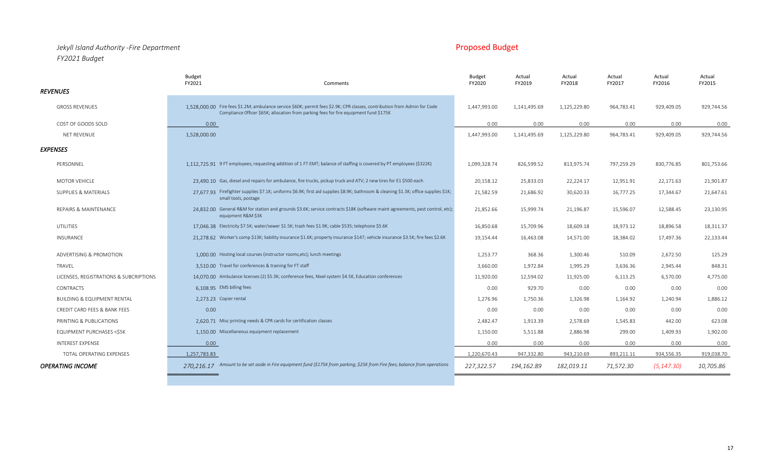*Jekyll Island Authority -Fire Department*
*FY2021 Budget*

Proposed Budget

| | Budget FY2021 | Comments | Budget FY2020 | Actual FY2019 | Actual FY2018 | Actual FY2017 | Actual FY2016 | Actual FY2015 |
|---|---|---|---|---|---|---|---|---|
| ***REVENUES*** | | | | | | | | |
| GROSS REVENUES | 1,528,000.00 | Fire fees $1.2M; ambulance service $60K; permit fees $2.9K; CPR classes, contribution from Admin for Code Compliance Officer $65K; allocation from parking fees for fire equipment fund $175K | 1,447,993.00 | 1,141,495.69 | 1,125,229.80 | 964,783.41 | 929,409.05 | 929,744.56 |
| COST OF GOODS SOLD | 0.00 | | 0.00 | 0.00 | 0.00 | 0.00 | 0.00 | 0.00 |
| NET REVENUE | 1,528,000.00 | | 1,447,993.00 | 1,141,495.69 | 1,125,229.80 | 964,783.41 | 929,409.05 | 929,744.56 |
| ***EXPENSES*** | | | | | | | | |
| PERSONNEL | 1,112,725.91 | 9 FT employees; requesting addition of 1 FT EMT; balance of staffing is covered by PT employees ($322K) | 1,099,328.74 | 826,599.52 | 813,975.74 | 797,259.29 | 830,776.85 | 801,753.66 |
| MOTOR VEHICLE | 23,490.10 | Gas, diesel and repairs for ambulance, fire trucks, pickup truck and ATV; 2 new tires for E1 $500 each | 20,158.12 | 25,833.03 | 22,224.17 | 12,951.91 | 22,171.63 | 21,901.87 |
| SUPPLIES & MATERIALS | 27,677.93 | Firefighter supplies $7.1K; uniforms $6.9K; first aid supplies $8.9K; bathroom & cleaning $1.3K; office supplies $1K; small tools, postage | 21,582.59 | 21,686.92 | 30,620.33 | 16,777.25 | 17,344.67 | 21,647.61 |
| REPAIRS & MAINTENANCE | 24,832.00 | General R&M for station and grounds $3.6K; service contracts $18K (software maint agreements, pest control, etc); equipment R&M $3K | 21,852.66 | 15,999.74 | 21,196.87 | 15,596.07 | 12,588.45 | 23,130.95 |
| UTILITIES | 17,046.38 | Electricity $7.5K; water/sewer $1.5K; trash fees $1.9K; cable $535; telephone $5.6K | 16,850.68 | 15,709.96 | 18,609.18 | 18,973.12 | 18,896.58 | 18,311.37 |
| INSURANCE | 21,278.62 | Worker's comp $13K; liability insurance $1.6K; property insurance $147; vehicle insurance $3.5K; fire fees $2.6K | 19,154.44 | 16,463.08 | 14,571.00 | 18,384.02 | 17,497.36 | 22,133.44 |
| ADVERTISING & PROMOTION | 1,000.00 | Hosting local courses (instructor rooms,etc); lunch meetings | 1,253.77 | 368.36 | 1,300.46 | 510.09 | 2,672.50 | 125.29 |
| TRAVEL | 3,510.00 | Travel for conferences & training for FT staff | 3,660.00 | 1,972.84 | 1,995.29 | 3,636.36 | 2,945.44 | 848.31 |
| LICENSES, REGISTRATIONS & SUBCRIPTIONS | 14,070.00 | Ambulance licenses (2) $5.3K; conference fees, Nixel system $4.5K, Education conferences | 11,920.00 | 12,594.02 | 11,925.00 | 6,113.25 | 6,570.00 | 4,775.00 |
| CONTRACTS | 6,108.95 | EMS billing fees | 0.00 | 929.70 | 0.00 | 0.00 | 0.00 | 0.00 |
| BUILDING & EQUIPMENT RENTAL | 2,273.23 | Copier rental | 1,276.96 | 1,750.36 | 1,326.98 | 1,164.92 | 1,240.94 | 1,886.12 |
| CREDIT CARD FEES & BANK FEES | 0.00 | | 0.00 | 0.00 | 0.00 | 0.00 | 0.00 | 0.00 |
| PRINTING & PUBLICATIONS | 2,620.71 | Misc printing needs & CPR cards for certification classes | 2,482.47 | 1,913.39 | 2,578.69 | 1,545.83 | 442.00 | 623.08 |
| EQUIPMENT PURCHASES <$5K | 1,150.00 | Miscellaneous equipment replacement | 1,150.00 | 5,511.88 | 2,886.98 | 299.00 | 1,409.93 | 1,902.00 |
| INTEREST EXPENSE | 0.00 | | 0.00 | 0.00 | 0.00 | 0.00 | 0.00 | 0.00 |
| TOTAL OPERATING EXPENSES | 1,257,783.83 | | 1,220,670.43 | 947,332.80 | 943,210.69 | 893,211.11 | 934,556.35 | 919,038.70 |
| ***OPERATING INCOME*** | *270,216.17* | *Amount to be set aside in Fire equipment fund ($175K from parking; $25K from Fire fees; balance from operations* | *227,322.57* | *194,162.89* | *182,019.11* | *71,572.30* | *(5,147.30)* | *10,705.86* |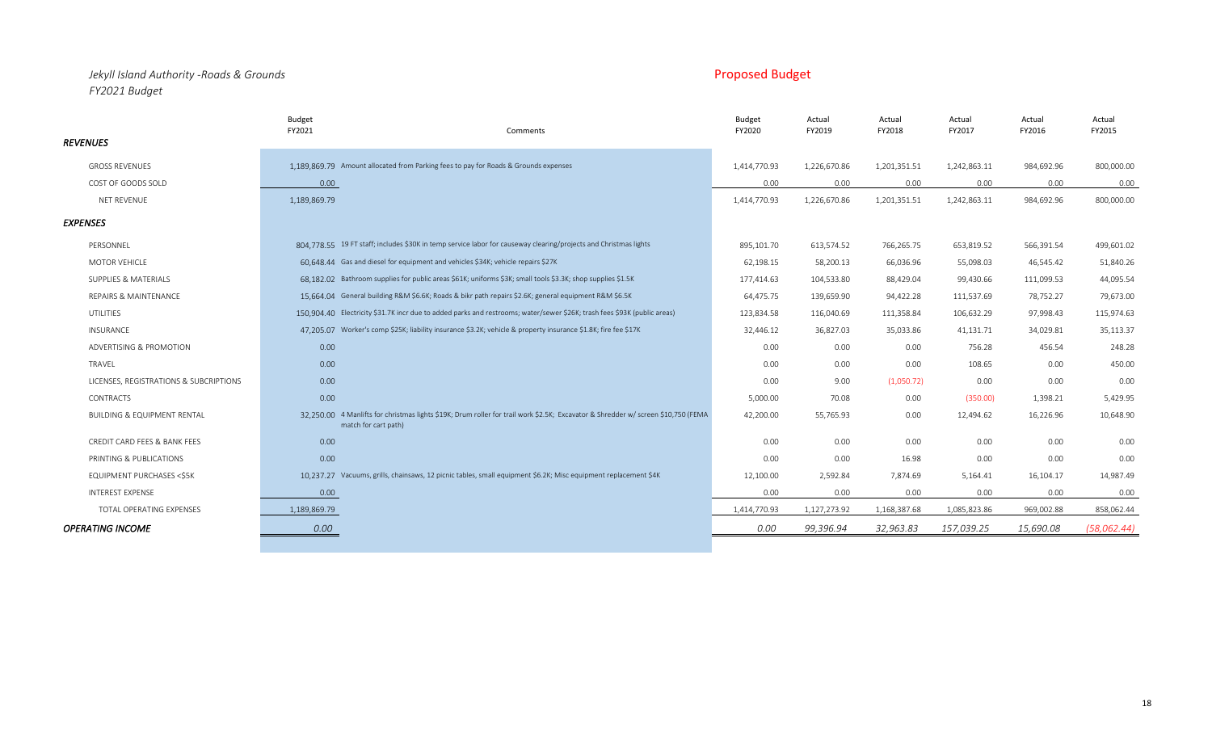*Jekyll Island Authority -Roads & Grounds*
*FY2021 Budget*

Proposed Budget

| | Budget FY2021 | Comments | Budget FY2020 | Actual FY2019 | Actual FY2018 | Actual FY2017 | Actual FY2016 | Actual FY2015 |
|---|---|---|---|---|---|---|---|---|
| ***REVENUES*** | | | | | | | | |
| GROSS REVENUES | 1,189,869.79 | Amount allocated from Parking fees to pay for Roads & Grounds expenses | 1,414,770.93 | 1,226,670.86 | 1,201,351.51 | 1,242,863.11 | 984,692.96 | 800,000.00 |
| COST OF GOODS SOLD | 0.00 | | 0.00 | 0.00 | 0.00 | 0.00 | 0.00 | 0.00 |
| NET REVENUE | 1,189,869.79 | | 1,414,770.93 | 1,226,670.86 | 1,201,351.51 | 1,242,863.11 | 984,692.96 | 800,000.00 |
| ***EXPENSES*** | | | | | | | | |
| PERSONNEL | 804,778.55 | 19 FT staff; includes $30K in temp service labor for causeway clearing/projects and Christmas lights | 895,101.70 | 613,574.52 | 766,265.75 | 653,819.52 | 566,391.54 | 499,601.02 |
| MOTOR VEHICLE | 60,648.44 | Gas and diesel for equipment and vehicles $34K; vehicle repairs $27K | 62,198.15 | 58,200.13 | 66,036.96 | 55,098.03 | 46,545.42 | 51,840.26 |
| SUPPLIES & MATERIALS | 68,182.02 | Bathroom supplies for public areas $61K; uniforms $3K; small tools $3.3K; shop supplies $1.5K | 177,414.63 | 104,533.80 | 88,429.04 | 99,430.66 | 111,099.53 | 44,095.54 |
| REPAIRS & MAINTENANCE | 15,664.04 | General building R&M $6.6K; Roads & bikr path repairs $2.6K; general equipment R&M $6.5K | 64,475.75 | 139,659.90 | 94,422.28 | 111,537.69 | 78,752.27 | 79,673.00 |
| UTILITIES | 150,904.40 | Electricity $31.7K incr due to added parks and restrooms; water/sewer $26K; trash fees $93K (public areas) | 123,834.58 | 116,040.69 | 111,358.84 | 106,632.29 | 97,998.43 | 115,974.63 |
| INSURANCE | 47,205.07 | Worker's comp $25K; liability insurance $3.2K; vehicle & property insurance $1.8K; fire fee $17K | 32,446.12 | 36,827.03 | 35,033.86 | 41,131.71 | 34,029.81 | 35,113.37 |
| ADVERTISING & PROMOTION | 0.00 | | 0.00 | 0.00 | 0.00 | 756.28 | 456.54 | 248.28 |
| TRAVEL | 0.00 | | 0.00 | 0.00 | 0.00 | 108.65 | 0.00 | 450.00 |
| LICENSES, REGISTRATIONS & SUBCRIPTIONS | 0.00 | | 0.00 | 9.00 | (1,050.72) | 0.00 | 0.00 | 0.00 |
| CONTRACTS | 0.00 | | 5,000.00 | 70.08 | 0.00 | (350.00) | 1,398.21 | 5,429.95 |
| BUILDING & EQUIPMENT RENTAL | 32,250.00 | 4 Manlifts for christmas lights $19K; Drum roller for trail work $2.5K; Excavator & Shredder w/ screen $10,750 (FEMA match for cart path) | 42,200.00 | 55,765.93 | 0.00 | 12,494.62 | 16,226.96 | 10,648.90 |
| CREDIT CARD FEES & BANK FEES | 0.00 | | 0.00 | 0.00 | 0.00 | 0.00 | 0.00 | 0.00 |
| PRINTING & PUBLICATIONS | 0.00 | | 0.00 | 0.00 | 16.98 | 0.00 | 0.00 | 0.00 |
| EQUIPMENT PURCHASES <$5K | 10,237.27 | Vacuums, grills, chainsaws, 12 picnic tables, small equipment $6.2K; Misc equipment replacement $4K | 12,100.00 | 2,592.84 | 7,874.69 | 5,164.41 | 16,104.17 | 14,987.49 |
| INTEREST EXPENSE | 0.00 | | 0.00 | 0.00 | 0.00 | 0.00 | 0.00 | 0.00 |
| TOTAL OPERATING EXPENSES | 1,189,869.79 | | 1,414,770.93 | 1,127,273.92 | 1,168,387.68 | 1,085,823.86 | 969,002.88 | 858,062.44 |
| ***OPERATING INCOME*** | *0.00* | | *0.00* | *99,396.94* | *32,963.83* | *157,039.25* | *15,690.08* | *(58,062.44)* |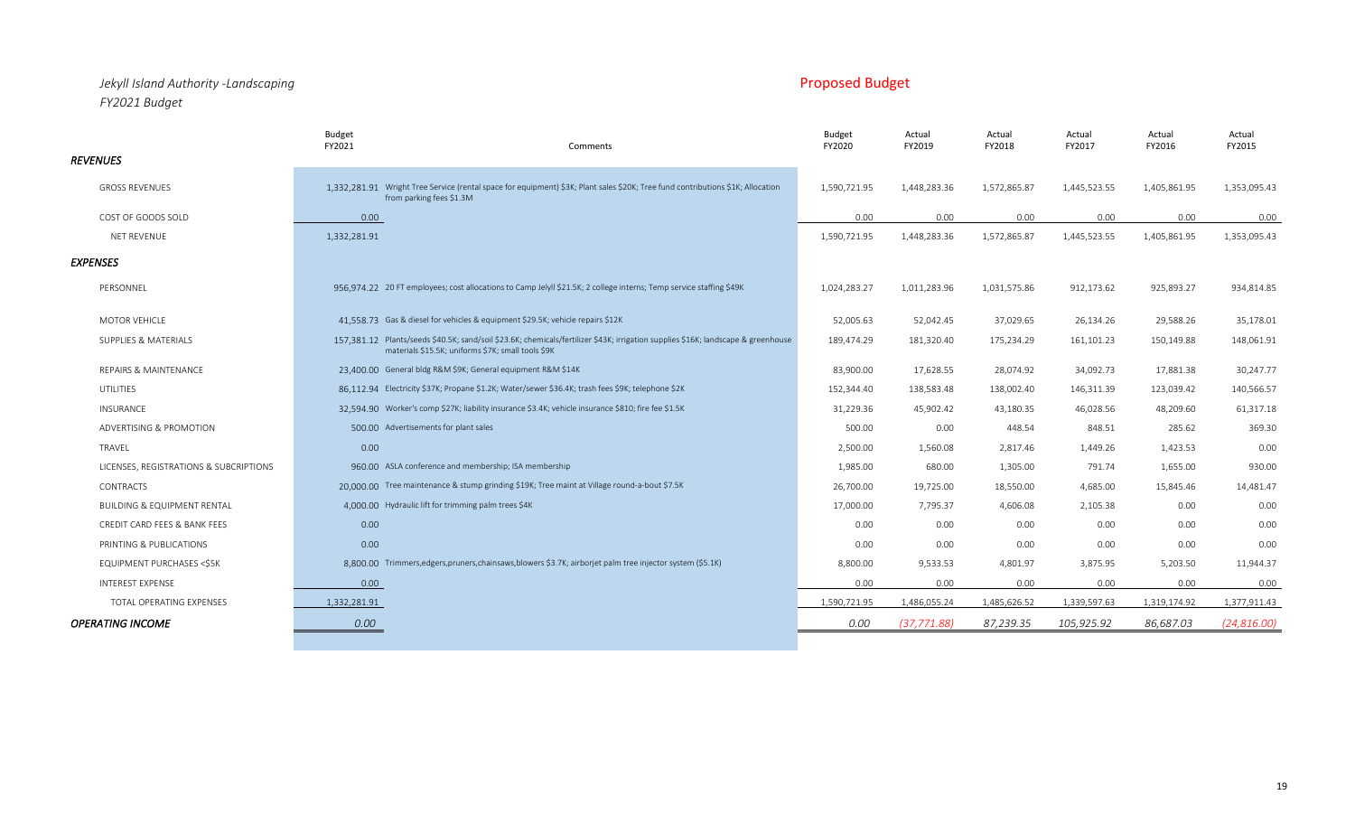*Jekyll Island Authority -Landscaping*

*FY2021 Budget*

Proposed Budget

| | Budget FY2021 | Comments | Budget FY2020 | Actual FY2019 | Actual FY2018 | Actual FY2017 | Actual FY2016 | Actual FY2015 |
|---|---|---|---|---|---|---|---|---|
| ***REVENUES*** | | | | | | | | |
| GROSS REVENUES | 1,332,281.91 | Wright Tree Service (rental space for equipment) $3K; Plant sales $20K; Tree fund contributions $1K; Allocation from parking fees $1.3M | 1,590,721.95 | 1,448,283.36 | 1,572,865.87 | 1,445,523.55 | 1,405,861.95 | 1,353,095.43 |
| COST OF GOODS SOLD | 0.00 | | 0.00 | 0.00 | 0.00 | 0.00 | 0.00 | 0.00 |
| NET REVENUE | 1,332,281.91 | | 1,590,721.95 | 1,448,283.36 | 1,572,865.87 | 1,445,523.55 | 1,405,861.95 | 1,353,095.43 |
| ***EXPENSES*** | | | | | | | | |
| PERSONNEL | 956,974.22 | 20 FT employees; cost allocations to Camp Jelyll $21.5K; 2 college interns; Temp service staffing $49K | 1,024,283.27 | 1,011,283.96 | 1,031,575.86 | 912,173.62 | 925,893.27 | 934,814.85 |
| MOTOR VEHICLE | 41,558.73 | Gas & diesel for vehicles & equipment $29.5K; vehicle repairs $12K | 52,005.63 | 52,042.45 | 37,029.65 | 26,134.26 | 29,588.26 | 35,178.01 |
| SUPPLIES & MATERIALS | 157,381.12 | Plants/seeds $40.5K; sand/soil $23.6K; chemicals/fertilizer $43K; irrigation supplies $16K; landscape & greenhouse materials $15.5K; uniforms $7K; small tools $9K | 189,474.29 | 181,320.40 | 175,234.29 | 161,101.23 | 150,149.88 | 148,061.91 |
| REPAIRS & MAINTENANCE | 23,400.00 | General bldg R&M $9K; General equipment R&M $14K | 83,900.00 | 17,628.55 | 28,074.92 | 34,092.73 | 17,881.38 | 30,247.77 |
| UTILITIES | 86,112.94 | Electricity $37K; Propane $1.2K; Water/sewer $36.4K; trash fees $9K; telephone $2K | 152,344.40 | 138,583.48 | 138,002.40 | 146,311.39 | 123,039.42 | 140,566.57 |
| INSURANCE | 32,594.90 | Worker's comp $27K; liability insurance $3.4K; vehicle insurance $810; fire fee $1.5K | 31,229.36 | 45,902.42 | 43,180.35 | 46,028.56 | 48,209.60 | 61,317.18 |
| ADVERTISING & PROMOTION | 500.00 | Advertisements for plant sales | 500.00 | 0.00 | 448.54 | 848.51 | 285.62 | 369.30 |
| TRAVEL | 0.00 | | 2,500.00 | 1,560.08 | 2,817.46 | 1,449.26 | 1,423.53 | 0.00 |
| LICENSES, REGISTRATIONS & SUBCRIPTIONS | 960.00 | ASLA conference and membership; ISA membership | 1,985.00 | 680.00 | 1,305.00 | 791.74 | 1,655.00 | 930.00 |
| CONTRACTS | 20,000.00 | Tree maintenance & stump grinding $19K; Tree maint at Village round-a-bout $7.5K | 26,700.00 | 19,725.00 | 18,550.00 | 4,685.00 | 15,845.46 | 14,481.47 |
| BUILDING & EQUIPMENT RENTAL | 4,000.00 | Hydraulic lift for trimming palm trees $4K | 17,000.00 | 7,795.37 | 4,606.08 | 2,105.38 | 0.00 | 0.00 |
| CREDIT CARD FEES & BANK FEES | 0.00 | | 0.00 | 0.00 | 0.00 | 0.00 | 0.00 | 0.00 |
| PRINTING & PUBLICATIONS | 0.00 | | 0.00 | 0.00 | 0.00 | 0.00 | 0.00 | 0.00 |
| EQUIPMENT PURCHASES <$5K | 8,800.00 | Trimmers,edgers,pruners,chainsaws,blowers $3.7K; airborjet palm tree injector system ($5.1K) | 8,800.00 | 9,533.53 | 4,801.97 | 3,875.95 | 5,203.50 | 11,944.37 |
| INTEREST EXPENSE | 0.00 | | 0.00 | 0.00 | 0.00 | 0.00 | 0.00 | 0.00 |
| TOTAL OPERATING EXPENSES | 1,332,281.91 | | 1,590,721.95 | 1,486,055.24 | 1,485,626.52 | 1,339,597.63 | 1,319,174.92 | 1,377,911.43 |
| ***OPERATING INCOME*** | *0.00* | | *0.00* | *(37,771.88)* | *87,239.35* | *105,925.92* | *86,687.03* | *(24,816.00)* |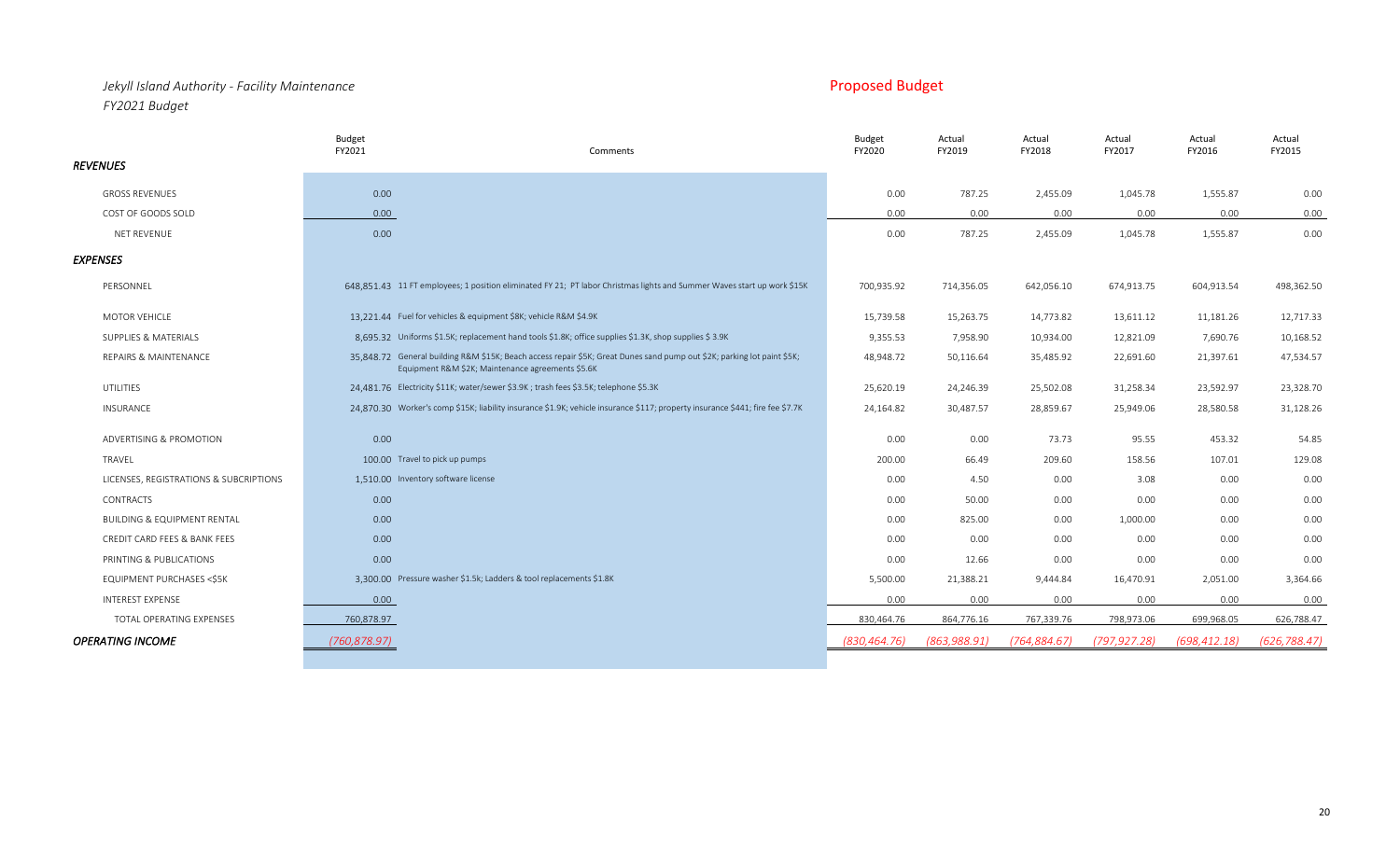*Jekyll Island Authority - Facility Maintenance*
*FY2021 Budget*

Proposed Budget

| | Budget FY2021 | Comments | Budget FY2020 | Actual FY2019 | Actual FY2018 | Actual FY2017 | Actual FY2016 | Actual FY2015 |
|---|---|---|---|---|---|---|---|---|
| ***REVENUES*** | | | | | | | | |
| GROSS REVENUES | 0.00 | | 0.00 | 787.25 | 2,455.09 | 1,045.78 | 1,555.87 | 0.00 |
| COST OF GOODS SOLD | 0.00 | | 0.00 | 0.00 | 0.00 | 0.00 | 0.00 | 0.00 |
| NET REVENUE | 0.00 | | 0.00 | 787.25 | 2,455.09 | 1,045.78 | 1,555.87 | 0.00 |
| ***EXPENSES*** | | | | | | | | |
| PERSONNEL | 648,851.43 | 11 FT employees; 1 position eliminated FY 21; PT labor Christmas lights and Summer Waves start up work $15K | 700,935.92 | 714,356.05 | 642,056.10 | 674,913.75 | 604,913.54 | 498,362.50 |
| MOTOR VEHICLE | 13,221.44 | Fuel for vehicles & equipment $8K; vehicle R&M $4.9K | 15,739.58 | 15,263.75 | 14,773.82 | 13,611.12 | 11,181.26 | 12,717.33 |
| SUPPLIES & MATERIALS | 8,695.32 | Uniforms $1.5K; replacement hand tools $1.8K; office supplies $1.3K, shop supplies $ 3.9K | 9,355.53 | 7,958.90 | 10,934.00 | 12,821.09 | 7,690.76 | 10,168.52 |
| REPAIRS & MAINTENANCE | 35,848.72 | General building R&M $15K; Beach access repair $5K; Great Dunes sand pump out $2K; parking lot paint $5K; Equipment R&M $2K; Maintenance agreements $5.6K | 48,948.72 | 50,116.64 | 35,485.92 | 22,691.60 | 21,397.61 | 47,534.57 |
| UTILITIES | 24,481.76 | Electricity $11K; water/sewer $3.9K ; trash fees $3.5K; telephone $5.3K | 25,620.19 | 24,246.39 | 25,502.08 | 31,258.34 | 23,592.97 | 23,328.70 |
| INSURANCE | 24,870.30 | Worker's comp $15K; liability insurance $1.9K; vehicle insurance $117; property insurance $441; fire fee $7.7K | 24,164.82 | 30,487.57 | 28,859.67 | 25,949.06 | 28,580.58 | 31,128.26 |
| ADVERTISING & PROMOTION | 0.00 | | 0.00 | 0.00 | 73.73 | 95.55 | 453.32 | 54.85 |
| TRAVEL | 100.00 | Travel to pick up pumps | 200.00 | 66.49 | 209.60 | 158.56 | 107.01 | 129.08 |
| LICENSES, REGISTRATIONS & SUBCRIPTIONS | 1,510.00 | Inventory software license | 0.00 | 4.50 | 0.00 | 3.08 | 0.00 | 0.00 |
| CONTRACTS | 0.00 | | 0.00 | 50.00 | 0.00 | 0.00 | 0.00 | 0.00 |
| BUILDING & EQUIPMENT RENTAL | 0.00 | | 0.00 | 825.00 | 0.00 | 1,000.00 | 0.00 | 0.00 |
| CREDIT CARD FEES & BANK FEES | 0.00 | | 0.00 | 0.00 | 0.00 | 0.00 | 0.00 | 0.00 |
| PRINTING & PUBLICATIONS | 0.00 | | 0.00 | 12.66 | 0.00 | 0.00 | 0.00 | 0.00 |
| EQUIPMENT PURCHASES <$5K | 3,300.00 | Pressure washer $1.5k; Ladders & tool replacements $1.8K | 5,500.00 | 21,388.21 | 9,444.84 | 16,470.91 | 2,051.00 | 3,364.66 |
| INTEREST EXPENSE | 0.00 | | 0.00 | 0.00 | 0.00 | 0.00 | 0.00 | 0.00 |
| TOTAL OPERATING EXPENSES | 760,878.97 | | 830,464.76 | 864,776.16 | 767,339.76 | 798,973.06 | 699,968.05 | 626,788.47 |
| ***OPERATING INCOME*** | (760,878.97) | | (830,464.76) | (863,988.91) | (764,884.67) | (797,927.28) | (698,412.18) | (626,788.47) |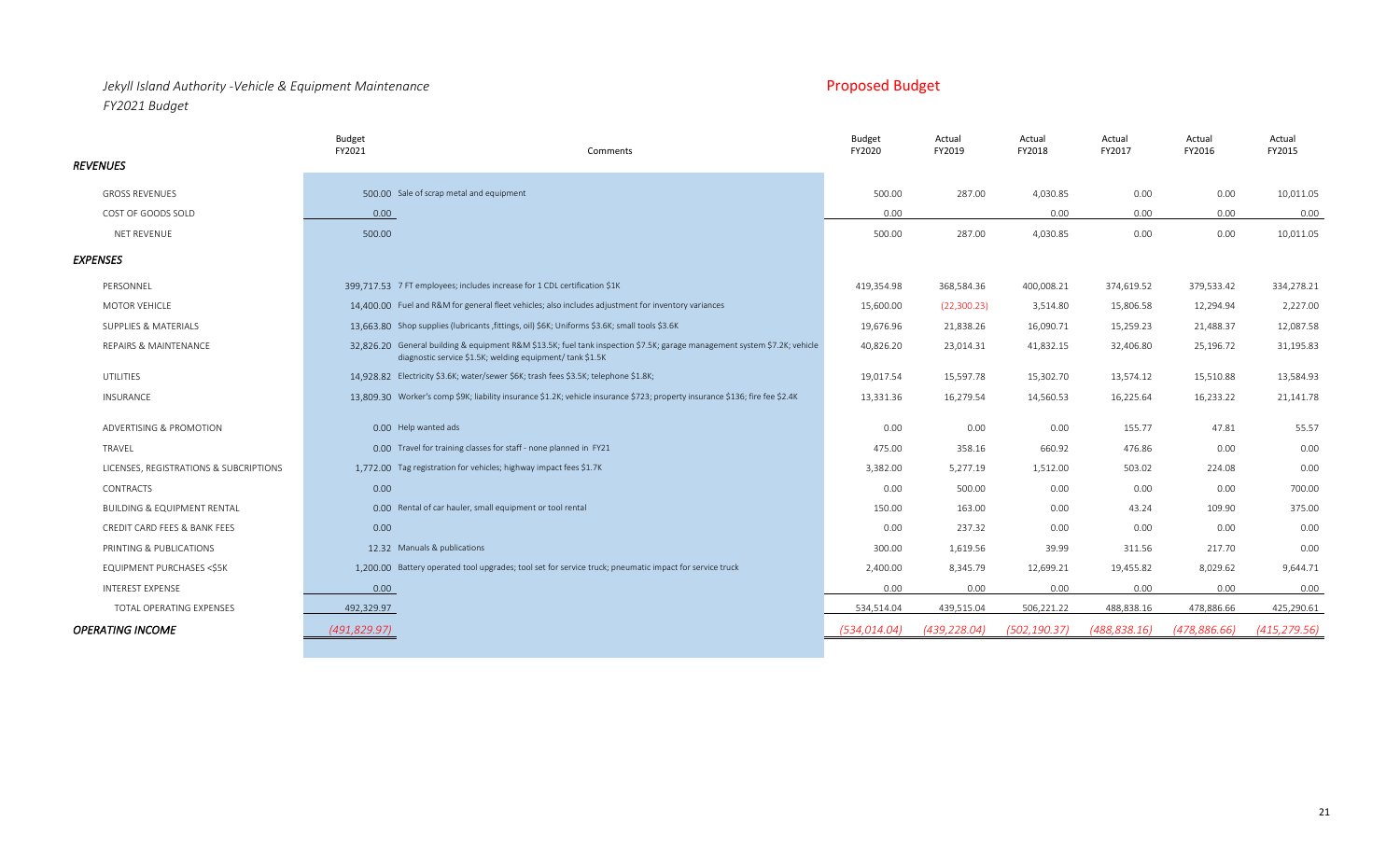*Jekyll Island Authority -Vehicle & Equipment Maintenance*
*FY2021 Budget*

Proposed Budget

| | Budget FY2021 | Comments | Budget FY2020 | Actual FY2019 | Actual FY2018 | Actual FY2017 | Actual FY2016 | Actual FY2015 |
|---|---|---|---|---|---|---|---|---|
| ***REVENUES*** | | | | | | | | |
| GROSS REVENUES | 500.00 | Sale of scrap metal and equipment | 500.00 | 287.00 | 4,030.85 | 0.00 | 0.00 | 10,011.05 |
| COST OF GOODS SOLD | 0.00 | | 0.00 | | 0.00 | 0.00 | 0.00 | 0.00 |
| NET REVENUE | 500.00 | | 500.00 | 287.00 | 4,030.85 | 0.00 | 0.00 | 10,011.05 |
| ***EXPENSES*** | | | | | | | | |
| PERSONNEL | 399,717.53 | 7 FT employees; includes increase for 1 CDL certification $1K | 419,354.98 | 368,584.36 | 400,008.21 | 374,619.52 | 379,533.42 | 334,278.21 |
| MOTOR VEHICLE | 14,400.00 | Fuel and R&M for general fleet vehicles; also includes adjustment for inventory variances | 15,600.00 | (22,300.23) | 3,514.80 | 15,806.58 | 12,294.94 | 2,227.00 |
| SUPPLIES & MATERIALS | 13,663.80 | Shop supplies (lubricants ,fittings, oil) $6K; Uniforms $3.6K; small tools $3.6K | 19,676.96 | 21,838.26 | 16,090.71 | 15,259.23 | 21,488.37 | 12,087.58 |
| REPAIRS & MAINTENANCE | 32,826.20 | General building & equipment R&M $13.5K; fuel tank inspection $7.5K; garage management system $7.2K; vehicle diagnostic service $1.5K; welding equipment/ tank $1.5K | 40,826.20 | 23,014.31 | 41,832.15 | 32,406.80 | 25,196.72 | 31,195.83 |
| UTILITIES | 14,928.82 | Electricity $3.6K; water/sewer $6K; trash fees $3.5K; telephone $1.8K; | 19,017.54 | 15,597.78 | 15,302.70 | 13,574.12 | 15,510.88 | 13,584.93 |
| INSURANCE | 13,809.30 | Worker's comp $9K; liability insurance $1.2K; vehicle insurance $723; property insurance $136; fire fee $2.4K | 13,331.36 | 16,279.54 | 14,560.53 | 16,225.64 | 16,233.22 | 21,141.78 |
| ADVERTISING & PROMOTION | 0.00 | Help wanted ads | 0.00 | 0.00 | 0.00 | 155.77 | 47.81 | 55.57 |
| TRAVEL | 0.00 | Travel for training classes for staff - none planned in FY21 | 475.00 | 358.16 | 660.92 | 476.86 | 0.00 | 0.00 |
| LICENSES, REGISTRATIONS & SUBCRIPTIONS | 1,772.00 | Tag registration for vehicles; highway impact fees $1.7K | 3,382.00 | 5,277.19 | 1,512.00 | 503.02 | 224.08 | 0.00 |
| CONTRACTS | 0.00 | | 0.00 | 500.00 | 0.00 | 0.00 | 0.00 | 700.00 |
| BUILDING & EQUIPMENT RENTAL | 0.00 | Rental of car hauler, small equipment or tool rental | 150.00 | 163.00 | 0.00 | 43.24 | 109.90 | 375.00 |
| CREDIT CARD FEES & BANK FEES | 0.00 | | 0.00 | 237.32 | 0.00 | 0.00 | 0.00 | 0.00 |
| PRINTING & PUBLICATIONS | 12.32 | Manuals & publications | 300.00 | 1,619.56 | 39.99 | 311.56 | 217.70 | 0.00 |
| EQUIPMENT PURCHASES <$5K | 1,200.00 | Battery operated tool upgrades; tool set for service truck; pneumatic impact for service truck | 2,400.00 | 8,345.79 | 12,699.21 | 19,455.82 | 8,029.62 | 9,644.71 |
| INTEREST EXPENSE | 0.00 | | 0.00 | 0.00 | 0.00 | 0.00 | 0.00 | 0.00 |
| TOTAL OPERATING EXPENSES | 492,329.97 | | 534,514.04 | 439,515.04 | 506,221.22 | 488,838.16 | 478,886.66 | 425,290.61 |
| ***OPERATING INCOME*** | *(491,829.97)* | | *(534,014.04)* | *(439,228.04)* | *(502,190.37)* | *(488,838.16)* | *(478,886.66)* | *(415,279.56)* |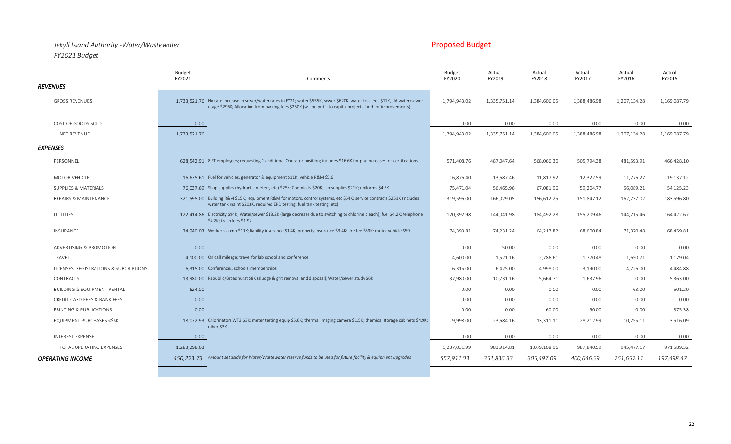*Jekyll Island Authority -Water/Wastewater*

*FY2021 Budget*

Proposed Budget

| | Budget FY2021 | Comments | Budget FY2020 | Actual FY2019 | Actual FY2018 | Actual FY2017 | Actual FY2016 | Actual FY2015 |
|---|---|---|---|---|---|---|---|---|
| ***REVENUES*** | | | | | | | | |
| GROSS REVENUES | 1,733,521.76 | No rate increase in sewer/water rates in FY21; water $555K, sewer $620K; water test fees $11K, JIA water/sewer usage $295K; Allocation from parking fees $250K (will be put into capital projects fund for improvements) | 1,794,943.02 | 1,335,751.14 | 1,384,606.05 | 1,388,486.98 | 1,207,134.28 | 1,169,087.79 |
| COST OF GOODS SOLD | 0.00 | | 0.00 | 0.00 | 0.00 | 0.00 | 0.00 | 0.00 |
| NET REVENUE | 1,733,521.76 | | 1,794,943.02 | 1,335,751.14 | 1,384,606.05 | 1,388,486.98 | 1,207,134.28 | 1,169,087.79 |
| ***EXPENSES*** | | | | | | | | |
| PERSONNEL | 628,542.91 | 8 FT employees; requesting 1 additional Operator position; includes $16.6K for pay increases for certifications | 571,408.76 | 487,047.64 | 568,066.30 | 505,794.38 | 481,593.91 | 466,428.10 |
| MOTOR VEHICLE | 16,675.61 | Fuel for vehicles, generator & equipment $11K; vehicle R&M $5.6 | 16,876.40 | 13,687.46 | 11,817.92 | 12,322.59 | 11,776.27 | 19,137.12 |
| SUPPLIES & MATERIALS | 76,037.69 | Shop supplies (hydrants, meters, etc) $25K; Chemicals $20K; lab supplies $21K; uniforms $4.5K. | 75,471.04 | 56,465.96 | 67,081.96 | 59,204.77 | 56,089.21 | 54,125.23 |
| REPAIRS & MAINTENANCE | 321,595.00 | Building R&M $15K; equipment R&M for motors, control systems, etc $54K; service contracts $251K (includes water tank maint $203K, required EPD testing, fuel tank testing, etc) | 319,596.00 | 166,029.05 | 156,612.25 | 151,847.12 | 162,737.02 | 183,596.80 |
| UTILITIES | 122,414.86 | Electricity $94K; Water/sewer $18.2K (large decrease due to switching to chlorine bleach); fuel $4.2K; telephone $4.2K; trash fees $1.9K | 120,392.98 | 144,041.98 | 184,492.28 | 155,209.46 | 144,715.46 | 164,422.67 |
| INSURANCE | 74,940.03 | Worker's comp $11K; liability insurance $1.4K; property insurance $3.4K; fire fee $59K; motor vehicle $59 | 74,393.81 | 74,231.24 | 64,217.82 | 68,600.84 | 71,370.48 | 68,459.81 |
| ADVERTISING & PROMOTION | 0.00 | | 0.00 | 50.00 | 0.00 | 0.00 | 0.00 | 0.00 |
| TRAVEL | 4,100.00 | On call mileage; travel for lab school and conference | 4,600.00 | 1,521.16 | 2,786.61 | 1,770.48 | 1,650.71 | 1,179.04 |
| LICENSES, REGISTRATIONS & SUBCRIPTIONS | 6,315.00 | Conferences, schools, memberships | 6,315.00 | 6,425.00 | 4,998.00 | 3,190.00 | 4,726.00 | 4,484.88 |
| CONTRACTS | 13,980.00 | Republic/Broadhurst $8K (sludge & grit removal and disposal); Water/sewer study $6K | 37,980.00 | 10,731.16 | 5,664.71 | 1,637.96 | 0.00 | 5,363.00 |
| BUILDING & EQUIPMENT RENTAL | 624.00 | | 0.00 | 0.00 | 0.00 | 0.00 | 63.00 | 501.20 |
| CREDIT CARD FEES & BANK FEES | 0.00 | | 0.00 | 0.00 | 0.00 | 0.00 | 0.00 | 0.00 |
| PRINTING & PUBLICATIONS | 0.00 | | 0.00 | 0.00 | 60.00 | 50.00 | 0.00 | 375.38 |
| EQUIPMENT PURCHASES <$5K | 18,072.93 | Chlorinators WT3 $3K; meter testing equip $5.6K; thermal imaging camera $1.5K; chemical storage cabinets $4.9K; other $3K | 9,998.00 | 23,684.16 | 13,311.11 | 28,212.99 | 10,755.11 | 3,516.09 |
| INTEREST EXPENSE | 0.00 | | 0.00 | 0.00 | 0.00 | 0.00 | 0.00 | 0.00 |
| TOTAL OPERATING EXPENSES | 1,283,298.03 | | 1,237,031.99 | 983,914.81 | 1,079,108.96 | 987,840.59 | 945,477.17 | 971,589.32 |
| ***OPERATING INCOME*** | *450,223.73* | *Amount set aside for Water/Wastewater reserve funds to be used for future facility & equipment upgrades* | *557,911.03* | *351,836.33* | *305,497.09* | *400,646.39* | *261,657.11* | *197,498.47* |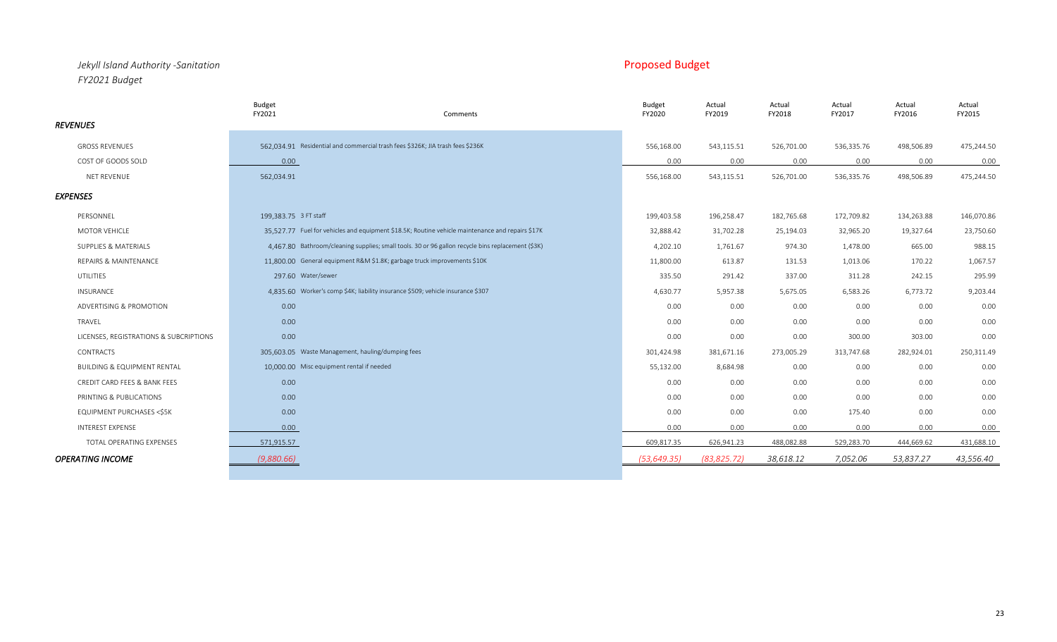*Jekyll Island Authority -Sanitation*
*FY2021 Budget*

Proposed Budget

| | Budget FY2021 | Comments | Budget FY2020 | Actual FY2019 | Actual FY2018 | Actual FY2017 | Actual FY2016 | Actual FY2015 |
|---|---|---|---|---|---|---|---|---|
| ***REVENUES*** | | | | | | | | |
| GROSS REVENUES | 562,034.91 | Residential and commercial trash fees $326K; JIA trash fees $236K | 556,168.00 | 543,115.51 | 526,701.00 | 536,335.76 | 498,506.89 | 475,244.50 |
| COST OF GOODS SOLD | 0.00 | | 0.00 | 0.00 | 0.00 | 0.00 | 0.00 | 0.00 |
| NET REVENUE | 562,034.91 | | 556,168.00 | 543,115.51 | 526,701.00 | 536,335.76 | 498,506.89 | 475,244.50 |
| ***EXPENSES*** | | | | | | | | |
| PERSONNEL | 199,383.75 | 3 FT staff | 199,403.58 | 196,258.47 | 182,765.68 | 172,709.82 | 134,263.88 | 146,070.86 |
| MOTOR VEHICLE | 35,527.77 | Fuel for vehicles and equipment $18.5K; Routine vehicle maintenance and repairs $17K | 32,888.42 | 31,702.28 | 25,194.03 | 32,965.20 | 19,327.64 | 23,750.60 |
| SUPPLIES & MATERIALS | 4,467.80 | Bathroom/cleaning supplies; small tools. 30 or 96 gallon recycle bins replacement ($3K) | 4,202.10 | 1,761.67 | 974.30 | 1,478.00 | 665.00 | 988.15 |
| REPAIRS & MAINTENANCE | 11,800.00 | General equipment R&M $1.8K; garbage truck improvements $10K | 11,800.00 | 613.87 | 131.53 | 1,013.06 | 170.22 | 1,067.57 |
| UTILITIES | 297.60 | Water/sewer | 335.50 | 291.42 | 337.00 | 311.28 | 242.15 | 295.99 |
| INSURANCE | 4,835.60 | Worker's comp $4K; liability insurance $509; vehicle insurance $307 | 4,630.77 | 5,957.38 | 5,675.05 | 6,583.26 | 6,773.72 | 9,203.44 |
| ADVERTISING & PROMOTION | 0.00 | | 0.00 | 0.00 | 0.00 | 0.00 | 0.00 | 0.00 |
| TRAVEL | 0.00 | | 0.00 | 0.00 | 0.00 | 0.00 | 0.00 | 0.00 |
| LICENSES, REGISTRATIONS & SUBCRIPTIONS | 0.00 | | 0.00 | 0.00 | 0.00 | 300.00 | 303.00 | 0.00 |
| CONTRACTS | 305,603.05 | Waste Management, hauling/dumping fees | 301,424.98 | 381,671.16 | 273,005.29 | 313,747.68 | 282,924.01 | 250,311.49 |
| BUILDING & EQUIPMENT RENTAL | 10,000.00 | Misc equipment rental if needed | 55,132.00 | 8,684.98 | 0.00 | 0.00 | 0.00 | 0.00 |
| CREDIT CARD FEES & BANK FEES | 0.00 | | 0.00 | 0.00 | 0.00 | 0.00 | 0.00 | 0.00 |
| PRINTING & PUBLICATIONS | 0.00 | | 0.00 | 0.00 | 0.00 | 0.00 | 0.00 | 0.00 |
| EQUIPMENT PURCHASES <$5K | 0.00 | | 0.00 | 0.00 | 0.00 | 175.40 | 0.00 | 0.00 |
| INTEREST EXPENSE | 0.00 | | 0.00 | 0.00 | 0.00 | 0.00 | 0.00 | 0.00 |
| TOTAL OPERATING EXPENSES | 571,915.57 | | 609,817.35 | 626,941.23 | 488,082.88 | 529,283.70 | 444,669.62 | 431,688.10 |
| ***OPERATING INCOME*** | *(9,880.66)* | | *(53,649.35)* | *(83,825.72)* | *38,618.12* | *7,052.06* | *53,837.27* | *43,556.40* |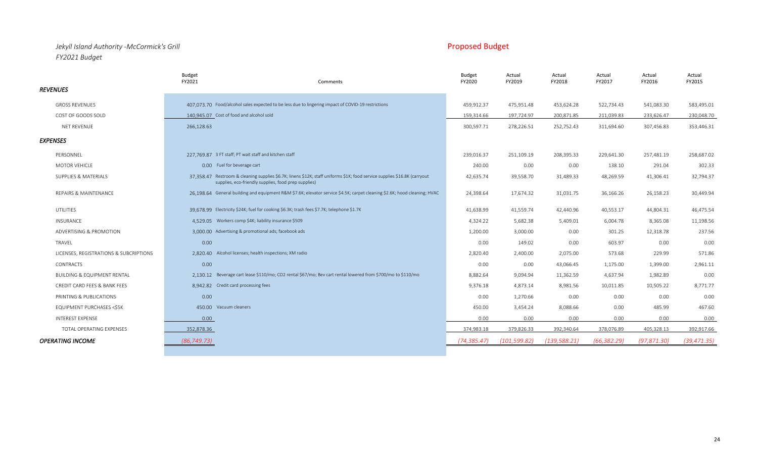*Jekyll Island Authority -McCormick's Grill*
*FY2021 Budget*

**Proposed Budget**

| | Budget FY2021 | Comments | Budget FY2020 | Actual FY2019 | Actual FY2018 | Actual FY2017 | Actual FY2016 | Actual FY2015 |
|---|---|---|---|---|---|---|---|---|
| ***REVENUES*** | | | | | | | | |
| GROSS REVENUES | 407,073.70 | Food/alcohol sales expected to be less due to lingering impact of COVID-19 restrictions | 459,912.37 | 475,951.48 | 453,624.28 | 522,734.43 | 541,083.30 | 583,495.01 |
| COST OF GOODS SOLD | 140,945.07 | Cost of food and alcohol sold | 159,314.66 | 197,724.97 | 200,871.85 | 211,039.83 | 233,626.47 | 230,048.70 |
| NET REVENUE | 266,128.63 | | 300,597.71 | 278,226.51 | 252,752.43 | 311,694.60 | 307,456.83 | 353,446.31 |
| ***EXPENSES*** | | | | | | | | |
| PERSONNEL | 227,769.87 | 3 FT staff; PT wait staff and kitchen staff | 239,016.37 | 251,109.19 | 208,395.33 | 229,641.30 | 257,481.19 | 258,687.02 |
| MOTOR VEHICLE | 0.00 | Fuel for beverage cart | 240.00 | 0.00 | 0.00 | 138.10 | 291.04 | 302.33 |
| SUPPLIES & MATERIALS | 37,358.47 | Restroom & cleaning supplies $6.7K; linens $12K; staff uniforms $1K; food service supplies $16.8K (carryout supplies, eco-friendly supplies, food prep supplies) | 42,635.74 | 39,558.70 | 31,489.33 | 48,269.59 | 41,306.41 | 32,794.37 |
| REPAIRS & MAINTENANCE | 26,198.64 | General building and equipment R&M $7.6K; elevator service $4.5K; carpet cleaning $2.6K; hood cleaning; HVAC | 24,398.64 | 17,674.32 | 31,031.75 | 36,166.26 | 26,158.23 | 30,449.94 |
| UTILITIES | 39,678.99 | Electricity $24K; fuel for cooking $6.3K; trash fees $7.7K; telephone $1.7K | 41,638.99 | 41,559.74 | 42,440.96 | 40,553.17 | 44,804.31 | 46,475.54 |
| INSURANCE | 4,529.05 | Workers comp $4K; liability insurance $509 | 4,324.22 | 5,682.38 | 5,409.01 | 6,004.78 | 8,365.08 | 11,198.56 |
| ADVERTISING & PROMOTION | 3,000.00 | Advertising & promotional ads; facebook ads | 1,200.00 | 3,000.00 | 0.00 | 301.25 | 12,318.78 | 237.56 |
| TRAVEL | 0.00 | | 0.00 | 149.02 | 0.00 | 603.97 | 0.00 | 0.00 |
| LICENSES, REGISTRATIONS & SUBCRIPTIONS | 2,820.40 | Alcohol licenses; health inspections; XM radio | 2,820.40 | 2,400.00 | 2,075.00 | 573.68 | 229.99 | 571.86 |
| CONTRACTS | 0.00 | | 0.00 | 0.00 | 43,066.45 | 1,175.00 | 1,399.00 | 2,961.11 |
| BUILDING & EQUIPMENT RENTAL | 2,130.12 | Beverage cart lease $110/mo; CO2 rental $67/mo; Bev cart rental lowered from $700/mo to $110/mo | 8,882.64 | 9,094.94 | 11,362.59 | 4,637.94 | 1,982.89 | 0.00 |
| CREDIT CARD FEES & BANK FEES | 8,942.82 | Credit card processing fees | 9,376.18 | 4,873.14 | 8,981.56 | 10,011.85 | 10,505.22 | 8,771.77 |
| PRINTING & PUBLICATIONS | 0.00 | | 0.00 | 1,270.66 | 0.00 | 0.00 | 0.00 | 0.00 |
| EQUIPMENT PURCHASES <$5K | 450.00 | Vacuum cleaners | 450.00 | 3,454.24 | 8,088.66 | 0.00 | 485.99 | 467.60 |
| INTEREST EXPENSE | 0.00 | | 0.00 | 0.00 | 0.00 | 0.00 | 0.00 | 0.00 |
| TOTAL OPERATING EXPENSES | 352,878.36 | | 374,983.18 | 379,826.33 | 392,340.64 | 378,076.89 | 405,328.13 | 392,917.66 |
| ***OPERATING INCOME*** | *(86,749.73)* | | *(74,385.47)* | *(101,599.82)* | *(139,588.21)* | *(66,382.29)* | *(97,871.30)* | *(39,471.35)* |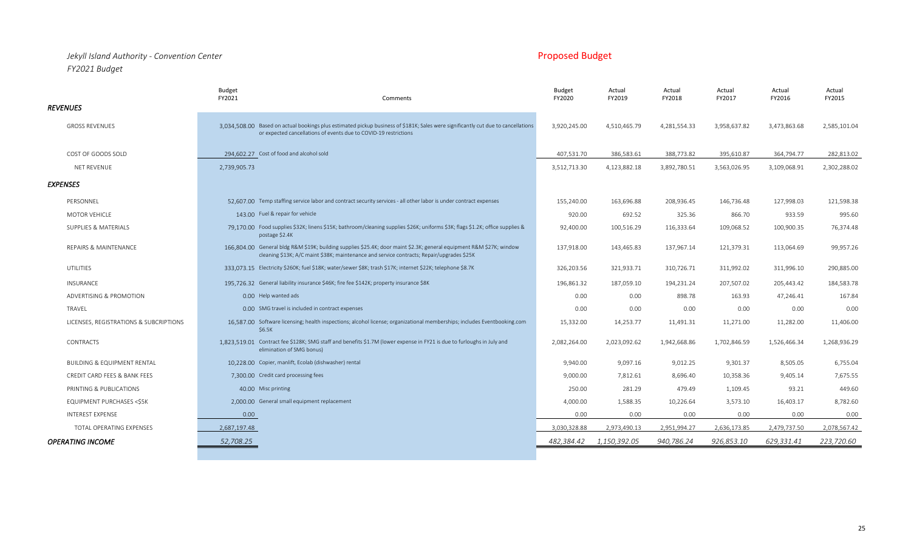*Jekyll Island Authority - Convention Center*
*FY2021 Budget*

Proposed Budget

| | Budget FY2021 | Comments | Budget FY2020 | Actual FY2019 | Actual FY2018 | Actual FY2017 | Actual FY2016 | Actual FY2015 |
|---|---|---|---|---|---|---|---|---|
| ***REVENUES*** | | | | | | | | |
| GROSS REVENUES | 3,034,508.00 | Based on actual bookings plus estimated pickup business of $181K; Sales were significantly cut due to cancellations or expected cancellations of events due to COVID-19 restrictions | 3,920,245.00 | 4,510,465.79 | 4,281,554.33 | 3,958,637.82 | 3,473,863.68 | 2,585,101.04 |
| COST OF GOODS SOLD | 294,602.27 | Cost of food and alcohol sold | 407,531.70 | 386,583.61 | 388,773.82 | 395,610.87 | 364,794.77 | 282,813.02 |
| NET REVENUE | 2,739,905.73 | | 3,512,713.30 | 4,123,882.18 | 3,892,780.51 | 3,563,026.95 | 3,109,068.91 | 2,302,288.02 |
| ***EXPENSES*** | | | | | | | | |
| PERSONNEL | 52,607.00 | Temp staffing service labor and contract security services - all other labor is under contract expenses | 155,240.00 | 163,696.88 | 208,936.45 | 146,736.48 | 127,998.03 | 121,598.38 |
| MOTOR VEHICLE | 143.00 | Fuel & repair for vehicle | 920.00 | 692.52 | 325.36 | 866.70 | 933.59 | 995.60 |
| SUPPLIES & MATERIALS | 79,170.00 | Food supplies $32K; linens $15K; bathroom/cleaning supplies $26K; uniforms $3K; flags $1.2K; office supplies & postage $2.4K | 92,400.00 | 100,516.29 | 116,333.64 | 109,068.52 | 100,900.35 | 76,374.48 |
| REPAIRS & MAINTENANCE | 166,804.00 | General bldg R&M $19K; building supplies $25.4K; door maint $2.3K; general equipment R&M $27K; window cleaning $13K; A/C maint $38K; maintenance and service contracts; Repair/upgrades $25K | 137,918.00 | 143,465.83 | 137,967.14 | 121,379.31 | 113,064.69 | 99,957.26 |
| UTILITIES | 333,073.15 | Electricity $260K; fuel $18K; water/sewer $8K; trash $17K; internet $22K; telephone $8.7K | 326,203.56 | 321,933.71 | 310,726.71 | 311,992.02 | 311,996.10 | 290,885.00 |
| INSURANCE | 195,726.32 | General liability insurance $46K; fire fee $142K; property insurance $8K | 196,861.32 | 187,059.10 | 194,231.24 | 207,507.02 | 205,443.42 | 184,583.78 |
| ADVERTISING & PROMOTION | 0.00 | Help wanted ads | 0.00 | 0.00 | 898.78 | 163.93 | 47,246.41 | 167.84 |
| TRAVEL | 0.00 | SMG travel is included in contract expenses | 0.00 | 0.00 | 0.00 | 0.00 | 0.00 | 0.00 |
| LICENSES, REGISTRATIONS & SUBCRIPTIONS | 16,587.00 | Software licensing; health inspections; alcohol license; organizational memberships; includes Eventbooking.com $6.5K | 15,332.00 | 14,253.77 | 11,491.31 | 11,271.00 | 11,282.00 | 11,406.00 |
| CONTRACTS | 1,823,519.01 | Contract fee $128K; SMG staff and benefits $1.7M (lower expense in FY21 is due to furloughs in July and elimination of SMG bonus) | 2,082,264.00 | 2,023,092.62 | 1,942,668.86 | 1,702,846.59 | 1,526,466.34 | 1,268,936.29 |
| BUILDING & EQUIPMENT RENTAL | 10,228.00 | Copier, manlift, Ecolab (dishwasher) rental | 9,940.00 | 9,097.16 | 9,012.25 | 9,301.37 | 8,505.05 | 6,755.04 |
| CREDIT CARD FEES & BANK FEES | 7,300.00 | Credit card processing fees | 9,000.00 | 7,812.61 | 8,696.40 | 10,358.36 | 9,405.14 | 7,675.55 |
| PRINTING & PUBLICATIONS | 40.00 | Misc printing | 250.00 | 281.29 | 479.49 | 1,109.45 | 93.21 | 449.60 |
| EQUIPMENT PURCHASES <$5K | 2,000.00 | General small equipment replacement | 4,000.00 | 1,588.35 | 10,226.64 | 3,573.10 | 16,403.17 | 8,782.60 |
| INTEREST EXPENSE | 0.00 | | 0.00 | 0.00 | 0.00 | 0.00 | 0.00 | 0.00 |
| TOTAL OPERATING EXPENSES | 2,687,197.48 | | 3,030,328.88 | 2,973,490.13 | 2,951,994.27 | 2,636,173.85 | 2,479,737.50 | 2,078,567.42 |
| ***OPERATING INCOME*** | *52,708.25* | | *482,384.42* | *1,150,392.05* | *940,786.24* | *926,853.10* | *629,331.41* | *223,720.60* |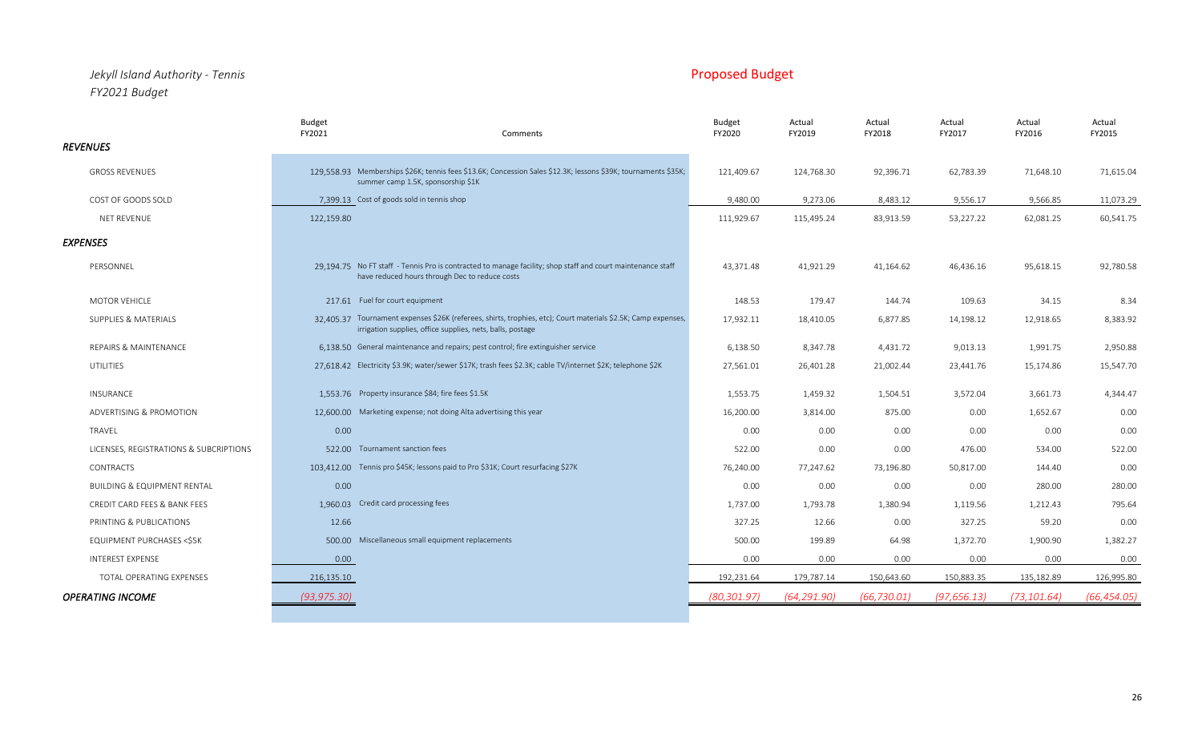*Jekyll Island Authority - Tennis*
*FY2021 Budget*

Proposed Budget

| | Budget FY2021 | Comments | Budget FY2020 | Actual FY2019 | Actual FY2018 | Actual FY2017 | Actual FY2016 | Actual FY2015 |
|---|---|---|---|---|---|---|---|---|
| ***REVENUES*** | | | | | | | | |
| GROSS REVENUES | 129,558.93 | Memberships $26K; tennis fees $13.6K; Concession Sales $12.3K; lessons $39K; tournaments $35K; summer camp 1.5K, sponsorship $1K | 121,409.67 | 124,768.30 | 92,396.71 | 62,783.39 | 71,648.10 | 71,615.04 |
| COST OF GOODS SOLD | 7,399.13 | Cost of goods sold in tennis shop | 9,480.00 | 9,273.06 | 8,483.12 | 9,556.17 | 9,566.85 | 11,073.29 |
| NET REVENUE | 122,159.80 | | 111,929.67 | 115,495.24 | 83,913.59 | 53,227.22 | 62,081.25 | 60,541.75 |
| ***EXPENSES*** | | | | | | | | |
| PERSONNEL | 29,194.75 | No FT staff - Tennis Pro is contracted to manage facility; shop staff and court maintenance staff have reduced hours through Dec to reduce costs | 43,371.48 | 41,921.29 | 41,164.62 | 46,436.16 | 95,618.15 | 92,780.58 |
| MOTOR VEHICLE | 217.61 | Fuel for court equipment | 148.53 | 179.47 | 144.74 | 109.63 | 34.15 | 8.34 |
| SUPPLIES & MATERIALS | 32,405.37 | Tournament expenses $26K (referees, shirts, trophies, etc); Court materials $2.5K; Camp expenses, irrigation supplies, office supplies, nets, balls, postage | 17,932.11 | 18,410.05 | 6,877.85 | 14,198.12 | 12,918.65 | 8,383.92 |
| REPAIRS & MAINTENANCE | 6,138.50 | General maintenance and repairs; pest control; fire extinguisher service | 6,138.50 | 8,347.78 | 4,431.72 | 9,013.13 | 1,991.75 | 2,950.88 |
| UTILITIES | 27,618.42 | Electricity $3.9K; water/sewer $17K; trash fees $2.3K; cable TV/internet $2K; telephone $2K | 27,561.01 | 26,401.28 | 21,002.44 | 23,441.76 | 15,174.86 | 15,547.70 |
| INSURANCE | 1,553.76 | Property insurance $84; fire fees $1.5K | 1,553.75 | 1,459.32 | 1,504.51 | 3,572.04 | 3,661.73 | 4,344.47 |
| ADVERTISING & PROMOTION | 12,600.00 | Marketing expense; not doing Alta advertising this year | 16,200.00 | 3,814.00 | 875.00 | 0.00 | 1,652.67 | 0.00 |
| TRAVEL | 0.00 | | 0.00 | 0.00 | 0.00 | 0.00 | 0.00 | 0.00 |
| LICENSES, REGISTRATIONS & SUBCRIPTIONS | 522.00 | Tournament sanction fees | 522.00 | 0.00 | 0.00 | 476.00 | 534.00 | 522.00 |
| CONTRACTS | 103,412.00 | Tennis pro $45K; lessons paid to Pro $31K; Court resurfacing $27K | 76,240.00 | 77,247.62 | 73,196.80 | 50,817.00 | 144.40 | 0.00 |
| BUILDING & EQUIPMENT RENTAL | 0.00 | | 0.00 | 0.00 | 0.00 | 0.00 | 280.00 | 280.00 |
| CREDIT CARD FEES & BANK FEES | 1,960.03 | Credit card processing fees | 1,737.00 | 1,793.78 | 1,380.94 | 1,119.56 | 1,212.43 | 795.64 |
| PRINTING & PUBLICATIONS | 12.66 | | 327.25 | 12.66 | 0.00 | 327.25 | 59.20 | 0.00 |
| EQUIPMENT PURCHASES <$5K | 500.00 | Miscellaneous small equipment replacements | 500.00 | 199.89 | 64.98 | 1,372.70 | 1,900.90 | 1,382.27 |
| INTEREST EXPENSE | 0.00 | | 0.00 | 0.00 | 0.00 | 0.00 | 0.00 | 0.00 |
| TOTAL OPERATING EXPENSES | 216,135.10 | | 192,231.64 | 179,787.14 | 150,643.60 | 150,883.35 | 135,182.89 | 126,995.80 |
| ***OPERATING INCOME*** | *(93,975.30)* | | *(80,301.97)* | *(64,291.90)* | *(66,730.01)* | *(97,656.13)* | *(73,101.64)* | *(66,454.05)* |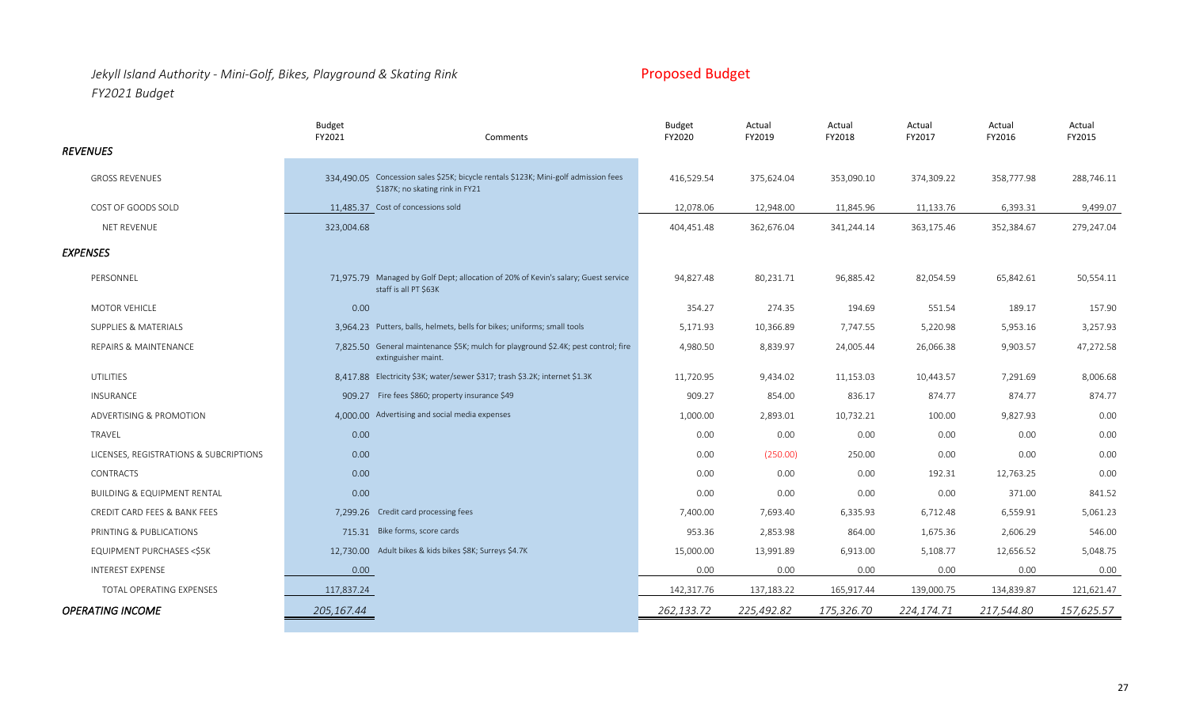*Jekyll Island Authority - Mini-Golf, Bikes, Playground & Skating Rink*
*FY2021 Budget*

Proposed Budget

| | Budget FY2021 | Comments | Budget FY2020 | Actual FY2019 | Actual FY2018 | Actual FY2017 | Actual FY2016 | Actual FY2015 |
|---|---|---|---|---|---|---|---|---|
| ***REVENUES*** | | | | | | | | |
| GROSS REVENUES | 334,490.05 | Concession sales $25K; bicycle rentals $123K; Mini-golf admission fees $187K; no skating rink in FY21 | 416,529.54 | 375,624.04 | 353,090.10 | 374,309.22 | 358,777.98 | 288,746.11 |
| COST OF GOODS SOLD | 11,485.37 | Cost of concessions sold | 12,078.06 | 12,948.00 | 11,845.96 | 11,133.76 | 6,393.31 | 9,499.07 |
| NET REVENUE | 323,004.68 | | 404,451.48 | 362,676.04 | 341,244.14 | 363,175.46 | 352,384.67 | 279,247.04 |
| ***EXPENSES*** | | | | | | | | |
| PERSONNEL | 71,975.79 | Managed by Golf Dept; allocation of 20% of Kevin's salary; Guest service staff is all PT $63K | 94,827.48 | 80,231.71 | 96,885.42 | 82,054.59 | 65,842.61 | 50,554.11 |
| MOTOR VEHICLE | 0.00 | | 354.27 | 274.35 | 194.69 | 551.54 | 189.17 | 157.90 |
| SUPPLIES & MATERIALS | 3,964.23 | Putters, balls, helmets, bells for bikes; uniforms; small tools | 5,171.93 | 10,366.89 | 7,747.55 | 5,220.98 | 5,953.16 | 3,257.93 |
| REPAIRS & MAINTENANCE | 7,825.50 | General maintenance $5K; mulch for playground $2.4K; pest control; fire extinguisher maint. | 4,980.50 | 8,839.97 | 24,005.44 | 26,066.38 | 9,903.57 | 47,272.58 |
| UTILITIES | 8,417.88 | Electricity $3K; water/sewer $317; trash $3.2K; internet $1.3K | 11,720.95 | 9,434.02 | 11,153.03 | 10,443.57 | 7,291.69 | 8,006.68 |
| INSURANCE | 909.27 | Fire fees $860; property insurance $49 | 909.27 | 854.00 | 836.17 | 874.77 | 874.77 | 874.77 |
| ADVERTISING & PROMOTION | 4,000.00 | Advertising and social media expenses | 1,000.00 | 2,893.01 | 10,732.21 | 100.00 | 9,827.93 | 0.00 |
| TRAVEL | 0.00 | | 0.00 | 0.00 | 0.00 | 0.00 | 0.00 | 0.00 |
| LICENSES, REGISTRATIONS & SUBCRIPTIONS | 0.00 | | 0.00 | (250.00) | 250.00 | 0.00 | 0.00 | 0.00 |
| CONTRACTS | 0.00 | | 0.00 | 0.00 | 0.00 | 192.31 | 12,763.25 | 0.00 |
| BUILDING & EQUIPMENT RENTAL | 0.00 | | 0.00 | 0.00 | 0.00 | 0.00 | 371.00 | 841.52 |
| CREDIT CARD FEES & BANK FEES | 7,299.26 | Credit card processing fees | 7,400.00 | 7,693.40 | 6,335.93 | 6,712.48 | 6,559.91 | 5,061.23 |
| PRINTING & PUBLICATIONS | 715.31 | Bike forms, score cards | 953.36 | 2,853.98 | 864.00 | 1,675.36 | 2,606.29 | 546.00 |
| EQUIPMENT PURCHASES <$5K | 12,730.00 | Adult bikes & kids bikes $8K; Surreys $4.7K | 15,000.00 | 13,991.89 | 6,913.00 | 5,108.77 | 12,656.52 | 5,048.75 |
| INTEREST EXPENSE | 0.00 | | 0.00 | 0.00 | 0.00 | 0.00 | 0.00 | 0.00 |
| TOTAL OPERATING EXPENSES | 117,837.24 | | 142,317.76 | 137,183.22 | 165,917.44 | 139,000.75 | 134,839.87 | 121,621.47 |
| ***OPERATING INCOME*** | *205,167.44* | | *262,133.72* | *225,492.82* | *175,326.70* | *224,174.71* | *217,544.80* | *157,625.57* |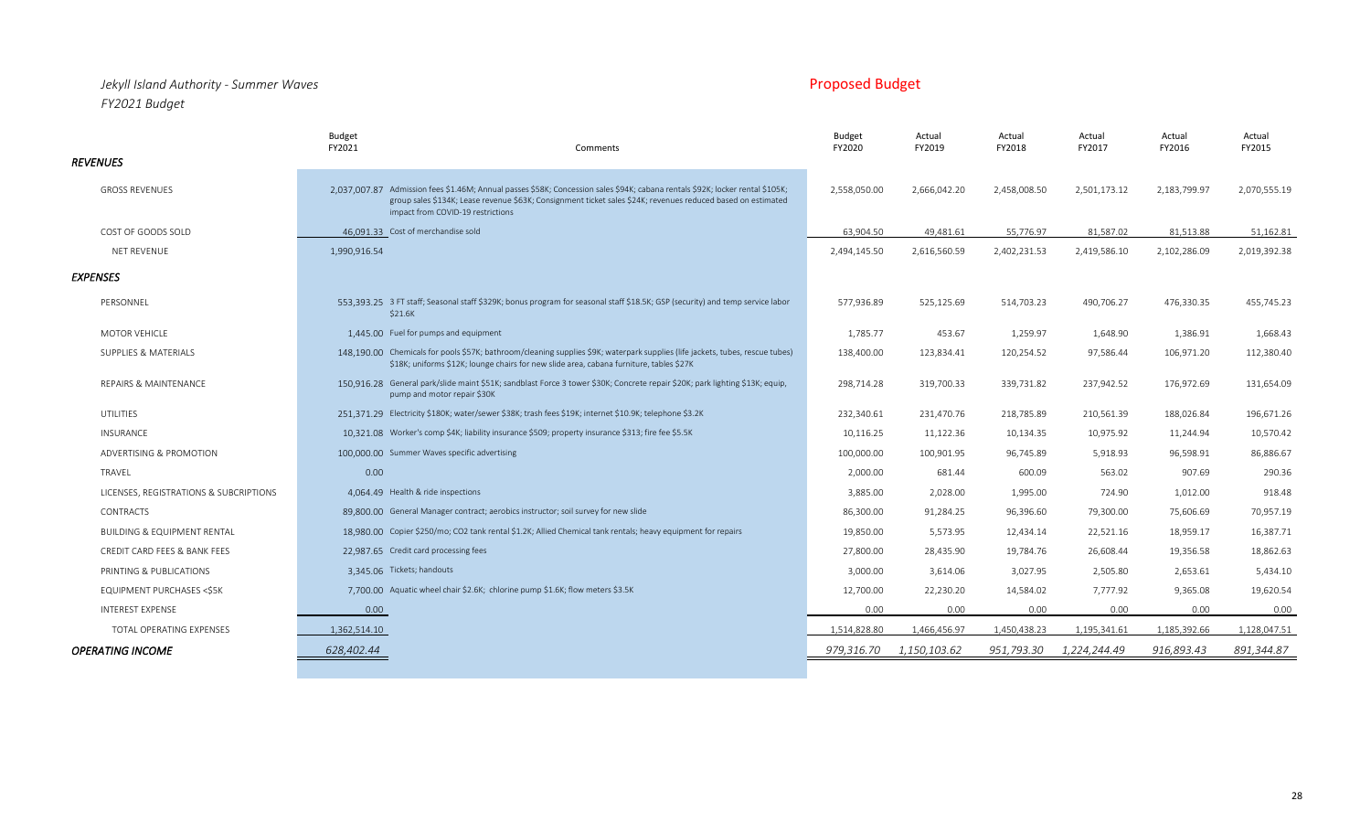*Jekyll Island Authority - Summer Waves*

*FY2021 Budget*

Proposed Budget

| | Budget FY2021 | Comments | Budget FY2020 | Actual FY2019 | Actual FY2018 | Actual FY2017 | Actual FY2016 | Actual FY2015 |
|---|---|---|---|---|---|---|---|---|
| ***REVENUES*** | | | | | | | | |
| GROSS REVENUES | 2,037,007.87 | Admission fees $1.46M; Annual passes $58K; Concession sales $94K; cabana rentals $92K; locker rental $105K; group sales $134K; Lease revenue $63K; Consignment ticket sales $24K; revenues reduced based on estimated impact from COVID-19 restrictions | 2,558,050.00 | 2,666,042.20 | 2,458,008.50 | 2,501,173.12 | 2,183,799.97 | 2,070,555.19 |
| COST OF GOODS SOLD | 46,091.33 | Cost of merchandise sold | 63,904.50 | 49,481.61 | 55,776.97 | 81,587.02 | 81,513.88 | 51,162.81 |
| NET REVENUE | 1,990,916.54 | | 2,494,145.50 | 2,616,560.59 | 2,402,231.53 | 2,419,586.10 | 2,102,286.09 | 2,019,392.38 |
| ***EXPENSES*** | | | | | | | | |
| PERSONNEL | 553,393.25 | 3 FT staff; Seasonal staff $329K; bonus program for seasonal staff $18.5K; GSP (security) and temp service labor $21.6K | 577,936.89 | 525,125.69 | 514,703.23 | 490,706.27 | 476,330.35 | 455,745.23 |
| MOTOR VEHICLE | 1,445.00 | Fuel for pumps and equipment | 1,785.77 | 453.67 | 1,259.97 | 1,648.90 | 1,386.91 | 1,668.43 |
| SUPPLIES & MATERIALS | 148,190.00 | Chemicals for pools $57K; bathroom/cleaning supplies $9K; waterpark supplies (life jackets, tubes, rescue tubes) $18K; uniforms $12K; lounge chairs for new slide area, cabana furniture, tables $27K | 138,400.00 | 123,834.41 | 120,254.52 | 97,586.44 | 106,971.20 | 112,380.40 |
| REPAIRS & MAINTENANCE | 150,916.28 | General park/slide maint $51K; sandblast Force 3 tower $30K; Concrete repair $20K; park lighting $13K; equip, pump and motor repair $30K | 298,714.28 | 319,700.33 | 339,731.82 | 237,942.52 | 176,972.69 | 131,654.09 |
| UTILITIES | 251,371.29 | Electricity $180K; water/sewer $38K; trash fees $19K; internet $10.9K; telephone $3.2K | 232,340.61 | 231,470.76 | 218,785.89 | 210,561.39 | 188,026.84 | 196,671.26 |
| INSURANCE | 10,321.08 | Worker's comp $4K; liability insurance $509; property insurance $313; fire fee $5.5K | 10,116.25 | 11,122.36 | 10,134.35 | 10,975.92 | 11,244.94 | 10,570.42 |
| ADVERTISING & PROMOTION | 100,000.00 | Summer Waves specific advertising | 100,000.00 | 100,901.95 | 96,745.89 | 5,918.93 | 96,598.91 | 86,886.67 |
| TRAVEL | 0.00 | | 2,000.00 | 681.44 | 600.09 | 563.02 | 907.69 | 290.36 |
| LICENSES, REGISTRATIONS & SUBCRIPTIONS | 4,064.49 | Health & ride inspections | 3,885.00 | 2,028.00 | 1,995.00 | 724.90 | 1,012.00 | 918.48 |
| CONTRACTS | 89,800.00 | General Manager contract; aerobics instructor; soil survey for new slide | 86,300.00 | 91,284.25 | 96,396.60 | 79,300.00 | 75,606.69 | 70,957.19 |
| BUILDING & EQUIPMENT RENTAL | 18,980.00 | Copier $250/mo; CO2 tank rental $1.2K; Allied Chemical tank rentals; heavy equipment for repairs | 19,850.00 | 5,573.95 | 12,434.14 | 22,521.16 | 18,959.17 | 16,387.71 |
| CREDIT CARD FEES & BANK FEES | 22,987.65 | Credit card processing fees | 27,800.00 | 28,435.90 | 19,784.76 | 26,608.44 | 19,356.58 | 18,862.63 |
| PRINTING & PUBLICATIONS | 3,345.06 | Tickets; handouts | 3,000.00 | 3,614.06 | 3,027.95 | 2,505.80 | 2,653.61 | 5,434.10 |
| EQUIPMENT PURCHASES <$5K | 7,700.00 | Aquatic wheel chair $2.6K; chlorine pump $1.6K; flow meters $3.5K | 12,700.00 | 22,230.20 | 14,584.02 | 7,777.92 | 9,365.08 | 19,620.54 |
| INTEREST EXPENSE | 0.00 | | 0.00 | 0.00 | 0.00 | 0.00 | 0.00 | 0.00 |
| TOTAL OPERATING EXPENSES | 1,362,514.10 | | 1,514,828.80 | 1,466,456.97 | 1,450,438.23 | 1,195,341.61 | 1,185,392.66 | 1,128,047.51 |
| ***OPERATING INCOME*** | *628,402.44* | | *979,316.70* | *1,150,103.62* | *951,793.30* | *1,224,244.49* | *916,893.43* | *891,344.87* |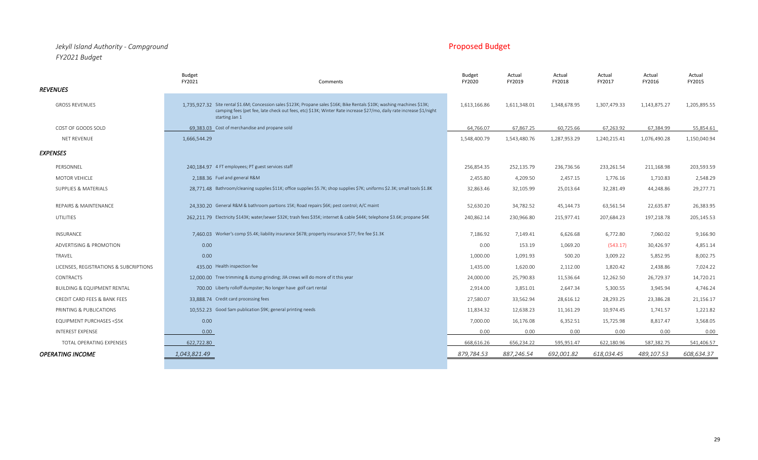*Jekyll Island Authority - Campground*
*FY2021 Budget*

Proposed Budget

| | Budget FY2021 | Comments | Budget FY2020 | Actual FY2019 | Actual FY2018 | Actual FY2017 | Actual FY2016 | Actual FY2015 |
|---|---|---|---|---|---|---|---|---|
| ***REVENUES*** | | | | | | | | |
| GROSS REVENUES | 1,735,927.32 | Site rental $1.6M; Concession sales $123K; Propane sales $16K; Bike Rentals $10K; washing machines $13K; camping fees (pet fee, late check out fees, etc) $13K; Winter Rate increase $27/mo, daily rate increase $1/night starting Jan 1 | 1,613,166.86 | 1,611,348.01 | 1,348,678.95 | 1,307,479.33 | 1,143,875.27 | 1,205,895.55 |
| COST OF GOODS SOLD | 69,383.03 | Cost of merchandise and propane sold | 64,766.07 | 67,867.25 | 60,725.66 | 67,263.92 | 67,384.99 | 55,854.61 |
| NET REVENUE | 1,666,544.29 | | 1,548,400.79 | 1,543,480.76 | 1,287,953.29 | 1,240,215.41 | 1,076,490.28 | 1,150,040.94 |
| ***EXPENSES*** | | | | | | | | |
| PERSONNEL | 240,184.97 | 4 FT employees; PT guest services staff | 256,854.35 | 252,135.79 | 236,736.56 | 233,261.54 | 211,168.98 | 203,593.59 |
| MOTOR VEHICLE | 2,188.36 | Fuel and general R&M | 2,455.80 | 4,209.50 | 2,457.15 | 1,776.16 | 1,710.83 | 2,548.29 |
| SUPPLIES & MATERIALS | 28,771.48 | Bathroom/cleaning supplies $11K; office supplies $5.7K; shop supplies $7K; uniforms $2.3K; small tools $1.8K | 32,863.46 | 32,105.99 | 25,013.64 | 32,281.49 | 44,248.86 | 29,277.71 |
| REPAIRS & MAINTENANCE | 24,330.20 | General R&M & bathroom partions 15K; Road repairs $6K; pest control; A/C maint | 52,630.20 | 34,782.52 | 45,144.73 | 63,561.54 | 22,635.87 | 26,383.95 |
| UTILITIES | 262,211.79 | Electricity $143K; water/sewer $32K; trash fees $35K; internet & cable $44K; telephone $3.6K; propane $4K | 240,862.14 | 230,966.80 | 215,977.41 | 207,684.23 | 197,218.78 | 205,145.53 |
| INSURANCE | 7,460.03 | Worker's comp $5.4K; liability insurance $678; property insurance $77; fire fee $1.3K | 7,186.92 | 7,149.41 | 6,626.68 | 6,772.80 | 7,060.02 | 9,166.90 |
| ADVERTISING & PROMOTION | 0.00 | | 0.00 | 153.19 | 1,069.20 | (543.17) | 30,426.97 | 4,851.14 |
| TRAVEL | 0.00 | | 1,000.00 | 1,091.93 | 500.20 | 3,009.22 | 5,852.95 | 8,002.75 |
| LICENSES, REGISTRATIONS & SUBCRIPTIONS | 435.00 | Health inspection fee | 1,435.00 | 1,620.00 | 2,112.00 | 1,820.42 | 2,438.86 | 7,024.22 |
| CONTRACTS | 12,000.00 | Tree trimming & stump grinding; JIA crews will do more of it this year | 24,000.00 | 25,790.83 | 11,536.64 | 12,262.50 | 26,729.37 | 14,720.21 |
| BUILDING & EQUIPMENT RENTAL | 700.00 | Liberty rolloff dumpster; No longer have golf cart rental | 2,914.00 | 3,851.01 | 2,647.34 | 5,300.55 | 3,945.94 | 4,746.24 |
| CREDIT CARD FEES & BANK FEES | 33,888.74 | Credit card processing fees | 27,580.07 | 33,562.94 | 28,616.12 | 28,293.25 | 23,386.28 | 21,156.17 |
| PRINTING & PUBLICATIONS | 10,552.23 | Good Sam publication $9K; general printing needs | 11,834.32 | 12,638.23 | 11,161.29 | 10,974.45 | 1,741.57 | 1,221.82 |
| EQUIPMENT PURCHASES <$5K | 0.00 | | 7,000.00 | 16,176.08 | 6,352.51 | 15,725.98 | 8,817.47 | 3,568.05 |
| INTEREST EXPENSE | 0.00 | | 0.00 | 0.00 | 0.00 | 0.00 | 0.00 | 0.00 |
| TOTAL OPERATING EXPENSES | 622,722.80 | | 668,616.26 | 656,234.22 | 595,951.47 | 622,180.96 | 587,382.75 | 541,406.57 |
| ***OPERATING INCOME*** | *1,043,821.49* | | *879,784.53* | *887,246.54* | *692,001.82* | *618,034.45* | *489,107.53* | *608,634.37* |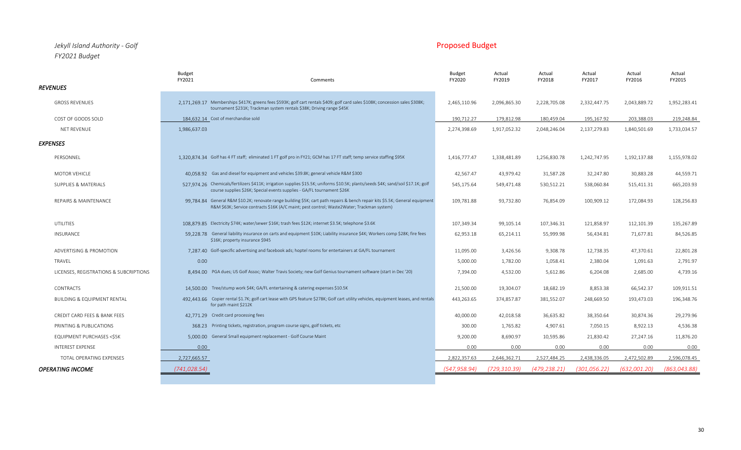*Jekyll Island Authority - Golf*

*FY2021 Budget*

## Proposed Budget

| | Budget FY2021 | Comments | Budget FY2020 | Actual FY2019 | Actual FY2018 | Actual FY2017 | Actual FY2016 | Actual FY2015 |
|---|---|---|---|---|---|---|---|---|
| ***REVENUES*** | | | | | | | | |
| GROSS REVENUES | 2,171,269.17 | Memberships $417K; greens fees $593K; golf cart rentals $409; golf card sales $108K; concession sales $308K; tournament Revenues $231K; Trackman system rentals $38K; Driving range $45K | 2,465,110.96 | 2,096,865.30 | 2,228,705.08 | 2,332,447.75 | 2,043,889.72 | 1,952,283.41 |
| COST OF GOODS SOLD | 184,632.14 | Cost of merchandise sold | 190,712.27 | 179,812.98 | 180,459.04 | 195,167.92 | 203,388.03 | 219,248.84 |
| NET REVENUE | 1,986,637.03 | | 2,274,398.69 | 1,917,052.32 | 2,048,246.04 | 2,137,279.83 | 1,840,501.69 | 1,733,034.57 |
| ***EXPENSES*** | | | | | | | | |
| PERSONNEL | 1,320,874.34 | Golf has 4 FT staff; eliminated 1 FT golf pro in FY21; GCM has 17 FT staff; temp service staffing $95K | 1,416,777.47 | 1,338,481.89 | 1,256,830.78 | 1,242,747.95 | 1,192,137.88 | 1,155,978.02 |
| MOTOR VEHICLE | 40,058.92 | Gas and diesel for equipment and vehicles $39.8K; general vehicle R&M $300 | 42,567.47 | 43,979.42 | 31,587.28 | 32,247.80 | 30,883.28 | 44,559.71 |
| SUPPLIES & MATERIALS | 527,974.26 | Chemicals/fertilizers $411K; irrigation supplies $15.5K; uniforms $10.5K; plants/seeds $4K; sand/soil $17.1K; golf course supplies $26K; Special events supplies - GA/FL tournament $26K | 545,175.64 | 549,471.48 | 530,512.21 | 538,060.84 | 515,411.31 | 665,203.93 |
| REPAIRS & MAINTENANCE | 99,784.84 | General R&M $10.2K; renovate range building $5K; cart path repairs & bench repair kits $5.5K; General equipment R&M $63K; Service contracts $16K (A/C maint; pest control; Waste2Water; Trackman system) | 109,781.88 | 93,732.80 | 76,854.09 | 100,909.12 | 172,084.93 | 128,256.83 |
| UTILITIES | 108,879.85 | Electricity $74K; water/sewer $16K; trash fees $12K; internet $3.5K; telephone $3.6K | 107,349.34 | 99,105.14 | 107,346.31 | 121,858.97 | 112,101.39 | 135,267.89 |
| INSURANCE | 59,228.78 | General liability insurance on carts and equipment $10K; Liability insurance $4K; Workers comp $28K; fire fees $16K; property insurance $945 | 62,953.18 | 65,214.11 | 55,999.98 | 56,434.81 | 71,677.81 | 84,526.85 |
| ADVERTISING & PROMOTION | 7,287.40 | Golf-specific advertising and facebook ads; hoptel rooms for entertainers at GA/FL tournament | 11,095.00 | 3,426.56 | 9,308.78 | 12,738.35 | 47,370.61 | 22,801.28 |
| TRAVEL | 0.00 | | 5,000.00 | 1,782.00 | 1,058.41 | 2,380.04 | 1,091.63 | 2,791.97 |
| LICENSES, REGISTRATIONS & SUBCRIPTIONS | 8,494.00 | PGA dues; US Golf Assoc; Walter Travis Society; new Golf Genius tournament software (start in Dec '20) | 7,394.00 | 4,532.00 | 5,612.86 | 6,204.08 | 2,685.00 | 4,739.16 |
| CONTRACTS | 14,500.00 | Tree/stump work $4K; GA/FL entertaining & catering expenses $10.5K | 21,500.00 | 19,304.07 | 18,682.19 | 8,853.38 | 66,542.37 | 109,911.51 |
| BUILDING & EQUIPMENT RENTAL | 492,443.66 | Copier rental $1.7K; golf cart lease with GPS feature $278K; Golf cart utility vehicles, equipment leases, and rentals for path maint $212K | 443,263.65 | 374,857.87 | 381,552.07 | 248,669.50 | 193,473.03 | 196,348.76 |
| CREDIT CARD FEES & BANK FEES | 42,771.29 | Credit card processing fees | 40,000.00 | 42,018.58 | 36,635.82 | 38,350.64 | 30,874.36 | 29,279.96 |
| PRINTING & PUBLICATIONS | 368.23 | Printing tickets, registration, program course signs, golf tickets, etc | 300.00 | 1,765.82 | 4,907.61 | 7,050.15 | 8,922.13 | 4,536.38 |
| EQUIPMENT PURCHASES <$5K | 5,000.00 | General Small equipment replacement - Golf Course Maint | 9,200.00 | 8,690.97 | 10,595.86 | 21,830.42 | 27,247.16 | 11,876.20 |
| INTEREST EXPENSE | 0.00 | | 0.00 | 0.00 | 0.00 | 0.00 | 0.00 | 0.00 |
| TOTAL OPERATING EXPENSES | 2,727,665.57 | | 2,822,357.63 | 2,646,362.71 | 2,527,484.25 | 2,438,336.05 | 2,472,502.89 | 2,596,078.45 |
| ***OPERATING INCOME*** | *(741,028.54)* | | *(547,958.94)* | *(729,310.39)* | *(479,238.21)* | *(301,056.22)* | *(632,001.20)* | *(863,043.88)* |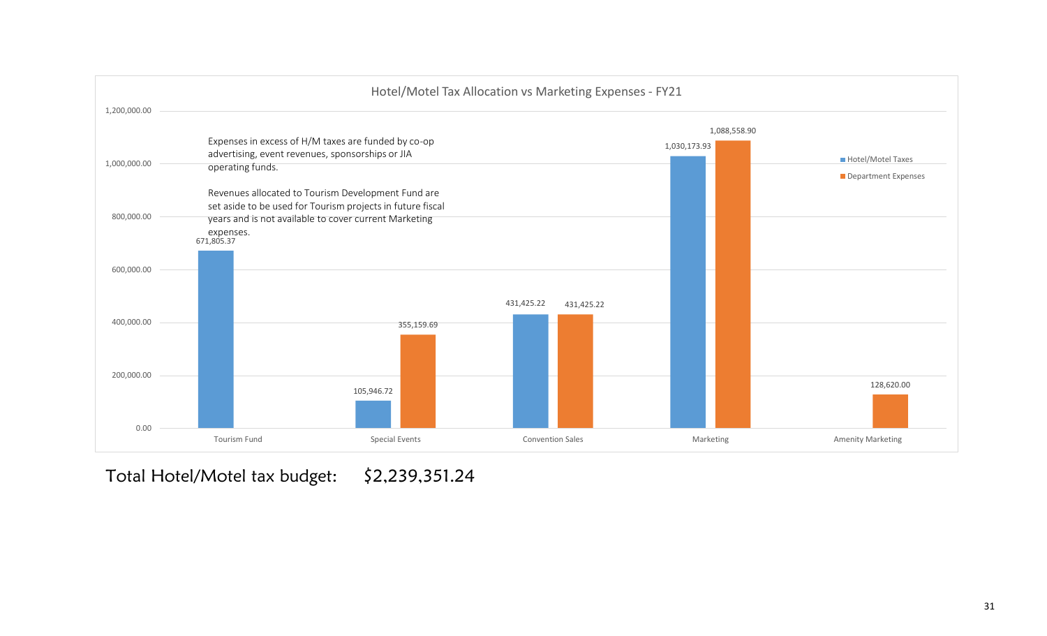## Hotel/Motel Tax Allocation vs Marketing Expenses - FY21

| | Hotel/Motel Taxes | Department Expenses |
|---|---|---|
| Tourism Fund | 671,805.37 | |
| Special Events | 105,946.72 | 355,159.69 |
| Convention Sales | 431,425.22 | 431,425.22 |
| Marketing | 1,030,173.93 | 1,088,558.90 |
| Amenity Marketing | | 128,620.00 |

Expenses in excess of H/M taxes are funded by co-op advertising, event revenues, sponsorships or JIA operating funds.

Revenues allocated to Tourism Development Fund are set aside to be used for Tourism projects in future fiscal years and is not available to cover current Marketing expenses.

Total Hotel/Motel tax budget: $2,239,351.24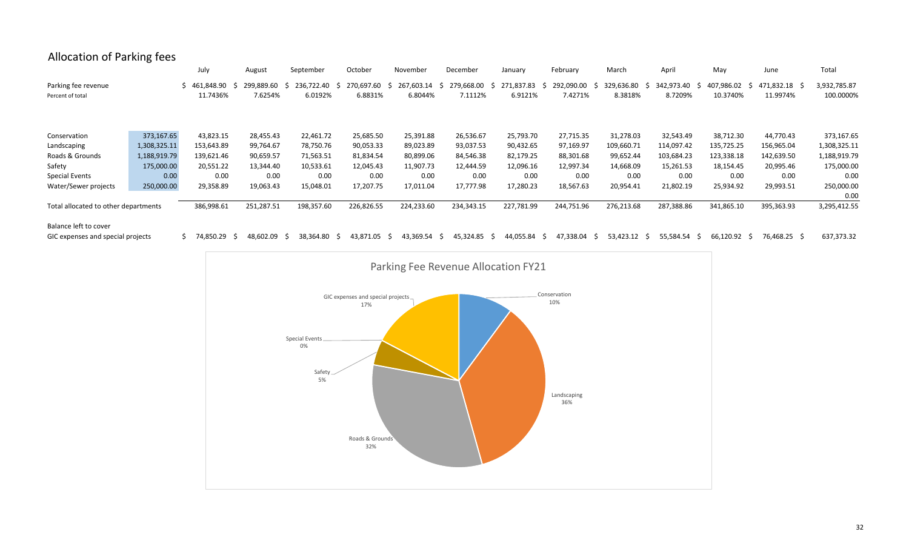# Allocation of Parking fees

| | | July | August | September | October | November | December | January | February | March | April | May | June | Total |
|---|---|---|---|---|---|---|---|---|---|---|---|---|---|---|
| Parking fee revenue | | $ 461,848.90 | $ 299,889.60 | $ 236,722.40 | $ 270,697.60 | $ 267,603.14 | $ 279,668.00 | $ 271,837.83 | $ 292,090.00 | $ 329,636.80 | $ 342,973.40 | $ 407,986.02 | $ 471,832.18 | $ 3,932,785.87 |
| Percent of total | | 11.7436% | 7.6254% | 6.0192% | 6.8831% | 6.8044% | 7.1112% | 6.9121% | 7.4271% | 8.3818% | 8.7209% | 10.3740% | 11.9974% | 100.0000% |
| | | | | | | | | | | | | | | |
| Conservation | 373,167.65 | 43,823.15 | 28,455.43 | 22,461.72 | 25,685.50 | 25,391.88 | 26,536.67 | 25,793.70 | 27,715.35 | 31,278.03 | 32,543.49 | 38,712.30 | 44,770.43 | 373,167.65 |
| Landscaping | 1,308,325.11 | 153,643.89 | 99,764.67 | 78,750.76 | 90,053.33 | 89,023.89 | 93,037.53 | 90,432.65 | 97,169.97 | 109,660.71 | 114,097.42 | 135,725.25 | 156,965.04 | 1,308,325.11 |
| Roads & Grounds | 1,188,919.79 | 139,621.46 | 90,659.57 | 71,563.51 | 81,834.54 | 80,899.06 | 84,546.38 | 82,179.25 | 88,301.68 | 99,652.44 | 103,684.23 | 123,338.18 | 142,639.50 | 1,188,919.79 |
| Safety | 175,000.00 | 20,551.22 | 13,344.40 | 10,533.61 | 12,045.43 | 11,907.73 | 12,444.59 | 12,096.16 | 12,997.34 | 14,668.09 | 15,261.53 | 18,154.45 | 20,995.46 | 175,000.00 |
| Special Events | 0.00 | 0.00 | 0.00 | 0.00 | 0.00 | 0.00 | 0.00 | 0.00 | 0.00 | 0.00 | 0.00 | 0.00 | 0.00 | 0.00 |
| Water/Sewer projects | 250,000.00 | 29,358.89 | 19,063.43 | 15,048.01 | 17,207.75 | 17,011.04 | 17,777.98 | 17,280.23 | 18,567.63 | 20,954.41 | 21,802.19 | 25,934.92 | 29,993.51 | 250,000.00 |
| | | | | | | | | | | | | | | 0.00 |
| Total allocated to other departments | | 386,998.61 | 251,287.51 | 198,357.60 | 226,826.55 | 224,233.60 | 234,343.15 | 227,781.99 | 244,751.96 | 276,213.68 | 287,388.86 | 341,865.10 | 395,363.93 | 3,295,412.55 |
| | | | | | | | | | | | | | | |
| Balance left to cover GIC expenses and special projects | | $ 74,850.29 | $ 48,602.09 | $ 38,364.80 | $ 43,871.05 | $ 43,369.54 | $ 45,324.85 | $ 44,055.84 | $ 47,338.04 | $ 53,423.12 | $ 55,584.54 | $ 66,120.92 | $ 76,468.25 | $ 637,373.32 |

## Parking Fee Revenue Allocation FY21

| Category | Share |
|---|---|
| Conservation | 10% |
| Landscaping | 36% |
| Roads & Grounds | 32% |
| Safety | 5% |
| Special Events | 0% |
| GIC expenses and special projects | 17% |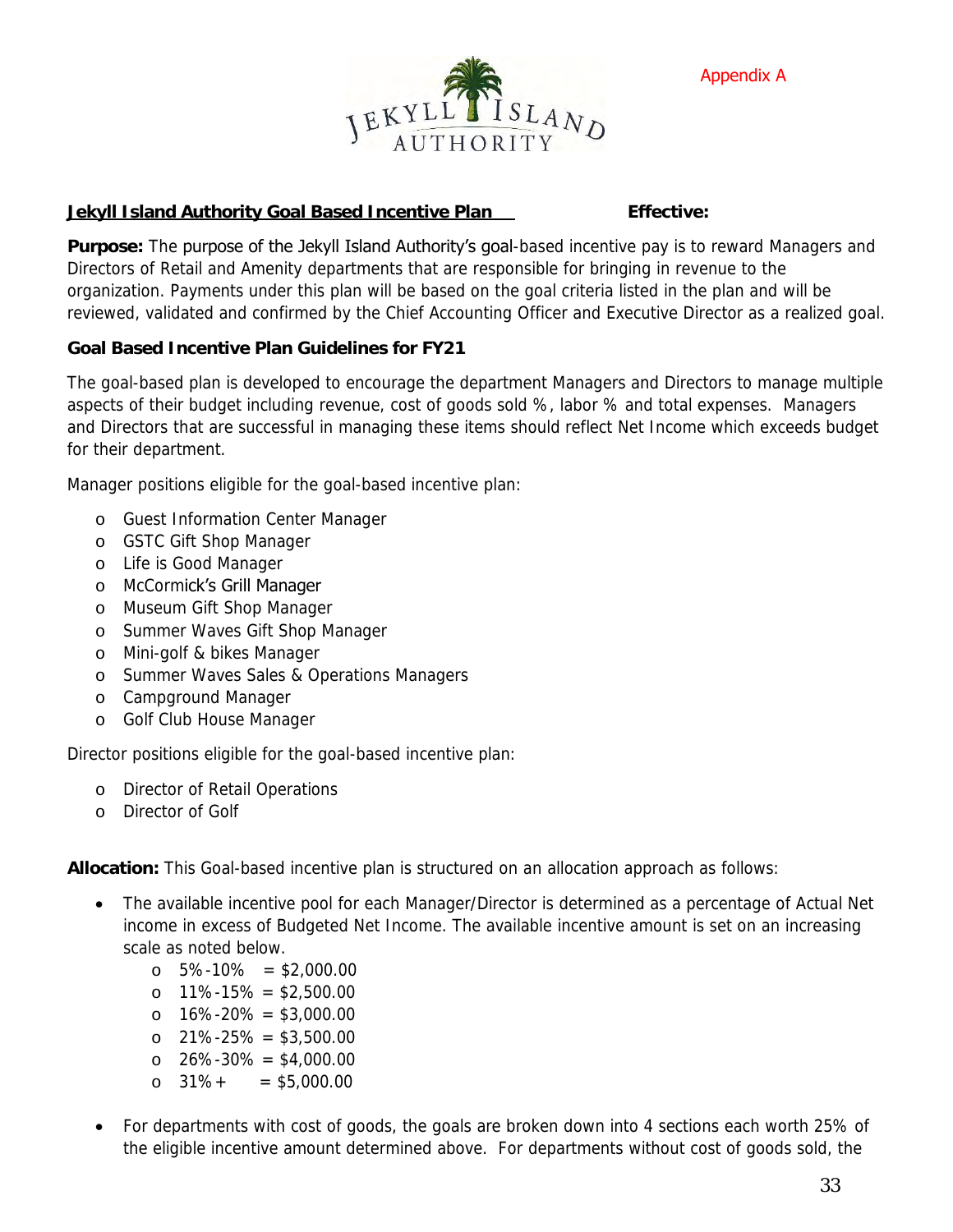Appendix A

JEKYLL ISLAND AUTHORITY

**Jekyll Island Authority Goal Based Incentive Plan** **Effective:**

**Purpose:** The purpose of the Jekyll Island Authority's goal-based incentive pay is to reward Managers and Directors of Retail and Amenity departments that are responsible for bringing in revenue to the organization. Payments under this plan will be based on the goal criteria listed in the plan and will be reviewed, validated and confirmed by the Chief Accounting Officer and Executive Director as a realized goal.

**Goal Based Incentive Plan Guidelines for FY21**

The goal-based plan is developed to encourage the department Managers and Directors to manage multiple aspects of their budget including revenue, cost of goods sold %, labor % and total expenses. Managers and Directors that are successful in managing these items should reflect Net Income which exceeds budget for their department.

Manager positions eligible for the goal-based incentive plan:

- Guest Information Center Manager
- GSTC Gift Shop Manager
- Life is Good Manager
- McCormick's Grill Manager
- Museum Gift Shop Manager
- Summer Waves Gift Shop Manager
- Mini-golf & bikes Manager
- Summer Waves Sales & Operations Managers
- Campground Manager
- Golf Club House Manager

Director positions eligible for the goal-based incentive plan:

- Director of Retail Operations
- Director of Golf

**Allocation:** This Goal-based incentive plan is structured on an allocation approach as follows:

- The available incentive pool for each Manager/Director is determined as a percentage of Actual Net income in excess of Budgeted Net Income. The available incentive amount is set on an increasing scale as noted below.
  - 5%-10% = $2,000.00
  - 11%-15% = $2,500.00
  - 16%-20% = $3,000.00
  - 21%-25% = $3,500.00
  - 26%-30% = $4,000.00
  - 31%+ = $5,000.00
- For departments with cost of goods, the goals are broken down into 4 sections each worth 25% of the eligible incentive amount determined above. For departments without cost of goods sold, the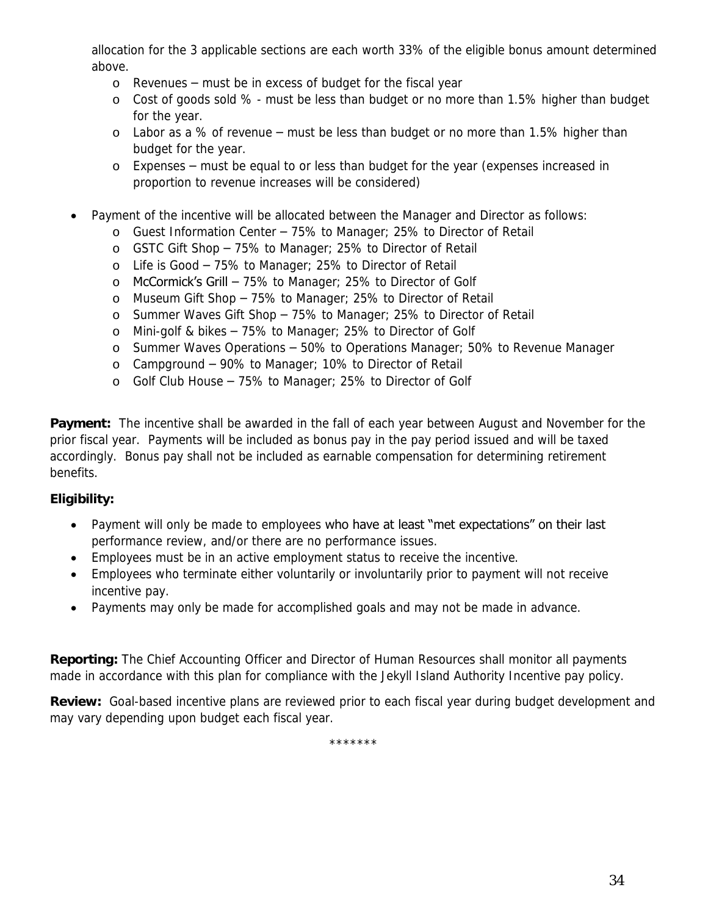allocation for the 3 applicable sections are each worth 33% of the eligible bonus amount determined above.

- Revenues – must be in excess of budget for the fiscal year
- Cost of goods sold % - must be less than budget or no more than 1.5% higher than budget for the year.
- Labor as a % of revenue – must be less than budget or no more than 1.5% higher than budget for the year.
- Expenses – must be equal to or less than budget for the year (expenses increased in proportion to revenue increases will be considered)

- Payment of the incentive will be allocated between the Manager and Director as follows:
  - Guest Information Center – 75% to Manager; 25% to Director of Retail
  - GSTC Gift Shop – 75% to Manager; 25% to Director of Retail
  - Life is Good – 75% to Manager; 25% to Director of Retail
  - McCormick's Grill – 75% to Manager; 25% to Director of Golf
  - Museum Gift Shop – 75% to Manager; 25% to Director of Retail
  - Summer Waves Gift Shop – 75% to Manager; 25% to Director of Retail
  - Mini-golf & bikes – 75% to Manager; 25% to Director of Golf
  - Summer Waves Operations – 50% to Operations Manager; 50% to Revenue Manager
  - Campground – 90% to Manager; 10% to Director of Retail
  - Golf Club House – 75% to Manager; 25% to Director of Golf

**Payment:** The incentive shall be awarded in the fall of each year between August and November for the prior fiscal year. Payments will be included as bonus pay in the pay period issued and will be taxed accordingly. Bonus pay shall not be included as earnable compensation for determining retirement benefits.

**Eligibility:**

- Payment will only be made to employees who have at least "met expectations" on their last performance review, and/or there are no performance issues.
- Employees must be in an active employment status to receive the incentive.
- Employees who terminate either voluntarily or involuntarily prior to payment will not receive incentive pay.
- Payments may only be made for accomplished goals and may not be made in advance.

**Reporting:** The Chief Accounting Officer and Director of Human Resources shall monitor all payments made in accordance with this plan for compliance with the Jekyll Island Authority Incentive pay policy.

**Review:** Goal-based incentive plans are reviewed prior to each fiscal year during budget development and may vary depending upon budget each fiscal year.

*******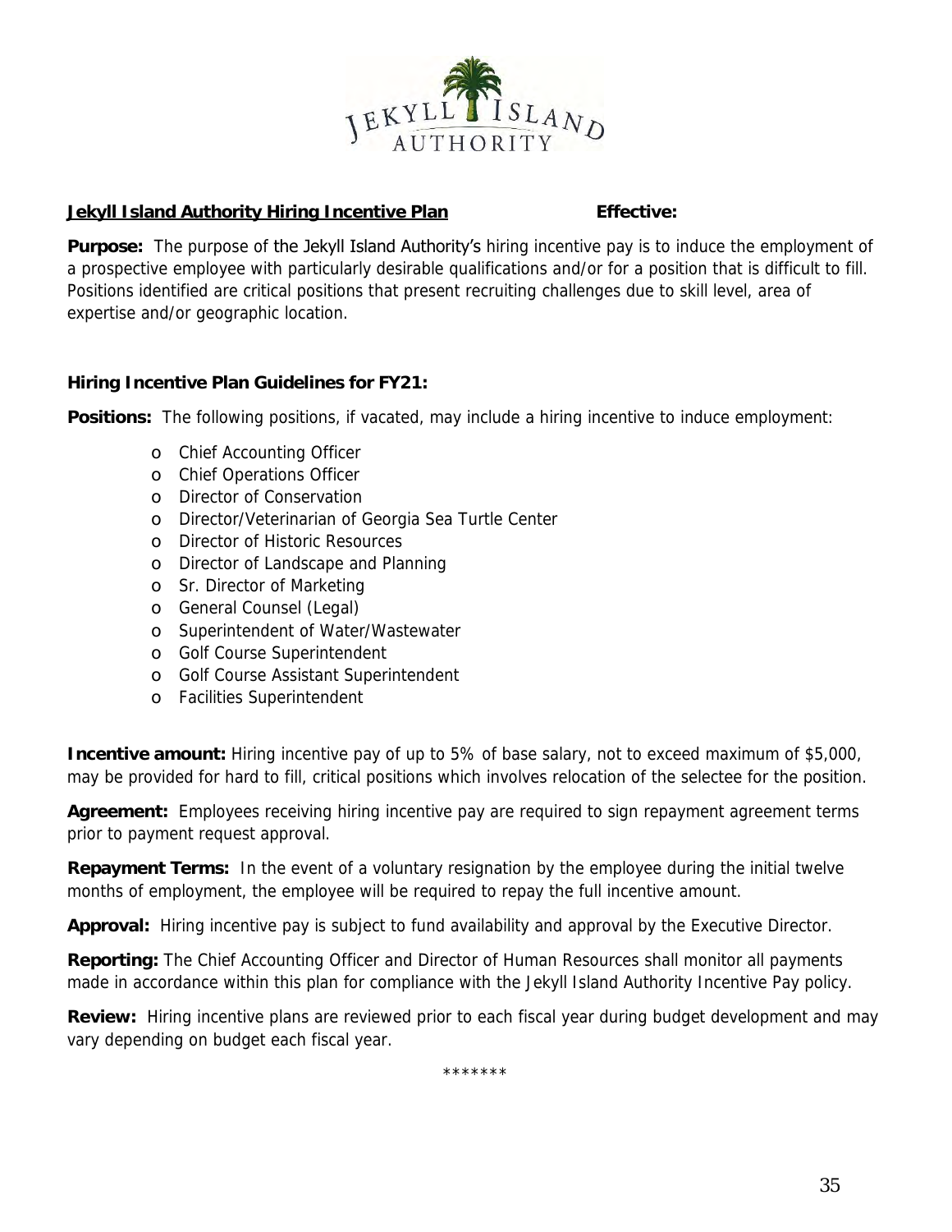**Jekyll Island Authority Hiring Incentive Plan** **Effective:**

**Purpose:** The purpose of the Jekyll Island Authority's hiring incentive pay is to induce the employment of a prospective employee with particularly desirable qualifications and/or for a position that is difficult to fill. Positions identified are critical positions that present recruiting challenges due to skill level, area of expertise and/or geographic location.

**Hiring Incentive Plan Guidelines for FY21:**

**Positions:** The following positions, if vacated, may include a hiring incentive to induce employment:

- Chief Accounting Officer
- Chief Operations Officer
- Director of Conservation
- Director/Veterinarian of Georgia Sea Turtle Center
- Director of Historic Resources
- Director of Landscape and Planning
- Sr. Director of Marketing
- General Counsel (Legal)
- Superintendent of Water/Wastewater
- Golf Course Superintendent
- Golf Course Assistant Superintendent
- Facilities Superintendent

**Incentive amount:** Hiring incentive pay of up to 5% of base salary, not to exceed maximum of $5,000, may be provided for hard to fill, critical positions which involves relocation of the selectee for the position.

**Agreement:** Employees receiving hiring incentive pay are required to sign repayment agreement terms prior to payment request approval.

**Repayment Terms:** In the event of a voluntary resignation by the employee during the initial twelve months of employment, the employee will be required to repay the full incentive amount.

**Approval:** Hiring incentive pay is subject to fund availability and approval by the Executive Director.

**Reporting:** The Chief Accounting Officer and Director of Human Resources shall monitor all payments made in accordance within this plan for compliance with the Jekyll Island Authority Incentive Pay policy.

**Review:** Hiring incentive plans are reviewed prior to each fiscal year during budget development and may vary depending on budget each fiscal year.

*******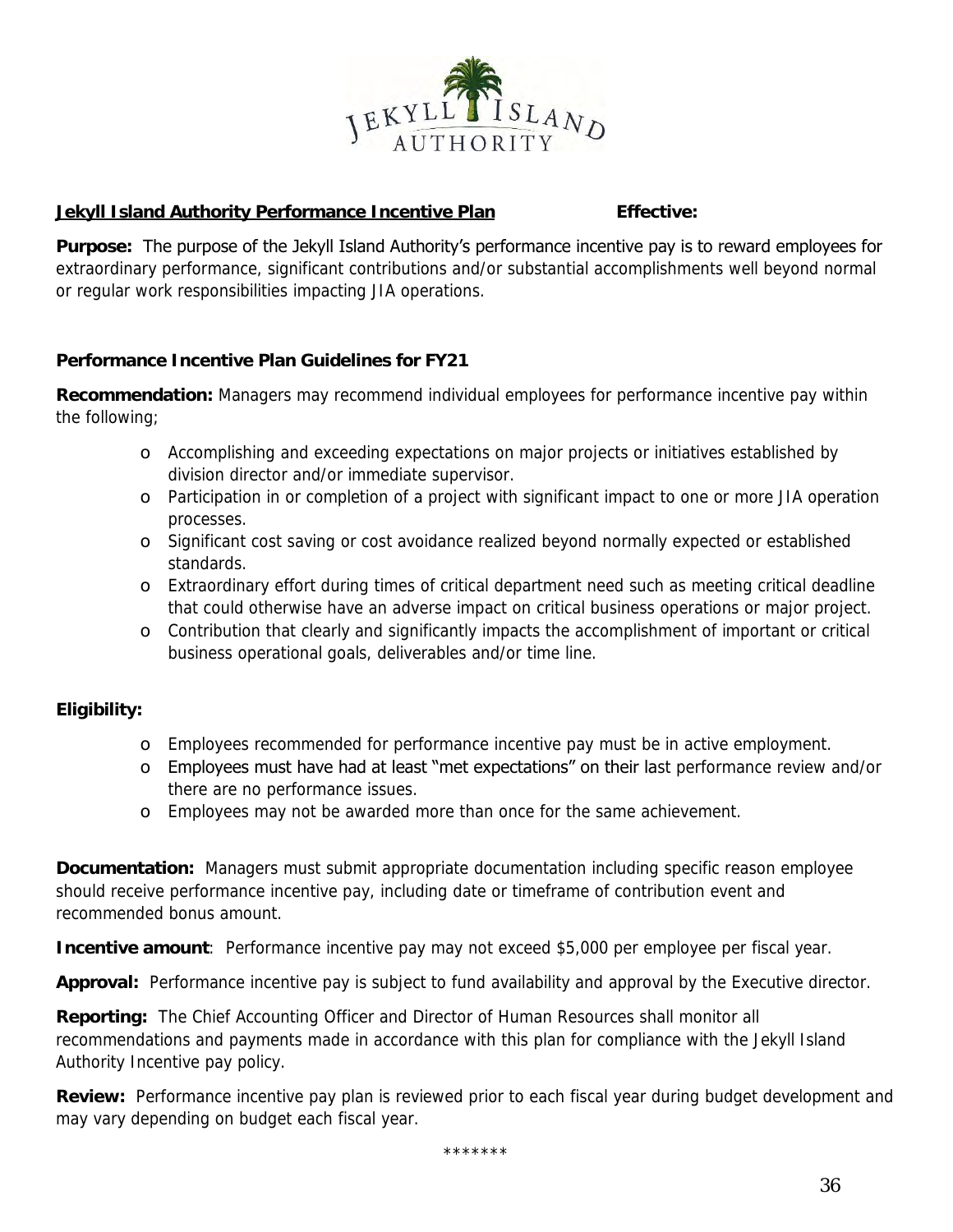**Jekyll Island Authority Performance Incentive Plan** **Effective:**

**Purpose:** The purpose of the Jekyll Island Authority's performance incentive pay is to reward employees for extraordinary performance, significant contributions and/or substantial accomplishments well beyond normal or regular work responsibilities impacting JIA operations.

**Performance Incentive Plan Guidelines for FY21**

**Recommendation:** Managers may recommend individual employees for performance incentive pay within the following;

- Accomplishing and exceeding expectations on major projects or initiatives established by division director and/or immediate supervisor.
- Participation in or completion of a project with significant impact to one or more JIA operation processes.
- Significant cost saving or cost avoidance realized beyond normally expected or established standards.
- Extraordinary effort during times of critical department need such as meeting critical deadline that could otherwise have an adverse impact on critical business operations or major project.
- Contribution that clearly and significantly impacts the accomplishment of important or critical business operational goals, deliverables and/or time line.

**Eligibility:**

- Employees recommended for performance incentive pay must be in active employment.
- Employees must have had at least "met expectations" on their last performance review and/or there are no performance issues.
- Employees may not be awarded more than once for the same achievement.

**Documentation:** Managers must submit appropriate documentation including specific reason employee should receive performance incentive pay, including date or timeframe of contribution event and recommended bonus amount.

**Incentive amount**: Performance incentive pay may not exceed $5,000 per employee per fiscal year.

**Approval:** Performance incentive pay is subject to fund availability and approval by the Executive director.

**Reporting:** The Chief Accounting Officer and Director of Human Resources shall monitor all recommendations and payments made in accordance with this plan for compliance with the Jekyll Island Authority Incentive pay policy.

**Review:** Performance incentive pay plan is reviewed prior to each fiscal year during budget development and may vary depending on budget each fiscal year.

*******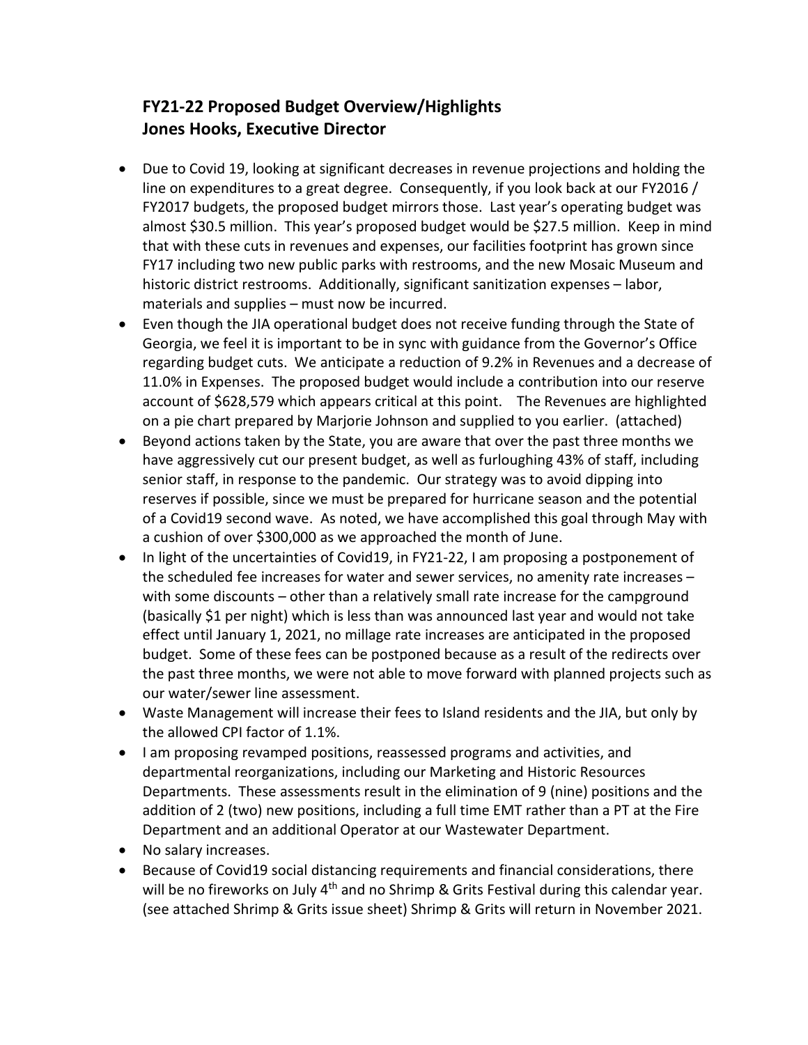## FY21-22 Proposed Budget Overview/Highlights
## Jones Hooks, Executive Director

- Due to Covid 19, looking at significant decreases in revenue projections and holding the line on expenditures to a great degree. Consequently, if you look back at our FY2016 / FY2017 budgets, the proposed budget mirrors those. Last year's operating budget was almost $30.5 million. This year's proposed budget would be $27.5 million. Keep in mind that with these cuts in revenues and expenses, our facilities footprint has grown since FY17 including two new public parks with restrooms, and the new Mosaic Museum and historic district restrooms. Additionally, significant sanitization expenses – labor, materials and supplies – must now be incurred.
- Even though the JIA operational budget does not receive funding through the State of Georgia, we feel it is important to be in sync with guidance from the Governor's Office regarding budget cuts. We anticipate a reduction of 9.2% in Revenues and a decrease of 11.0% in Expenses. The proposed budget would include a contribution into our reserve account of $628,579 which appears critical at this point. The Revenues are highlighted on a pie chart prepared by Marjorie Johnson and supplied to you earlier. (attached)
- Beyond actions taken by the State, you are aware that over the past three months we have aggressively cut our present budget, as well as furloughing 43% of staff, including senior staff, in response to the pandemic. Our strategy was to avoid dipping into reserves if possible, since we must be prepared for hurricane season and the potential of a Covid19 second wave. As noted, we have accomplished this goal through May with a cushion of over $300,000 as we approached the month of June.
- In light of the uncertainties of Covid19, in FY21-22, I am proposing a postponement of the scheduled fee increases for water and sewer services, no amenity rate increases – with some discounts – other than a relatively small rate increase for the campground (basically $1 per night) which is less than was announced last year and would not take effect until January 1, 2021, no millage rate increases are anticipated in the proposed budget. Some of these fees can be postponed because as a result of the redirects over the past three months, we were not able to move forward with planned projects such as our water/sewer line assessment.
- Waste Management will increase their fees to Island residents and the JIA, but only by the allowed CPI factor of 1.1%.
- I am proposing revamped positions, reassessed programs and activities, and departmental reorganizations, including our Marketing and Historic Resources Departments. These assessments result in the elimination of 9 (nine) positions and the addition of 2 (two) new positions, including a full time EMT rather than a PT at the Fire Department and an additional Operator at our Wastewater Department.
- No salary increases.
- Because of Covid19 social distancing requirements and financial considerations, there will be no fireworks on July 4th and no Shrimp & Grits Festival during this calendar year. (see attached Shrimp & Grits issue sheet) Shrimp & Grits will return in November 2021.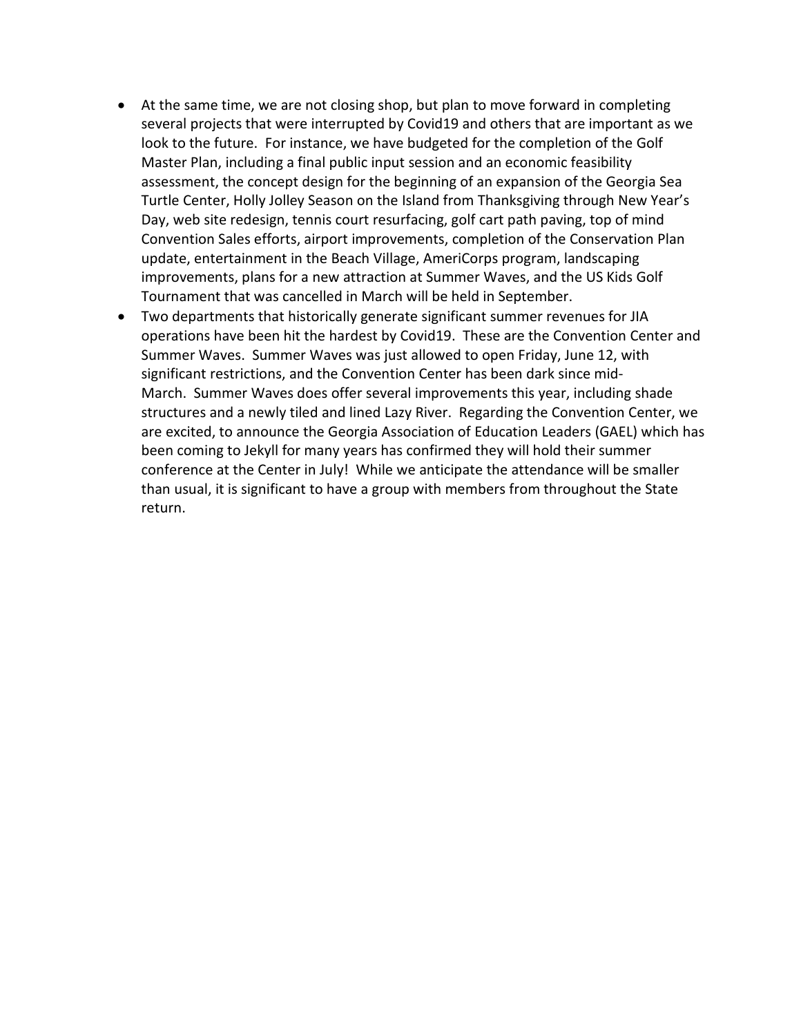- At the same time, we are not closing shop, but plan to move forward in completing several projects that were interrupted by Covid19 and others that are important as we look to the future. For instance, we have budgeted for the completion of the Golf Master Plan, including a final public input session and an economic feasibility assessment, the concept design for the beginning of an expansion of the Georgia Sea Turtle Center, Holly Jolley Season on the Island from Thanksgiving through New Year's Day, web site redesign, tennis court resurfacing, golf cart path paving, top of mind Convention Sales efforts, airport improvements, completion of the Conservation Plan update, entertainment in the Beach Village, AmeriCorps program, landscaping improvements, plans for a new attraction at Summer Waves, and the US Kids Golf Tournament that was cancelled in March will be held in September.
- Two departments that historically generate significant summer revenues for JIA operations have been hit the hardest by Covid19. These are the Convention Center and Summer Waves. Summer Waves was just allowed to open Friday, June 12, with significant restrictions, and the Convention Center has been dark since mid-March. Summer Waves does offer several improvements this year, including shade structures and a newly tiled and lined Lazy River. Regarding the Convention Center, we are excited, to announce the Georgia Association of Education Leaders (GAEL) which has been coming to Jekyll for many years has confirmed they will hold their summer conference at the Center in July! While we anticipate the attendance will be smaller than usual, it is significant to have a group with members from throughout the State return.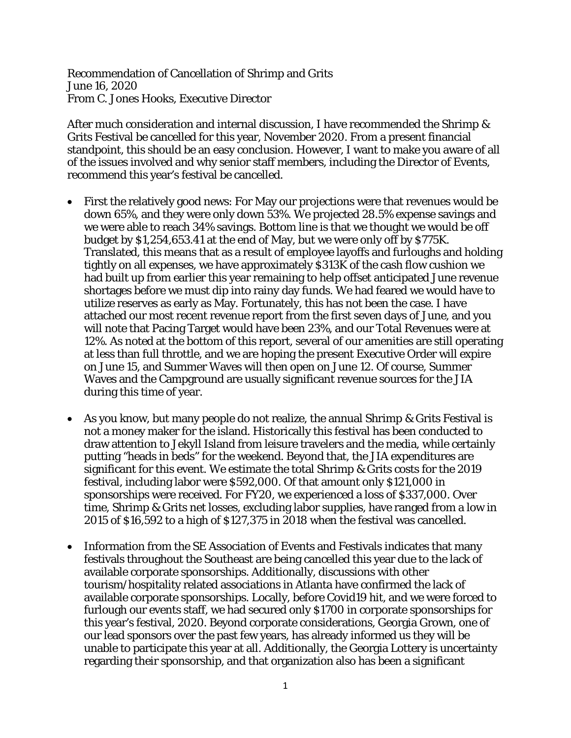Recommendation of Cancellation of Shrimp and Grits
June 16, 2020
From C. Jones Hooks, Executive Director

After much consideration and internal discussion, I have recommended the Shrimp & Grits Festival be cancelled for this year, November 2020. From a present financial standpoint, this should be an easy conclusion. However, I want to make you aware of all of the issues involved and why senior staff members, including the Director of Events, recommend this year's festival be cancelled.

- First the relatively good news: For May our projections were that revenues would be down 65%, and they were only down 53%. We projected 28.5% expense savings and we were able to reach 34% savings. Bottom line is that we thought we would be off budget by $1,254,653.41 at the end of May, but we were only off by $775K. Translated, this means that as a result of employee layoffs and furloughs and holding tightly on all expenses, we have approximately $313K of the cash flow cushion we had built up from earlier this year remaining to help offset anticipated June revenue shortages before we must dip into rainy day funds. We had feared we would have to utilize reserves as early as May. Fortunately, this has not been the case. I have attached our most recent revenue report from the first seven days of June, and you will note that Pacing Target would have been 23%, and our Total Revenues were at 12%. As noted at the bottom of this report, several of our amenities are still operating at less than full throttle, and we are hoping the present Executive Order will expire on June 15, and Summer Waves will then open on June 12. Of course, Summer Waves and the Campground are usually significant revenue sources for the JIA during this time of year.

- As you know, but many people do not realize, the annual Shrimp & Grits Festival is not a money maker for the island. Historically this festival has been conducted to draw attention to Jekyll Island from leisure travelers and the media, while certainly putting "heads in beds" for the weekend. Beyond that, the JIA expenditures are significant for this event. We estimate the total Shrimp & Grits costs for the 2019 festival, including labor were $592,000. Of that amount only $121,000 in sponsorships were received. For FY20, we experienced a loss of $337,000. Over time, Shrimp & Grits net losses, excluding labor supplies, have ranged from a low in 2015 of $16,592 to a high of $127,375 in 2018 when the festival was cancelled.

- Information from the SE Association of Events and Festivals indicates that many festivals throughout the Southeast are being cancelled this year due to the lack of available corporate sponsorships. Additionally, discussions with other tourism/hospitality related associations in Atlanta have confirmed the lack of available corporate sponsorships. Locally, before Covid19 hit, and we were forced to furlough our events staff, we had secured only $1700 in corporate sponsorships for this year's festival, 2020. Beyond corporate considerations, Georgia Grown, one of our lead sponsors over the past few years, has already informed us they will be unable to participate this year at all. Additionally, the Georgia Lottery is uncertainty regarding their sponsorship, and that organization also has been a significant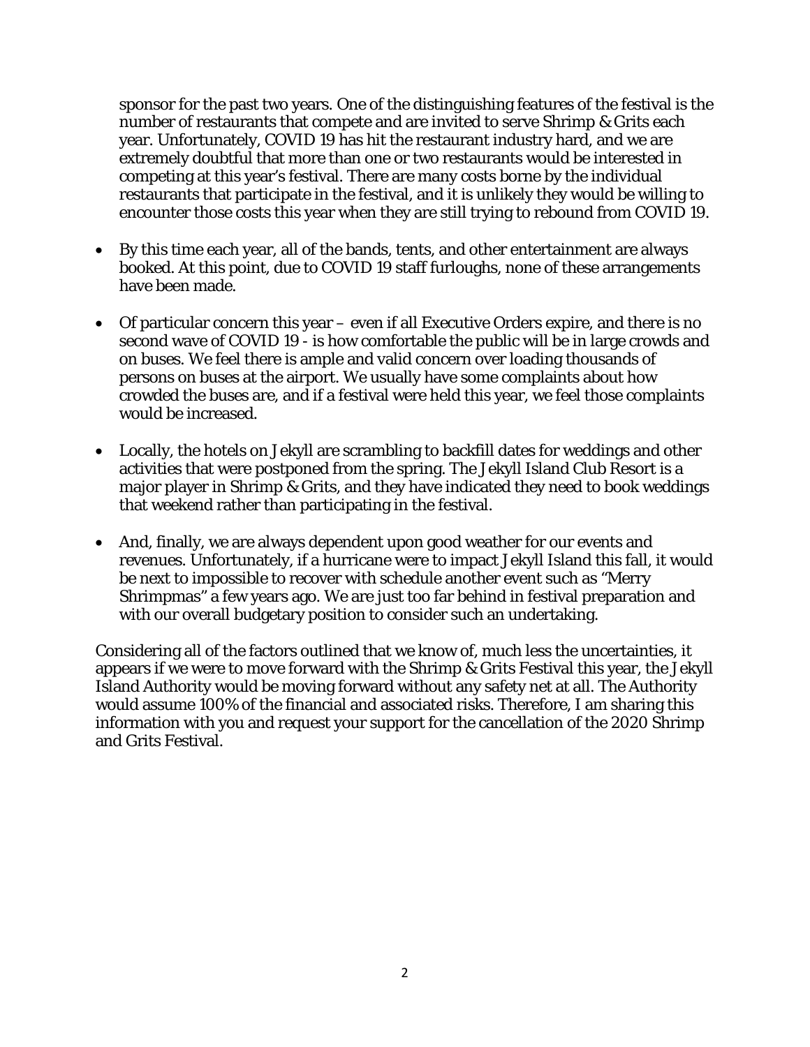sponsor for the past two years. One of the distinguishing features of the festival is the number of restaurants that compete and are invited to serve Shrimp & Grits each year. Unfortunately, COVID 19 has hit the restaurant industry hard, and we are extremely doubtful that more than one or two restaurants would be interested in competing at this year's festival. There are many costs borne by the individual restaurants that participate in the festival, and it is unlikely they would be willing to encounter those costs this year when they are still trying to rebound from COVID 19.

- By this time each year, all of the bands, tents, and other entertainment are always booked. At this point, due to COVID 19 staff furloughs, none of these arrangements have been made.

- Of particular concern this year – even if all Executive Orders expire, and there is no second wave of COVID 19 - is how comfortable the public will be in large crowds and on buses. We feel there is ample and valid concern over loading thousands of persons on buses at the airport. We usually have some complaints about how crowded the buses are, and if a festival were held this year, we feel those complaints would be increased.

- Locally, the hotels on Jekyll are scrambling to backfill dates for weddings and other activities that were postponed from the spring. The Jekyll Island Club Resort is a major player in Shrimp & Grits, and they have indicated they need to book weddings that weekend rather than participating in the festival.

- And, finally, we are always dependent upon good weather for our events and revenues. Unfortunately, if a hurricane were to impact Jekyll Island this fall, it would be next to impossible to recover with schedule another event such as "Merry Shrimpmas" a few years ago. We are just too far behind in festival preparation and with our overall budgetary position to consider such an undertaking.

Considering all of the factors outlined that we know of, much less the uncertainties, it appears if we were to move forward with the Shrimp & Grits Festival this year, the Jekyll Island Authority would be moving forward without any safety net at all. The Authority would assume 100% of the financial and associated risks. Therefore, I am sharing this information with you and request your support for the cancellation of the 2020 Shrimp and Grits Festival.